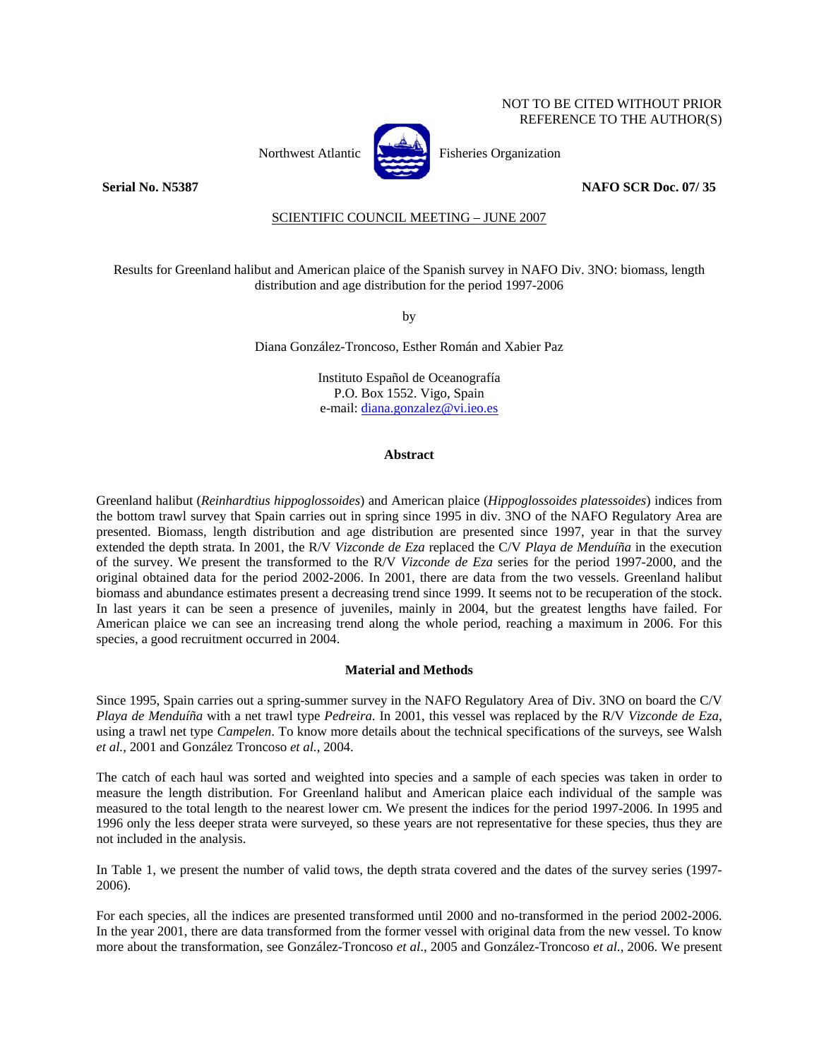NOT TO BE CITED WITHOUT PRIOR REFERENCE TO THE AUTHOR(S)

Northwest Atlantic Fisheries Organization

**Serial No. N5387** **NAFO SCR Doc. 07/ 35**

SCIENTIFIC COUNCIL MEETING – JUNE 2007

# Results for Greenland halibut and American plaice of the Spanish survey in NAFO Div. 3NO: biomass, length distribution and age distribution for the period 1997-2006

by

Diana González-Troncoso, Esther Román and Xabier Paz

Instituto Español de Oceanografía
P.O. Box 1552. Vigo, Spain
e-mail: diana.gonzalez@vi.ieo.es

## Abstract

Greenland halibut (*Reinhardtius hippoglossoides*) and American plaice (*Hippoglossoides platessoides*) indices from the bottom trawl survey that Spain carries out in spring since 1995 in div. 3NO of the NAFO Regulatory Area are presented. Biomass, length distribution and age distribution are presented since 1997, year in that the survey extended the depth strata. In 2001, the R/V *Vizconde de Eza* replaced the C/V *Playa de Menduíña* in the execution of the survey. We present the transformed to the R/V *Vizconde de Eza* series for the period 1997-2000, and the original obtained data for the period 2002-2006. In 2001, there are data from the two vessels. Greenland halibut biomass and abundance estimates present a decreasing trend since 1999. It seems not to be recuperation of the stock. In last years it can be seen a presence of juveniles, mainly in 2004, but the greatest lengths have failed. For American plaice we can see an increasing trend along the whole period, reaching a maximum in 2006. For this species, a good recruitment occurred in 2004.

## Material and Methods

Since 1995, Spain carries out a spring-summer survey in the NAFO Regulatory Area of Div. 3NO on board the C/V *Playa de Menduíña* with a net trawl type *Pedreira*. In 2001, this vessel was replaced by the R/V *Vizconde de Eza*, using a trawl net type *Campelen*. To know more details about the technical specifications of the surveys, see Walsh *et al.*, 2001 and González Troncoso *et al.*, 2004.

The catch of each haul was sorted and weighted into species and a sample of each species was taken in order to measure the length distribution. For Greenland halibut and American plaice each individual of the sample was measured to the total length to the nearest lower cm. We present the indices for the period 1997-2006. In 1995 and 1996 only the less deeper strata were surveyed, so these years are not representative for these species, thus they are not included in the analysis.

In Table 1, we present the number of valid tows, the depth strata covered and the dates of the survey series (1997-2006).

For each species, all the indices are presented transformed until 2000 and no-transformed in the period 2002-2006. In the year 2001, there are data transformed from the former vessel with original data from the new vessel. To know more about the transformation, see González-Troncoso *et al*., 2005 and González-Troncoso *et al.*, 2006. We present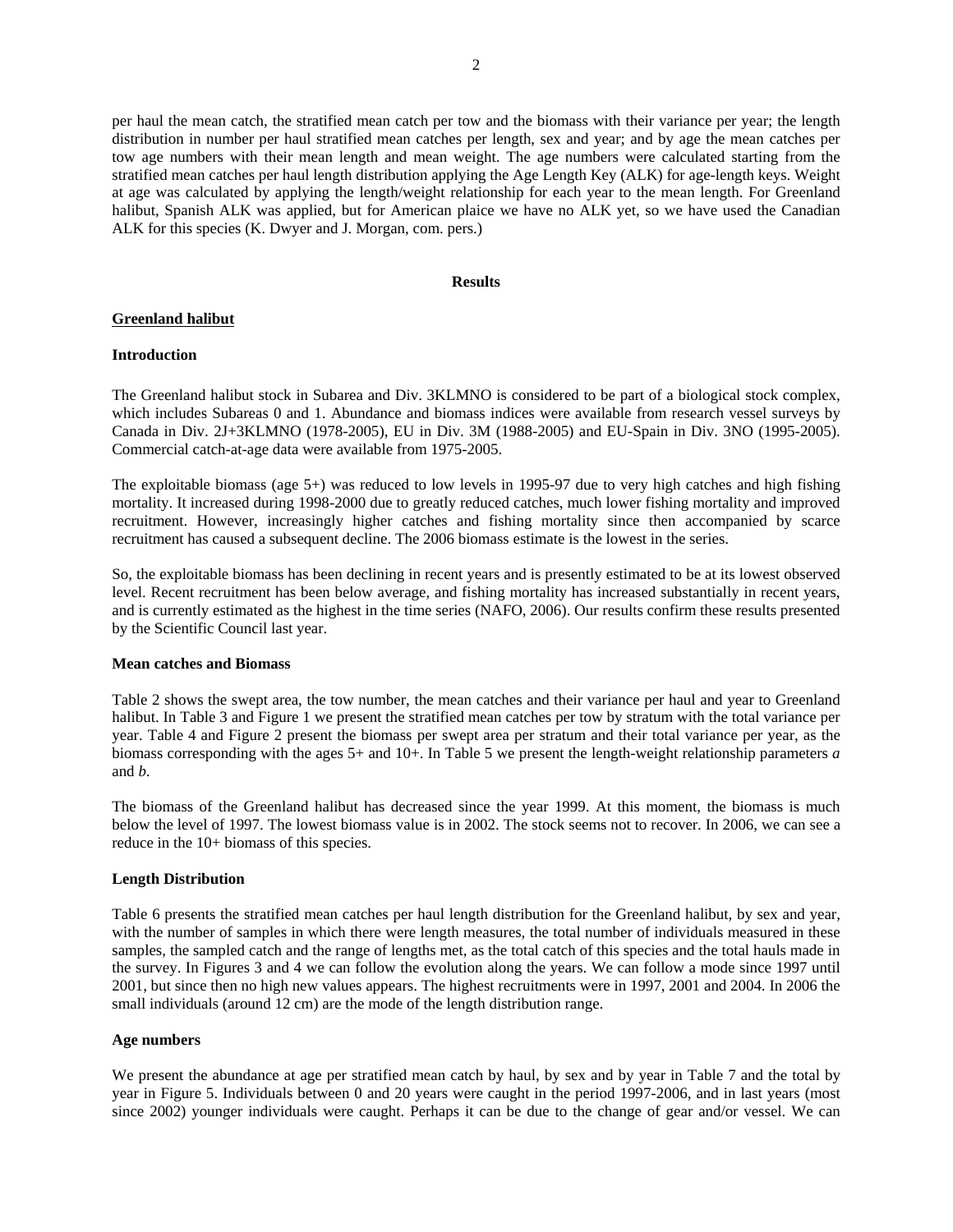per haul the mean catch, the stratified mean catch per tow and the biomass with their variance per year; the length distribution in number per haul stratified mean catches per length, sex and year; and by age the mean catches per tow age numbers with their mean length and mean weight. The age numbers were calculated starting from the stratified mean catches per haul length distribution applying the Age Length Key (ALK) for age-length keys. Weight at age was calculated by applying the length/weight relationship for each year to the mean length. For Greenland halibut, Spanish ALK was applied, but for American plaice we have no ALK yet, so we have used the Canadian ALK for this species (K. Dwyer and J. Morgan, com. pers.)

## Results

### Greenland halibut

**Introduction**

The Greenland halibut stock in Subarea and Div. 3KLMNO is considered to be part of a biological stock complex, which includes Subareas 0 and 1. Abundance and biomass indices were available from research vessel surveys by Canada in Div. 2J+3KLMNO (1978-2005), EU in Div. 3M (1988-2005) and EU-Spain in Div. 3NO (1995-2005). Commercial catch-at-age data were available from 1975-2005.

The exploitable biomass (age 5+) was reduced to low levels in 1995-97 due to very high catches and high fishing mortality. It increased during 1998-2000 due to greatly reduced catches, much lower fishing mortality and improved recruitment. However, increasingly higher catches and fishing mortality since then accompanied by scarce recruitment has caused a subsequent decline. The 2006 biomass estimate is the lowest in the series.

So, the exploitable biomass has been declining in recent years and is presently estimated to be at its lowest observed level. Recent recruitment has been below average, and fishing mortality has increased substantially in recent years, and is currently estimated as the highest in the time series (NAFO, 2006). Our results confirm these results presented by the Scientific Council last year.

**Mean catches and Biomass**

Table 2 shows the swept area, the tow number, the mean catches and their variance per haul and year to Greenland halibut. In Table 3 and Figure 1 we present the stratified mean catches per tow by stratum with the total variance per year. Table 4 and Figure 2 present the biomass per swept area per stratum and their total variance per year, as the biomass corresponding with the ages 5+ and 10+. In Table 5 we present the length-weight relationship parameters *a* and *b*.

The biomass of the Greenland halibut has decreased since the year 1999. At this moment, the biomass is much below the level of 1997. The lowest biomass value is in 2002. The stock seems not to recover. In 2006, we can see a reduce in the 10+ biomass of this species.

**Length Distribution**

Table 6 presents the stratified mean catches per haul length distribution for the Greenland halibut, by sex and year, with the number of samples in which there were length measures, the total number of individuals measured in these samples, the sampled catch and the range of lengths met, as the total catch of this species and the total hauls made in the survey. In Figures 3 and 4 we can follow the evolution along the years. We can follow a mode since 1997 until 2001, but since then no high new values appears. The highest recruitments were in 1997, 2001 and 2004. In 2006 the small individuals (around 12 cm) are the mode of the length distribution range.

**Age numbers**

We present the abundance at age per stratified mean catch by haul, by sex and by year in Table 7 and the total by year in Figure 5. Individuals between 0 and 20 years were caught in the period 1997-2006, and in last years (most since 2002) younger individuals were caught. Perhaps it can be due to the change of gear and/or vessel. We can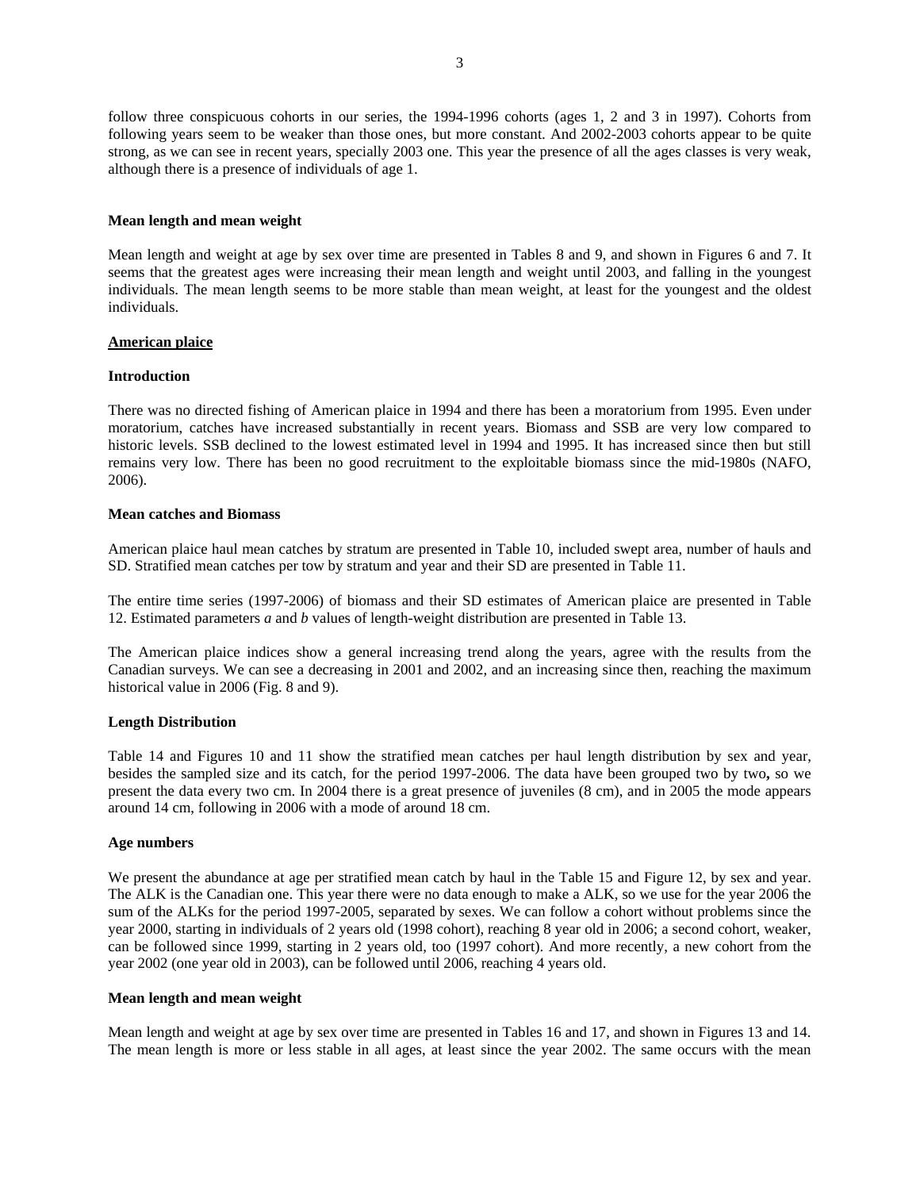follow three conspicuous cohorts in our series, the 1994-1996 cohorts (ages 1, 2 and 3 in 1997). Cohorts from following years seem to be weaker than those ones, but more constant. And 2002-2003 cohorts appear to be quite strong, as we can see in recent years, specially 2003 one. This year the presence of all the ages classes is very weak, although there is a presence of individuals of age 1.

**Mean length and mean weight**

Mean length and weight at age by sex over time are presented in Tables 8 and 9, and shown in Figures 6 and 7. It seems that the greatest ages were increasing their mean length and weight until 2003, and falling in the youngest individuals. The mean length seems to be more stable than mean weight, at least for the youngest and the oldest individuals.

## American plaice

**Introduction**

There was no directed fishing of American plaice in 1994 and there has been a moratorium from 1995. Even under moratorium, catches have increased substantially in recent years. Biomass and SSB are very low compared to historic levels. SSB declined to the lowest estimated level in 1994 and 1995. It has increased since then but still remains very low. There has been no good recruitment to the exploitable biomass since the mid-1980s (NAFO, 2006).

**Mean catches and Biomass**

American plaice haul mean catches by stratum are presented in Table 10, included swept area, number of hauls and SD. Stratified mean catches per tow by stratum and year and their SD are presented in Table 11.

The entire time series (1997-2006) of biomass and their SD estimates of American plaice are presented in Table 12. Estimated parameters *a* and *b* values of length-weight distribution are presented in Table 13.

The American plaice indices show a general increasing trend along the years, agree with the results from the Canadian surveys. We can see a decreasing in 2001 and 2002, and an increasing since then, reaching the maximum historical value in 2006 (Fig. 8 and 9).

**Length Distribution**

Table 14 and Figures 10 and 11 show the stratified mean catches per haul length distribution by sex and year, besides the sampled size and its catch, for the period 1997-2006. The data have been grouped two by two**,** so we present the data every two cm. In 2004 there is a great presence of juveniles (8 cm), and in 2005 the mode appears around 14 cm, following in 2006 with a mode of around 18 cm.

**Age numbers**

We present the abundance at age per stratified mean catch by haul in the Table 15 and Figure 12, by sex and year. The ALK is the Canadian one. This year there were no data enough to make a ALK, so we use for the year 2006 the sum of the ALKs for the period 1997-2005, separated by sexes. We can follow a cohort without problems since the year 2000, starting in individuals of 2 years old (1998 cohort), reaching 8 year old in 2006; a second cohort, weaker, can be followed since 1999, starting in 2 years old, too (1997 cohort). And more recently, a new cohort from the year 2002 (one year old in 2003), can be followed until 2006, reaching 4 years old.

**Mean length and mean weight**

Mean length and weight at age by sex over time are presented in Tables 16 and 17, and shown in Figures 13 and 14. The mean length is more or less stable in all ages, at least since the year 2002. The same occurs with the mean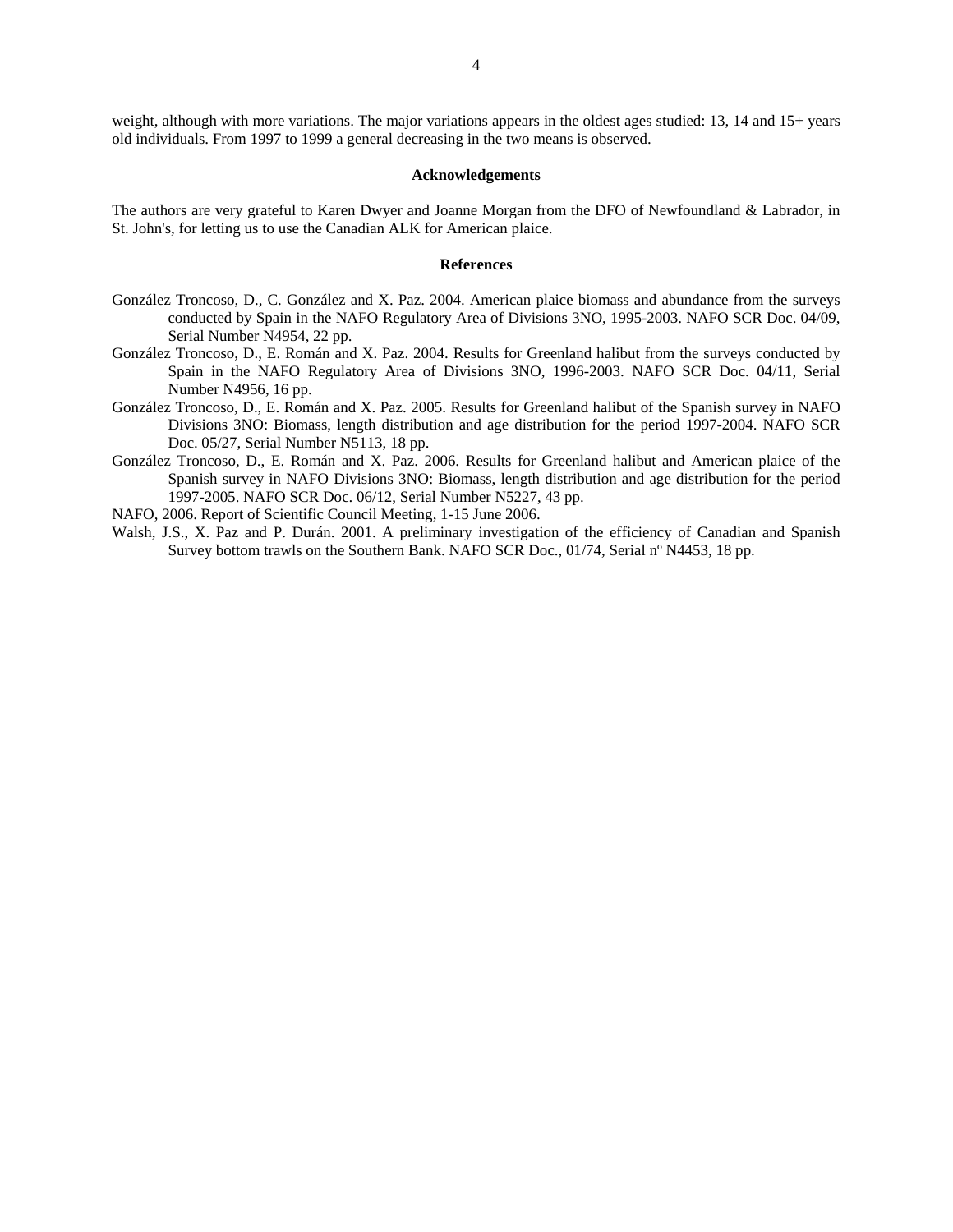weight, although with more variations. The major variations appears in the oldest ages studied: 13, 14 and 15+ years old individuals. From 1997 to 1999 a general decreasing in the two means is observed.

## Acknowledgements

The authors are very grateful to Karen Dwyer and Joanne Morgan from the DFO of Newfoundland & Labrador, in St. John's, for letting us to use the Canadian ALK for American plaice.

## References

González Troncoso, D., C. González and X. Paz. 2004. American plaice biomass and abundance from the surveys conducted by Spain in the NAFO Regulatory Area of Divisions 3NO, 1995-2003. NAFO SCR Doc. 04/09, Serial Number N4954, 22 pp.

González Troncoso, D., E. Román and X. Paz. 2004. Results for Greenland halibut from the surveys conducted by Spain in the NAFO Regulatory Area of Divisions 3NO, 1996-2003. NAFO SCR Doc. 04/11, Serial Number N4956, 16 pp.

González Troncoso, D., E. Román and X. Paz. 2005. Results for Greenland halibut of the Spanish survey in NAFO Divisions 3NO: Biomass, length distribution and age distribution for the period 1997-2004. NAFO SCR Doc. 05/27, Serial Number N5113, 18 pp.

González Troncoso, D., E. Román and X. Paz. 2006. Results for Greenland halibut and American plaice of the Spanish survey in NAFO Divisions 3NO: Biomass, length distribution and age distribution for the period 1997-2005. NAFO SCR Doc. 06/12, Serial Number N5227, 43 pp.

NAFO, 2006. Report of Scientific Council Meeting, 1-15 June 2006.

Walsh, J.S., X. Paz and P. Durán. 2001. A preliminary investigation of the efficiency of Canadian and Spanish Survey bottom trawls on the Southern Bank. NAFO SCR Doc., 01/74, Serial nº N4453, 18 pp.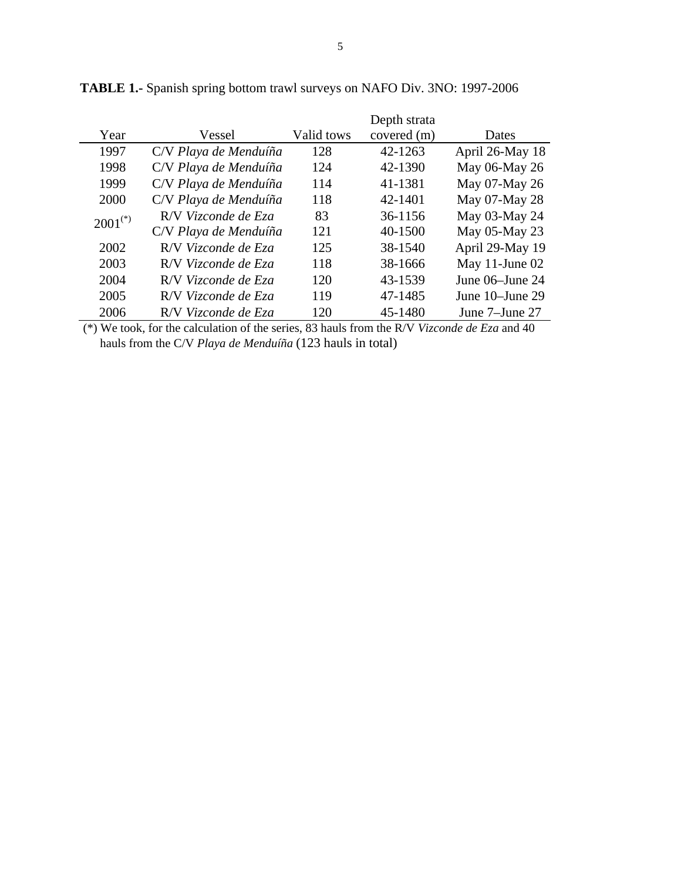**TABLE 1.-** Spanish spring bottom trawl surveys on NAFO Div. 3NO: 1997-2006

| Year | Vessel | Valid tows | Depth strata covered (m) | Dates |
|---|---|---|---|---|
| 1997 | C/V *Playa de Menduíña* | 128 | 42-1263 | April 26-May 18 |
| 1998 | C/V *Playa de Menduíña* | 124 | 42-1390 | May 06-May 26 |
| 1999 | C/V *Playa de Menduíña* | 114 | 41-1381 | May 07-May 26 |
| 2000 | C/V *Playa de Menduíña* | 118 | 42-1401 | May 07-May 28 |
| 2001(*) | R/V *Vizconde de Eza* | 83 | 36-1156 | May 03-May 24 |
| | C/V *Playa de Menduíña* | 121 | 40-1500 | May 05-May 23 |
| 2002 | R/V *Vizconde de Eza* | 125 | 38-1540 | April 29-May 19 |
| 2003 | R/V *Vizconde de Eza* | 118 | 38-1666 | May 11-June 02 |
| 2004 | R/V *Vizconde de Eza* | 120 | 43-1539 | June 06–June 24 |
| 2005 | R/V *Vizconde de Eza* | 119 | 47-1485 | June 10–June 29 |
| 2006 | R/V *Vizconde de Eza* | 120 | 45-1480 | June 7–June 27 |

(*) We took, for the calculation of the series, 83 hauls from the R/V *Vizconde de Eza* and 40 hauls from the C/V *Playa de Menduíña* (123 hauls in total)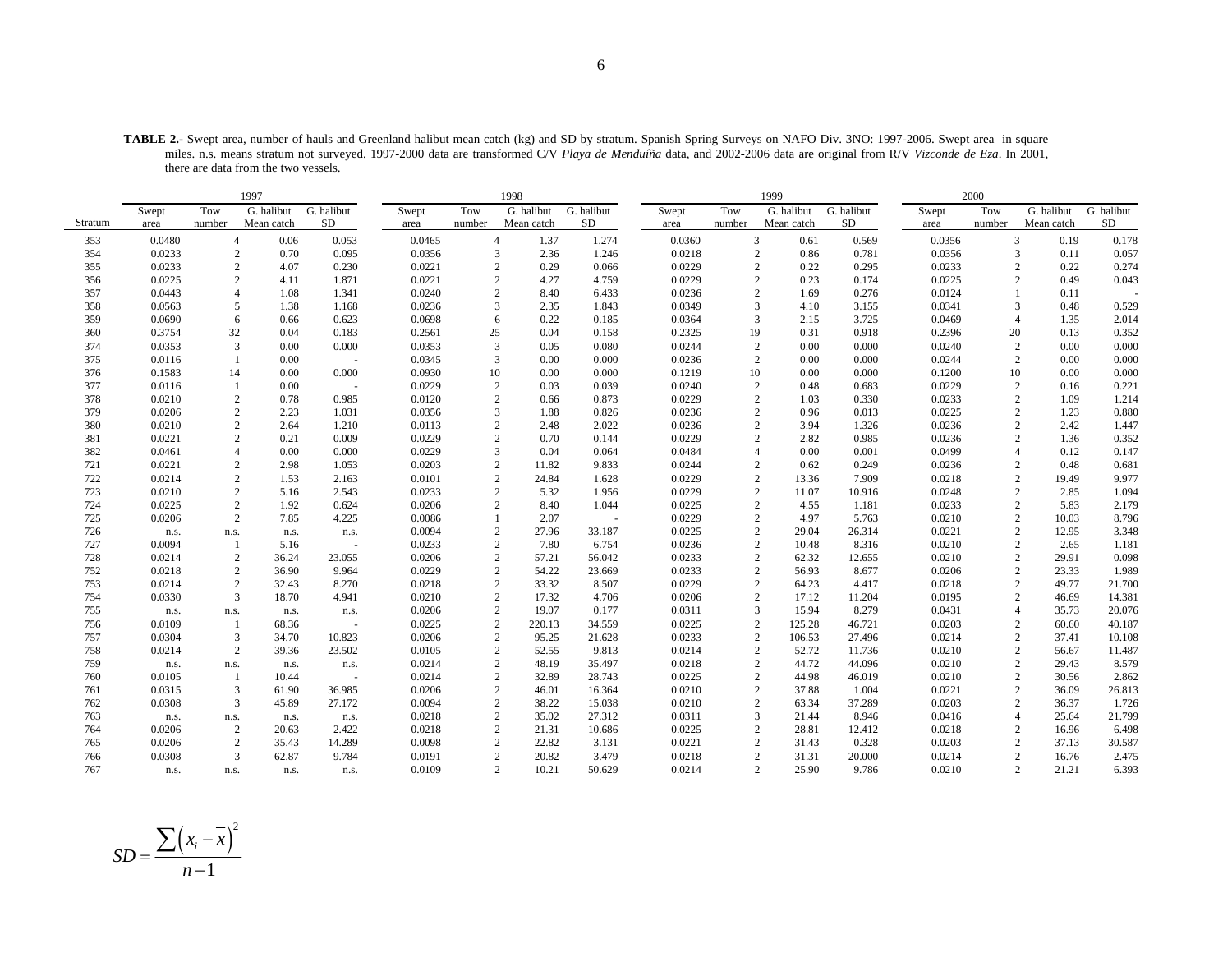**TABLE 2.**- Swept area, number of hauls and Greenland halibut mean catch (kg) and SD by stratum. Spanish Spring Surveys on NAFO Div. 3NO: 1997-2006. Swept area in square miles. n.s. means stratum not surveyed. 1997-2000 data are transformed C/V *Playa de Menduíña* data, and 2002-2006 data are original from R/V *Vizconde de Eza*. In 2001, there are data from the two vessels.

| | 1997 | | | | 1998 | | | | 1999 | | | | 2000 | | | |
|---|---|---|---|---|---|---|---|---|---|---|---|---|---|---|---|---|
| Stratum | Swept area | Tow number | G. halibut Mean catch | G. halibut SD | Swept area | Tow number | G. halibut Mean catch | G. halibut SD | Swept area | Tow number | G. halibut Mean catch | G. halibut SD | Swept area | Tow number | G. halibut Mean catch | G. halibut SD |
| 353 | 0.0480 | 4 | 0.06 | 0.053 | 0.0465 | 4 | 1.37 | 1.274 | 0.0360 | 3 | 0.61 | 0.569 | 0.0356 | 3 | 0.19 | 0.178 |
| 354 | 0.0233 | 2 | 0.70 | 0.095 | 0.0356 | 3 | 2.36 | 1.246 | 0.0218 | 2 | 0.86 | 0.781 | 0.0356 | 3 | 0.11 | 0.057 |
| 355 | 0.0233 | 2 | 4.07 | 0.230 | 0.0221 | 2 | 0.29 | 0.066 | 0.0229 | 2 | 0.22 | 0.295 | 0.0233 | 2 | 0.22 | 0.274 |
| 356 | 0.0225 | 2 | 4.11 | 1.871 | 0.0221 | 2 | 4.27 | 4.759 | 0.0229 | 2 | 0.23 | 0.174 | 0.0225 | 2 | 0.49 | 0.043 |
| 357 | 0.0443 | 4 | 1.08 | 1.341 | 0.0240 | 2 | 8.40 | 6.433 | 0.0236 | 2 | 1.69 | 0.276 | 0.0124 | 1 | 0.11 | - |
| 358 | 0.0563 | 5 | 1.38 | 1.168 | 0.0236 | 3 | 2.35 | 1.843 | 0.0349 | 3 | 4.10 | 3.155 | 0.0341 | 3 | 0.48 | 0.529 |
| 359 | 0.0690 | 6 | 0.66 | 0.623 | 0.0698 | 6 | 0.22 | 0.185 | 0.0364 | 3 | 2.15 | 3.725 | 0.0469 | 4 | 1.35 | 2.014 |
| 360 | 0.3754 | 32 | 0.04 | 0.183 | 0.2561 | 25 | 0.04 | 0.158 | 0.2325 | 19 | 0.31 | 0.918 | 0.2396 | 20 | 0.13 | 0.352 |
| 374 | 0.0353 | 3 | 0.00 | 0.000 | 0.0353 | 3 | 0.05 | 0.080 | 0.0244 | 2 | 0.00 | 0.000 | 0.0240 | 2 | 0.00 | 0.000 |
| 375 | 0.0116 | 1 | 0.00 | - | 0.0345 | 3 | 0.00 | 0.000 | 0.0236 | 2 | 0.00 | 0.000 | 0.0244 | 2 | 0.00 | 0.000 |
| 376 | 0.1583 | 14 | 0.00 | 0.000 | 0.0930 | 10 | 0.00 | 0.000 | 0.1219 | 10 | 0.00 | 0.000 | 0.1200 | 10 | 0.00 | 0.000 |
| 377 | 0.0116 | 1 | 0.00 | - | 0.0229 | 2 | 0.03 | 0.039 | 0.0240 | 2 | 0.48 | 0.683 | 0.0229 | 2 | 0.16 | 0.221 |
| 378 | 0.0210 | 2 | 0.78 | 0.985 | 0.0120 | 2 | 0.66 | 0.873 | 0.0229 | 2 | 1.03 | 0.330 | 0.0233 | 2 | 1.09 | 1.214 |
| 379 | 0.0206 | 2 | 2.23 | 1.031 | 0.0356 | 3 | 1.88 | 0.826 | 0.0236 | 2 | 0.96 | 0.013 | 0.0225 | 2 | 1.23 | 0.880 |
| 380 | 0.0210 | 2 | 2.64 | 1.210 | 0.0113 | 2 | 2.48 | 2.022 | 0.0236 | 2 | 3.94 | 1.326 | 0.0236 | 2 | 2.42 | 1.447 |
| 381 | 0.0221 | 2 | 0.21 | 0.009 | 0.0229 | 2 | 0.70 | 0.144 | 0.0229 | 2 | 2.82 | 0.985 | 0.0236 | 2 | 1.36 | 0.352 |
| 382 | 0.0461 | 4 | 0.00 | 0.000 | 0.0229 | 3 | 0.04 | 0.064 | 0.0484 | 4 | 0.00 | 0.001 | 0.0499 | 4 | 0.12 | 0.147 |
| 721 | 0.0221 | 2 | 2.98 | 1.053 | 0.0203 | 2 | 11.82 | 9.833 | 0.0244 | 2 | 0.62 | 0.249 | 0.0236 | 2 | 0.48 | 0.681 |
| 722 | 0.0214 | 2 | 1.53 | 2.163 | 0.0101 | 2 | 24.84 | 1.628 | 0.0229 | 2 | 13.36 | 7.909 | 0.0218 | 2 | 19.49 | 9.977 |
| 723 | 0.0210 | 2 | 5.16 | 2.543 | 0.0233 | 2 | 5.32 | 1.956 | 0.0229 | 2 | 11.07 | 10.916 | 0.0248 | 2 | 2.85 | 1.094 |
| 724 | 0.0225 | 2 | 1.92 | 0.624 | 0.0206 | 2 | 8.40 | 1.044 | 0.0225 | 2 | 4.55 | 1.181 | 0.0233 | 2 | 5.83 | 2.179 |
| 725 | 0.0206 | 2 | 7.85 | 4.225 | 0.0086 | 1 | 2.07 | - | 0.0229 | 2 | 4.97 | 5.763 | 0.0210 | 2 | 10.03 | 8.796 |
| 726 | n.s. | n.s. | n.s. | n.s. | 0.0094 | 2 | 27.96 | 33.187 | 0.0225 | 2 | 29.04 | 26.314 | 0.0221 | 2 | 12.95 | 3.348 |
| 727 | 0.0094 | 1 | 5.16 | - | 0.0233 | 2 | 7.80 | 6.754 | 0.0236 | 2 | 10.48 | 8.316 | 0.0210 | 2 | 2.65 | 1.181 |
| 728 | 0.0214 | 2 | 36.24 | 23.055 | 0.0206 | 2 | 57.21 | 56.042 | 0.0233 | 2 | 62.32 | 12.655 | 0.0210 | 2 | 29.91 | 0.098 |
| 752 | 0.0218 | 2 | 36.90 | 9.964 | 0.0229 | 2 | 54.22 | 23.669 | 0.0233 | 2 | 56.93 | 8.677 | 0.0206 | 2 | 23.33 | 1.989 |
| 753 | 0.0214 | 2 | 32.43 | 8.270 | 0.0218 | 2 | 33.32 | 8.507 | 0.0229 | 2 | 64.23 | 4.417 | 0.0218 | 2 | 49.77 | 21.700 |
| 754 | 0.0330 | 3 | 18.70 | 4.941 | 0.0210 | 2 | 17.32 | 4.706 | 0.0206 | 2 | 17.12 | 11.204 | 0.0195 | 2 | 46.69 | 14.381 |
| 755 | n.s. | n.s. | n.s. | n.s. | 0.0206 | 2 | 19.07 | 0.177 | 0.0311 | 3 | 15.94 | 8.279 | 0.0431 | 4 | 35.73 | 20.076 |
| 756 | 0.0109 | 1 | 68.36 | - | 0.0225 | 2 | 220.13 | 34.559 | 0.0225 | 2 | 125.28 | 46.721 | 0.0203 | 2 | 60.60 | 40.187 |
| 757 | 0.0304 | 3 | 34.70 | 10.823 | 0.0206 | 2 | 95.25 | 21.628 | 0.0233 | 2 | 106.53 | 27.496 | 0.0214 | 2 | 37.41 | 10.108 |
| 758 | 0.0214 | 2 | 39.36 | 23.502 | 0.0105 | 2 | 52.55 | 9.813 | 0.0214 | 2 | 52.72 | 11.736 | 0.0210 | 2 | 56.67 | 11.487 |
| 759 | n.s. | n.s. | n.s. | n.s. | 0.0214 | 2 | 48.19 | 35.497 | 0.0218 | 2 | 44.72 | 44.096 | 0.0210 | 2 | 29.43 | 8.579 |
| 760 | 0.0105 | 1 | 10.44 | - | 0.0214 | 2 | 32.89 | 28.743 | 0.0225 | 2 | 44.98 | 46.019 | 0.0210 | 2 | 30.56 | 2.862 |
| 761 | 0.0315 | 3 | 61.90 | 36.985 | 0.0206 | 2 | 46.01 | 16.364 | 0.0210 | 2 | 37.88 | 1.004 | 0.0221 | 2 | 36.09 | 26.813 |
| 762 | 0.0308 | 3 | 45.89 | 27.172 | 0.0094 | 2 | 38.22 | 15.038 | 0.0210 | 2 | 63.34 | 37.289 | 0.0203 | 2 | 36.37 | 1.726 |
| 763 | n.s. | n.s. | n.s. | n.s. | 0.0218 | 2 | 35.02 | 27.312 | 0.0311 | 3 | 21.44 | 8.946 | 0.0416 | 4 | 25.64 | 21.799 |
| 764 | 0.0206 | 2 | 20.63 | 2.422 | 0.0218 | 2 | 21.31 | 10.686 | 0.0225 | 2 | 28.81 | 12.412 | 0.0218 | 2 | 16.96 | 6.498 |
| 765 | 0.0206 | 2 | 35.43 | 14.289 | 0.0098 | 2 | 22.82 | 3.131 | 0.0221 | 2 | 31.43 | 0.328 | 0.0203 | 2 | 37.13 | 30.587 |
| 766 | 0.0308 | 3 | 62.87 | 9.784 | 0.0191 | 2 | 20.82 | 3.479 | 0.0218 | 2 | 31.31 | 20.000 | 0.0214 | 2 | 16.76 | 2.475 |
| 767 | n.s. | n.s. | n.s. | n.s. | 0.0109 | 2 | 10.21 | 50.629 | 0.0214 | 2 | 25.90 | 9.786 | 0.0210 | 2 | 21.21 | 6.393 |

$$SD = \frac{\sum \left(x_i - \overline{x}\right)^2}{n-1}$$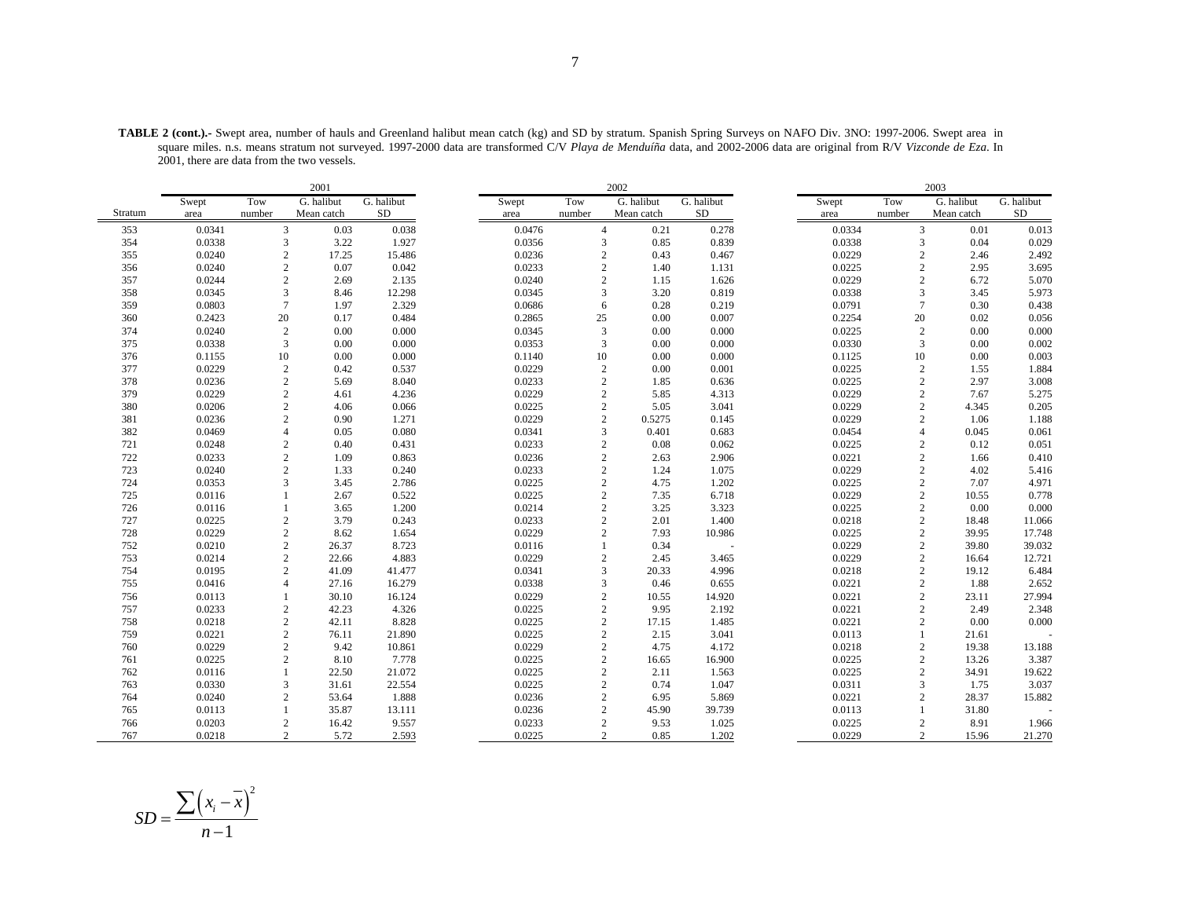**TABLE 2 (cont.).-** Swept area, number of hauls and Greenland halibut mean catch (kg) and SD by stratum. Spanish Spring Surveys on NAFO Div. 3NO: 1997-2006. Swept area in square miles. n.s. means stratum not surveyed. 1997-2000 data are transformed C/V *Playa de Menduíña* data, and 2002-2006 data are original from R/V *Vizconde de Eza*. In 2001, there are data from the two vessels.

| | 2001 | | | | 2002 | | | | 2003 | | | |
|---|---|---|---|---|---|---|---|---|---|---|---|---|
| Stratum | Swept area | Tow number | G. halibut Mean catch | G. halibut SD | Swept area | Tow number | G. halibut Mean catch | G. halibut SD | Swept area | Tow number | G. halibut Mean catch | G. halibut SD |
| 353 | 0.0341 | 3 | 0.03 | 0.038 | 0.0476 | 4 | 0.21 | 0.278 | 0.0334 | 3 | 0.01 | 0.013 |
| 354 | 0.0338 | 3 | 3.22 | 1.927 | 0.0356 | 3 | 0.85 | 0.839 | 0.0338 | 3 | 0.04 | 0.029 |
| 355 | 0.0240 | 2 | 17.25 | 15.486 | 0.0236 | 2 | 0.43 | 0.467 | 0.0229 | 2 | 2.46 | 2.492 |
| 356 | 0.0240 | 2 | 0.07 | 0.042 | 0.0233 | 2 | 1.40 | 1.131 | 0.0225 | 2 | 2.95 | 3.695 |
| 357 | 0.0244 | 2 | 2.69 | 2.135 | 0.0240 | 2 | 1.15 | 1.626 | 0.0229 | 2 | 6.72 | 5.070 |
| 358 | 0.0345 | 3 | 8.46 | 12.298 | 0.0345 | 3 | 3.20 | 0.819 | 0.0338 | 3 | 3.45 | 5.973 |
| 359 | 0.0803 | 7 | 1.97 | 2.329 | 0.0686 | 6 | 0.28 | 0.219 | 0.0791 | 7 | 0.30 | 0.438 |
| 360 | 0.2423 | 20 | 0.17 | 0.484 | 0.2865 | 25 | 0.00 | 0.007 | 0.2254 | 20 | 0.02 | 0.056 |
| 374 | 0.0240 | 2 | 0.00 | 0.000 | 0.0345 | 3 | 0.00 | 0.000 | 0.0225 | 2 | 0.00 | 0.000 |
| 375 | 0.0338 | 3 | 0.00 | 0.000 | 0.0353 | 3 | 0.00 | 0.000 | 0.0330 | 3 | 0.00 | 0.002 |
| 376 | 0.1155 | 10 | 0.00 | 0.000 | 0.1140 | 10 | 0.00 | 0.000 | 0.1125 | 10 | 0.00 | 0.003 |
| 377 | 0.0229 | 2 | 0.42 | 0.537 | 0.0229 | 2 | 0.00 | 0.001 | 0.0225 | 2 | 1.55 | 1.884 |
| 378 | 0.0236 | 2 | 5.69 | 8.040 | 0.0233 | 2 | 1.85 | 0.636 | 0.0225 | 2 | 2.97 | 3.008 |
| 379 | 0.0229 | 2 | 4.61 | 4.236 | 0.0229 | 2 | 5.85 | 4.313 | 0.0229 | 2 | 7.67 | 5.275 |
| 380 | 0.0206 | 2 | 4.06 | 0.066 | 0.0225 | 2 | 5.05 | 3.041 | 0.0229 | 2 | 4.345 | 0.205 |
| 381 | 0.0236 | 2 | 0.90 | 1.271 | 0.0229 | 2 | 0.5275 | 0.145 | 0.0229 | 2 | 1.06 | 1.188 |
| 382 | 0.0469 | 4 | 0.05 | 0.080 | 0.0341 | 3 | 0.401 | 0.683 | 0.0454 | 4 | 0.045 | 0.061 |
| 721 | 0.0248 | 2 | 0.40 | 0.431 | 0.0233 | 2 | 0.08 | 0.062 | 0.0225 | 2 | 0.12 | 0.051 |
| 722 | 0.0233 | 2 | 1.09 | 0.863 | 0.0236 | 2 | 2.63 | 2.906 | 0.0221 | 2 | 1.66 | 0.410 |
| 723 | 0.0240 | 2 | 1.33 | 0.240 | 0.0233 | 2 | 1.24 | 1.075 | 0.0229 | 2 | 4.02 | 5.416 |
| 724 | 0.0353 | 3 | 3.45 | 2.786 | 0.0225 | 2 | 4.75 | 1.202 | 0.0225 | 2 | 7.07 | 4.971 |
| 725 | 0.0116 | 1 | 2.67 | 0.522 | 0.0225 | 2 | 7.35 | 6.718 | 0.0229 | 2 | 10.55 | 0.778 |
| 726 | 0.0116 | 1 | 3.65 | 1.200 | 0.0214 | 2 | 3.25 | 3.323 | 0.0225 | 2 | 0.00 | 0.000 |
| 727 | 0.0225 | 2 | 3.79 | 0.243 | 0.0233 | 2 | 2.01 | 1.400 | 0.0218 | 2 | 18.48 | 11.066 |
| 728 | 0.0229 | 2 | 8.62 | 1.654 | 0.0229 | 2 | 7.93 | 10.986 | 0.0225 | 2 | 39.95 | 17.748 |
| 752 | 0.0210 | 2 | 26.37 | 8.723 | 0.0116 | 1 | 0.34 | - | 0.0229 | 2 | 39.80 | 39.032 |
| 753 | 0.0214 | 2 | 22.66 | 4.883 | 0.0229 | 2 | 2.45 | 3.465 | 0.0229 | 2 | 16.64 | 12.721 |
| 754 | 0.0195 | 2 | 41.09 | 41.477 | 0.0341 | 3 | 20.33 | 4.996 | 0.0218 | 2 | 19.12 | 6.484 |
| 755 | 0.0416 | 4 | 27.16 | 16.279 | 0.0338 | 3 | 0.46 | 0.655 | 0.0221 | 2 | 1.88 | 2.652 |
| 756 | 0.0113 | 1 | 30.10 | 16.124 | 0.0229 | 2 | 10.55 | 14.920 | 0.0221 | 2 | 23.11 | 27.994 |
| 757 | 0.0233 | 2 | 42.23 | 4.326 | 0.0225 | 2 | 9.95 | 2.192 | 0.0221 | 2 | 2.49 | 2.348 |
| 758 | 0.0218 | 2 | 42.11 | 8.828 | 0.0225 | 2 | 17.15 | 1.485 | 0.0221 | 2 | 0.00 | 0.000 |
| 759 | 0.0221 | 2 | 76.11 | 21.890 | 0.0225 | 2 | 2.15 | 3.041 | 0.0113 | 1 | 21.61 | - |
| 760 | 0.0229 | 2 | 9.42 | 10.861 | 0.0229 | 2 | 4.75 | 4.172 | 0.0218 | 2 | 19.38 | 13.188 |
| 761 | 0.0225 | 2 | 8.10 | 7.778 | 0.0225 | 2 | 16.65 | 16.900 | 0.0225 | 2 | 13.26 | 3.387 |
| 762 | 0.0116 | 1 | 22.50 | 21.072 | 0.0225 | 2 | 2.11 | 1.563 | 0.0225 | 2 | 34.91 | 19.622 |
| 763 | 0.0330 | 3 | 31.61 | 22.554 | 0.0225 | 2 | 0.74 | 1.047 | 0.0311 | 3 | 1.75 | 3.037 |
| 764 | 0.0240 | 2 | 53.64 | 1.888 | 0.0236 | 2 | 6.95 | 5.869 | 0.0221 | 2 | 28.37 | 15.882 |
| 765 | 0.0113 | 1 | 35.87 | 13.111 | 0.0236 | 2 | 45.90 | 39.739 | 0.0113 | 1 | 31.80 | - |
| 766 | 0.0203 | 2 | 16.42 | 9.557 | 0.0233 | 2 | 9.53 | 1.025 | 0.0225 | 2 | 8.91 | 1.966 |
| 767 | 0.0218 | 2 | 5.72 | 2.593 | 0.0225 | 2 | 0.85 | 1.202 | 0.0229 | 2 | 15.96 | 21.270 |

$$SD = \frac{\sum\left(x_i - \overline{x}\right)^2}{n-1}$$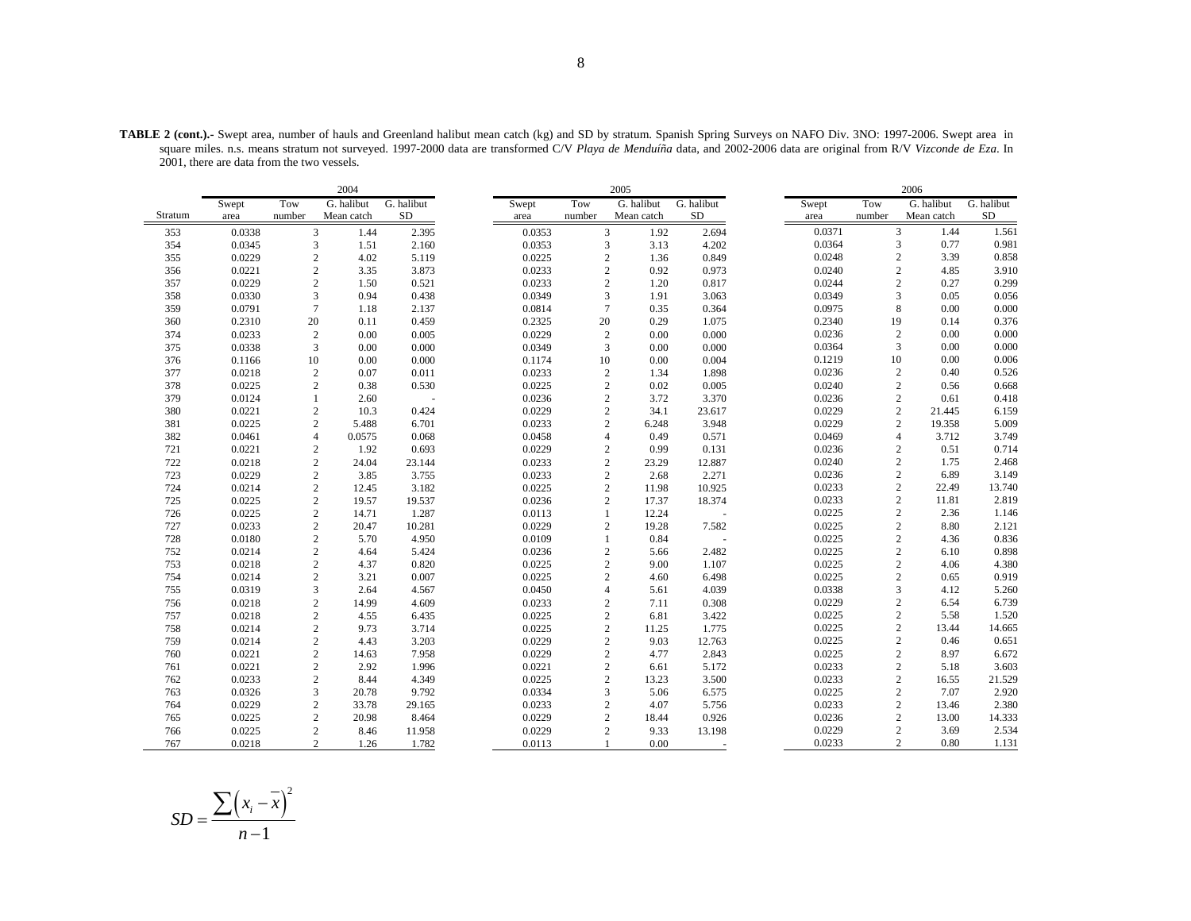**TABLE 2 (cont.).-** Swept area, number of hauls and Greenland halibut mean catch (kg) and SD by stratum. Spanish Spring Surveys on NAFO Div. 3NO: 1997-2006. Swept area in square miles. n.s. means stratum not surveyed. 1997-2000 data are transformed C/V *Playa de Menduíña* data, and 2002-2006 data are original from R/V *Vizconde de Eza*. In 2001, there are data from the two vessels.

| | 2004 | | | | 2005 | | | | 2006 | | | |
|---|---|---|---|---|---|---|---|---|---|---|---|---|
| Stratum | Swept area | Tow number | G. halibut Mean catch | G. halibut SD | Swept area | Tow number | G. halibut Mean catch | G. halibut SD | Swept area | Tow number | G. halibut Mean catch | G. halibut SD |
| 353 | 0.0338 | 3 | 1.44 | 2.395 | 0.0353 | 3 | 1.92 | 2.694 | 0.0371 | 3 | 1.44 | 1.561 |
| 354 | 0.0345 | 3 | 1.51 | 2.160 | 0.0353 | 3 | 3.13 | 4.202 | 0.0364 | 3 | 0.77 | 0.981 |
| 355 | 0.0229 | 2 | 4.02 | 5.119 | 0.0225 | 2 | 1.36 | 0.849 | 0.0248 | 2 | 3.39 | 0.858 |
| 356 | 0.0221 | 2 | 3.35 | 3.873 | 0.0233 | 2 | 0.92 | 0.973 | 0.0240 | 2 | 4.85 | 3.910 |
| 357 | 0.0229 | 2 | 1.50 | 0.521 | 0.0233 | 2 | 1.20 | 0.817 | 0.0244 | 2 | 0.27 | 0.299 |
| 358 | 0.0330 | 3 | 0.94 | 0.438 | 0.0349 | 3 | 1.91 | 3.063 | 0.0349 | 3 | 0.05 | 0.056 |
| 359 | 0.0791 | 7 | 1.18 | 2.137 | 0.0814 | 7 | 0.35 | 0.364 | 0.0975 | 8 | 0.00 | 0.000 |
| 360 | 0.2310 | 20 | 0.11 | 0.459 | 0.2325 | 20 | 0.29 | 1.075 | 0.2340 | 19 | 0.14 | 0.376 |
| 374 | 0.0233 | 2 | 0.00 | 0.005 | 0.0229 | 2 | 0.00 | 0.000 | 0.0236 | 2 | 0.00 | 0.000 |
| 375 | 0.0338 | 3 | 0.00 | 0.000 | 0.0349 | 3 | 0.00 | 0.000 | 0.0364 | 3 | 0.00 | 0.000 |
| 376 | 0.1166 | 10 | 0.00 | 0.000 | 0.1174 | 10 | 0.00 | 0.004 | 0.1219 | 10 | 0.00 | 0.006 |
| 377 | 0.0218 | 2 | 0.07 | 0.011 | 0.0233 | 2 | 1.34 | 1.898 | 0.0236 | 2 | 0.40 | 0.526 |
| 378 | 0.0225 | 2 | 0.38 | 0.530 | 0.0225 | 2 | 0.02 | 0.005 | 0.0240 | 2 | 0.56 | 0.668 |
| 379 | 0.0124 | 1 | 2.60 | - | 0.0236 | 2 | 3.72 | 3.370 | 0.0236 | 2 | 0.61 | 0.418 |
| 380 | 0.0221 | 2 | 10.3 | 0.424 | 0.0229 | 2 | 34.1 | 23.617 | 0.0229 | 2 | 21.445 | 6.159 |
| 381 | 0.0225 | 2 | 5.488 | 6.701 | 0.0233 | 2 | 6.248 | 3.948 | 0.0229 | 2 | 19.358 | 5.009 |
| 382 | 0.0461 | 4 | 0.0575 | 0.068 | 0.0458 | 4 | 0.49 | 0.571 | 0.0469 | 4 | 3.712 | 3.749 |
| 721 | 0.0221 | 2 | 1.92 | 0.693 | 0.0229 | 2 | 0.99 | 0.131 | 0.0236 | 2 | 0.51 | 0.714 |
| 722 | 0.0218 | 2 | 24.04 | 23.144 | 0.0233 | 2 | 23.29 | 12.887 | 0.0240 | 2 | 1.75 | 2.468 |
| 723 | 0.0229 | 2 | 3.85 | 3.755 | 0.0233 | 2 | 2.68 | 2.271 | 0.0236 | 2 | 6.89 | 3.149 |
| 724 | 0.0214 | 2 | 12.45 | 3.182 | 0.0225 | 2 | 11.98 | 10.925 | 0.0233 | 2 | 22.49 | 13.740 |
| 725 | 0.0225 | 2 | 19.57 | 19.537 | 0.0236 | 2 | 17.37 | 18.374 | 0.0233 | 2 | 11.81 | 2.819 |
| 726 | 0.0225 | 2 | 14.71 | 1.287 | 0.0113 | 1 | 12.24 | - | 0.0225 | 2 | 2.36 | 1.146 |
| 727 | 0.0233 | 2 | 20.47 | 10.281 | 0.0229 | 2 | 19.28 | 7.582 | 0.0225 | 2 | 8.80 | 2.121 |
| 728 | 0.0180 | 2 | 5.70 | 4.950 | 0.0109 | 1 | 0.84 | - | 0.0225 | 2 | 4.36 | 0.836 |
| 752 | 0.0214 | 2 | 4.64 | 5.424 | 0.0236 | 2 | 5.66 | 2.482 | 0.0225 | 2 | 6.10 | 0.898 |
| 753 | 0.0218 | 2 | 4.37 | 0.820 | 0.0225 | 2 | 9.00 | 1.107 | 0.0225 | 2 | 4.06 | 4.380 |
| 754 | 0.0214 | 2 | 3.21 | 0.007 | 0.0225 | 2 | 4.60 | 6.498 | 0.0225 | 2 | 0.65 | 0.919 |
| 755 | 0.0319 | 3 | 2.64 | 4.567 | 0.0450 | 4 | 5.61 | 4.039 | 0.0338 | 3 | 4.12 | 5.260 |
| 756 | 0.0218 | 2 | 14.99 | 4.609 | 0.0233 | 2 | 7.11 | 0.308 | 0.0229 | 2 | 6.54 | 6.739 |
| 757 | 0.0218 | 2 | 4.55 | 6.435 | 0.0225 | 2 | 6.81 | 3.422 | 0.0225 | 2 | 5.58 | 1.520 |
| 758 | 0.0214 | 2 | 9.73 | 3.714 | 0.0225 | 2 | 11.25 | 1.775 | 0.0225 | 2 | 13.44 | 14.665 |
| 759 | 0.0214 | 2 | 4.43 | 3.203 | 0.0229 | 2 | 9.03 | 12.763 | 0.0225 | 2 | 0.46 | 0.651 |
| 760 | 0.0221 | 2 | 14.63 | 7.958 | 0.0229 | 2 | 4.77 | 2.843 | 0.0225 | 2 | 8.97 | 6.672 |
| 761 | 0.0221 | 2 | 2.92 | 1.996 | 0.0221 | 2 | 6.61 | 5.172 | 0.0233 | 2 | 5.18 | 3.603 |
| 762 | 0.0233 | 2 | 8.44 | 4.349 | 0.0225 | 2 | 13.23 | 3.500 | 0.0233 | 2 | 16.55 | 21.529 |
| 763 | 0.0326 | 3 | 20.78 | 9.792 | 0.0334 | 3 | 5.06 | 6.575 | 0.0225 | 2 | 7.07 | 2.920 |
| 764 | 0.0229 | 2 | 33.78 | 29.165 | 0.0233 | 2 | 4.07 | 5.756 | 0.0233 | 2 | 13.46 | 2.380 |
| 765 | 0.0225 | 2 | 20.98 | 8.464 | 0.0229 | 2 | 18.44 | 0.926 | 0.0236 | 2 | 13.00 | 14.333 |
| 766 | 0.0225 | 2 | 8.46 | 11.958 | 0.0229 | 2 | 9.33 | 13.198 | 0.0229 | 2 | 3.69 | 2.534 |
| 767 | 0.0218 | 2 | 1.26 | 1.782 | 0.0113 | 1 | 0.00 | - | 0.0233 | 2 | 0.80 | 1.131 |

$$SD = \frac{\sum\left(x_i - \overline{x}\right)^2}{n-1}$$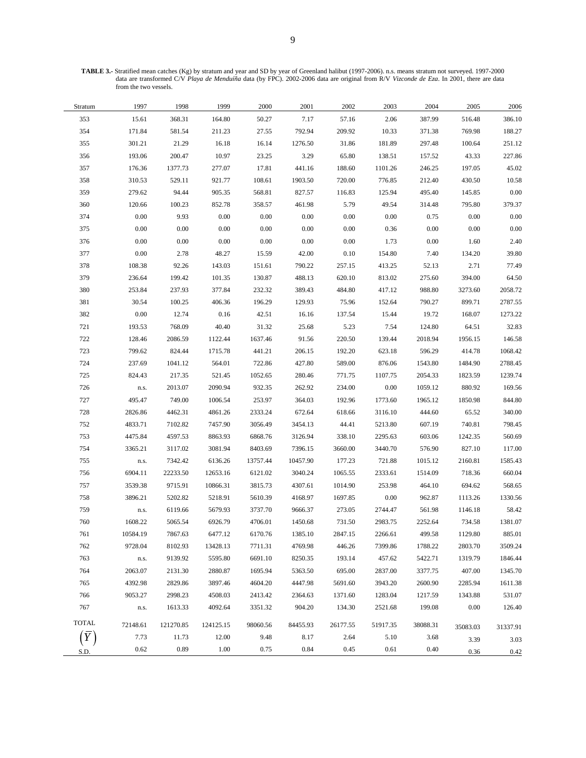**TABLE 3.-** Stratified mean catches (Kg) by stratum and year and SD by year of Greenland halibut (1997-2006). n.s. means stratum not surveyed. 1997-2000 data are transformed C/V *Playa de Menduíña* data (by FPC). 2002-2006 data are original from R/V *Vizconde de Eza*. In 2001, there are data from the two vessels.

| Stratum | 1997 | 1998 | 1999 | 2000 | 2001 | 2002 | 2003 | 2004 | 2005 | 2006 |
|---|---|---|---|---|---|---|---|---|---|---|
| 353 | 15.61 | 368.31 | 164.80 | 50.27 | 7.17 | 57.16 | 2.06 | 387.99 | 516.48 | 386.10 |
| 354 | 171.84 | 581.54 | 211.23 | 27.55 | 792.94 | 209.92 | 10.33 | 371.38 | 769.98 | 188.27 |
| 355 | 301.21 | 21.29 | 16.18 | 16.14 | 1276.50 | 31.86 | 181.89 | 297.48 | 100.64 | 251.12 |
| 356 | 193.06 | 200.47 | 10.97 | 23.25 | 3.29 | 65.80 | 138.51 | 157.52 | 43.33 | 227.86 |
| 357 | 176.36 | 1377.73 | 277.07 | 17.81 | 441.16 | 188.60 | 1101.26 | 246.25 | 197.05 | 45.02 |
| 358 | 310.53 | 529.11 | 921.77 | 108.61 | 1903.50 | 720.00 | 776.85 | 212.40 | 430.50 | 10.58 |
| 359 | 279.62 | 94.44 | 905.35 | 568.81 | 827.57 | 116.83 | 125.94 | 495.40 | 145.85 | 0.00 |
| 360 | 120.66 | 100.23 | 852.78 | 358.57 | 461.98 | 5.79 | 49.54 | 314.48 | 795.80 | 379.37 |
| 374 | 0.00 | 9.93 | 0.00 | 0.00 | 0.00 | 0.00 | 0.00 | 0.75 | 0.00 | 0.00 |
| 375 | 0.00 | 0.00 | 0.00 | 0.00 | 0.00 | 0.00 | 0.36 | 0.00 | 0.00 | 0.00 |
| 376 | 0.00 | 0.00 | 0.00 | 0.00 | 0.00 | 0.00 | 1.73 | 0.00 | 1.60 | 2.40 |
| 377 | 0.00 | 2.78 | 48.27 | 15.59 | 42.00 | 0.10 | 154.80 | 7.40 | 134.20 | 39.80 |
| 378 | 108.38 | 92.26 | 143.03 | 151.61 | 790.22 | 257.15 | 413.25 | 52.13 | 2.71 | 77.49 |
| 379 | 236.64 | 199.42 | 101.35 | 130.87 | 488.13 | 620.10 | 813.02 | 275.60 | 394.00 | 64.50 |
| 380 | 253.84 | 237.93 | 377.84 | 232.32 | 389.43 | 484.80 | 417.12 | 988.80 | 3273.60 | 2058.72 |
| 381 | 30.54 | 100.25 | 406.36 | 196.29 | 129.93 | 75.96 | 152.64 | 790.27 | 899.71 | 2787.55 |
| 382 | 0.00 | 12.74 | 0.16 | 42.51 | 16.16 | 137.54 | 15.44 | 19.72 | 168.07 | 1273.22 |
| 721 | 193.53 | 768.09 | 40.40 | 31.32 | 25.68 | 5.23 | 7.54 | 124.80 | 64.51 | 32.83 |
| 722 | 128.46 | 2086.59 | 1122.44 | 1637.46 | 91.56 | 220.50 | 139.44 | 2018.94 | 1956.15 | 146.58 |
| 723 | 799.62 | 824.44 | 1715.78 | 441.21 | 206.15 | 192.20 | 623.18 | 596.29 | 414.78 | 1068.42 |
| 724 | 237.69 | 1041.12 | 564.01 | 722.86 | 427.80 | 589.00 | 876.06 | 1543.80 | 1484.90 | 2788.45 |
| 725 | 824.43 | 217.35 | 521.45 | 1052.65 | 280.46 | 771.75 | 1107.75 | 2054.33 | 1823.59 | 1239.74 |
| 726 | n.s. | 2013.07 | 2090.94 | 932.35 | 262.92 | 234.00 | 0.00 | 1059.12 | 880.92 | 169.56 |
| 727 | 495.47 | 749.00 | 1006.54 | 253.97 | 364.03 | 192.96 | 1773.60 | 1965.12 | 1850.98 | 844.80 |
| 728 | 2826.86 | 4462.31 | 4861.26 | 2333.24 | 672.64 | 618.66 | 3116.10 | 444.60 | 65.52 | 340.00 |
| 752 | 4833.71 | 7102.82 | 7457.90 | 3056.49 | 3454.13 | 44.41 | 5213.80 | 607.19 | 740.81 | 798.45 |
| 753 | 4475.84 | 4597.53 | 8863.93 | 6868.76 | 3126.94 | 338.10 | 2295.63 | 603.06 | 1242.35 | 560.69 |
| 754 | 3365.21 | 3117.02 | 3081.94 | 8403.69 | 7396.15 | 3660.00 | 3440.70 | 576.90 | 827.10 | 117.00 |
| 755 | n.s. | 7342.42 | 6136.26 | 13757.44 | 10457.90 | 177.23 | 721.88 | 1015.12 | 2160.81 | 1585.43 |
| 756 | 6904.11 | 22233.50 | 12653.16 | 6121.02 | 3040.24 | 1065.55 | 2333.61 | 1514.09 | 718.36 | 660.04 |
| 757 | 3539.38 | 9715.91 | 10866.31 | 3815.73 | 4307.61 | 1014.90 | 253.98 | 464.10 | 694.62 | 568.65 |
| 758 | 3896.21 | 5202.82 | 5218.91 | 5610.39 | 4168.97 | 1697.85 | 0.00 | 962.87 | 1113.26 | 1330.56 |
| 759 | n.s. | 6119.66 | 5679.93 | 3737.70 | 9666.37 | 273.05 | 2744.47 | 561.98 | 1146.18 | 58.42 |
| 760 | 1608.22 | 5065.54 | 6926.79 | 4706.01 | 1450.68 | 731.50 | 2983.75 | 2252.64 | 734.58 | 1381.07 |
| 761 | 10584.19 | 7867.63 | 6477.12 | 6170.76 | 1385.10 | 2847.15 | 2266.61 | 499.58 | 1129.80 | 885.01 |
| 762 | 9728.04 | 8102.93 | 13428.13 | 7711.31 | 4769.98 | 446.26 | 7399.86 | 1788.22 | 2803.70 | 3509.24 |
| 763 | n.s. | 9139.92 | 5595.80 | 6691.10 | 8250.35 | 193.14 | 457.62 | 5422.71 | 1319.79 | 1846.44 |
| 764 | 2063.07 | 2131.30 | 2880.87 | 1695.94 | 5363.50 | 695.00 | 2837.00 | 3377.75 | 407.00 | 1345.70 |
| 765 | 4392.98 | 2829.86 | 3897.46 | 4604.20 | 4447.98 | 5691.60 | 3943.20 | 2600.90 | 2285.94 | 1611.38 |
| 766 | 9053.27 | 2998.23 | 4508.03 | 2413.42 | 2364.63 | 1371.60 | 1283.04 | 1217.59 | 1343.88 | 531.07 |
| 767 | n.s. | 1613.33 | 4092.64 | 3351.32 | 904.20 | 134.30 | 2521.68 | 199.08 | 0.00 | 126.40 |
| TOTAL | 72148.61 | 121270.85 | 124125.15 | 98060.56 | 84455.93 | 26177.55 | 51917.35 | 38088.31 | 35083.03 | 31337.91 |
| $(\overline{Y})$ | 7.73 | 11.73 | 12.00 | 9.48 | 8.17 | 2.64 | 5.10 | 3.68 | 3.39 | 3.03 |
| S.D. | 0.62 | 0.89 | 1.00 | 0.75 | 0.84 | 0.45 | 0.61 | 0.40 | 0.36 | 0.42 |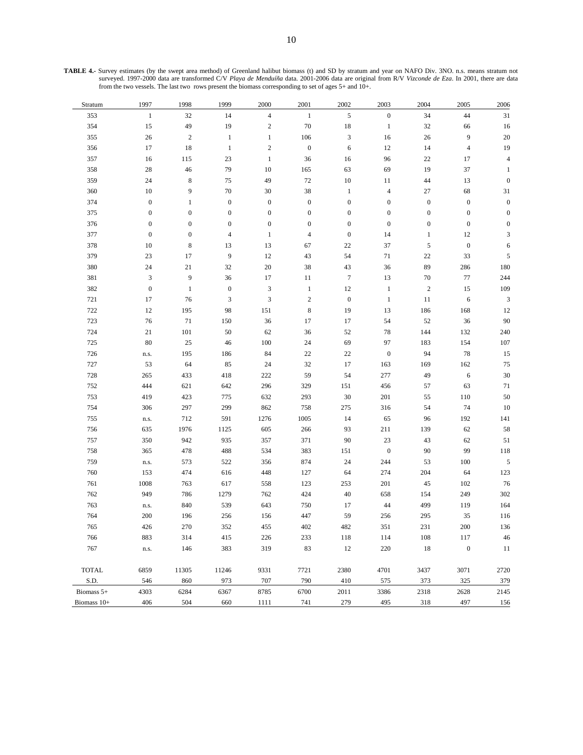**TABLE 4.-** Survey estimates (by the swept area method) of Greenland halibut biomass (t) and SD by stratum and year on NAFO Div. 3NO. n.s. means stratum not surveyed. 1997-2000 data are transformed C/V *Playa de Menduíña* data. 2001-2006 data are original from R/V *Vizconde de Eza*. In 2001, there are data from the two vessels. The last two rows present the biomass corresponding to set of ages 5+ and 10+.

| Stratum | 1997 | 1998 | 1999 | 2000 | 2001 | 2002 | 2003 | 2004 | 2005 | 2006 |
|---|---|---|---|---|---|---|---|---|---|---|
| 353 | 1 | 32 | 14 | 4 | 1 | 5 | 0 | 34 | 44 | 31 |
| 354 | 15 | 49 | 19 | 2 | 70 | 18 | 1 | 32 | 66 | 16 |
| 355 | 26 | 2 | 1 | 1 | 106 | 3 | 16 | 26 | 9 | 20 |
| 356 | 17 | 18 | 1 | 2 | 0 | 6 | 12 | 14 | 4 | 19 |
| 357 | 16 | 115 | 23 | 1 | 36 | 16 | 96 | 22 | 17 | 4 |
| 358 | 28 | 46 | 79 | 10 | 165 | 63 | 69 | 19 | 37 | 1 |
| 359 | 24 | 8 | 75 | 49 | 72 | 10 | 11 | 44 | 13 | 0 |
| 360 | 10 | 9 | 70 | 30 | 38 | 1 | 4 | 27 | 68 | 31 |
| 374 | 0 | 1 | 0 | 0 | 0 | 0 | 0 | 0 | 0 | 0 |
| 375 | 0 | 0 | 0 | 0 | 0 | 0 | 0 | 0 | 0 | 0 |
| 376 | 0 | 0 | 0 | 0 | 0 | 0 | 0 | 0 | 0 | 0 |
| 377 | 0 | 0 | 4 | 1 | 4 | 0 | 14 | 1 | 12 | 3 |
| 378 | 10 | 8 | 13 | 13 | 67 | 22 | 37 | 5 | 0 | 6 |
| 379 | 23 | 17 | 9 | 12 | 43 | 54 | 71 | 22 | 33 | 5 |
| 380 | 24 | 21 | 32 | 20 | 38 | 43 | 36 | 89 | 286 | 180 |
| 381 | 3 | 9 | 36 | 17 | 11 | 7 | 13 | 70 | 77 | 244 |
| 382 | 0 | 1 | 0 | 3 | 1 | 12 | 1 | 2 | 15 | 109 |
| 721 | 17 | 76 | 3 | 3 | 2 | 0 | 1 | 11 | 6 | 3 |
| 722 | 12 | 195 | 98 | 151 | 8 | 19 | 13 | 186 | 168 | 12 |
| 723 | 76 | 71 | 150 | 36 | 17 | 17 | 54 | 52 | 36 | 90 |
| 724 | 21 | 101 | 50 | 62 | 36 | 52 | 78 | 144 | 132 | 240 |
| 725 | 80 | 25 | 46 | 100 | 24 | 69 | 97 | 183 | 154 | 107 |
| 726 | n.s. | 195 | 186 | 84 | 22 | 22 | 0 | 94 | 78 | 15 |
| 727 | 53 | 64 | 85 | 24 | 32 | 17 | 163 | 169 | 162 | 75 |
| 728 | 265 | 433 | 418 | 222 | 59 | 54 | 277 | 49 | 6 | 30 |
| 752 | 444 | 621 | 642 | 296 | 329 | 151 | 456 | 57 | 63 | 71 |
| 753 | 419 | 423 | 775 | 632 | 293 | 30 | 201 | 55 | 110 | 50 |
| 754 | 306 | 297 | 299 | 862 | 758 | 275 | 316 | 54 | 74 | 10 |
| 755 | n.s. | 712 | 591 | 1276 | 1005 | 14 | 65 | 96 | 192 | 141 |
| 756 | 635 | 1976 | 1125 | 605 | 266 | 93 | 211 | 139 | 62 | 58 |
| 757 | 350 | 942 | 935 | 357 | 371 | 90 | 23 | 43 | 62 | 51 |
| 758 | 365 | 478 | 488 | 534 | 383 | 151 | 0 | 90 | 99 | 118 |
| 759 | n.s. | 573 | 522 | 356 | 874 | 24 | 244 | 53 | 100 | 5 |
| 760 | 153 | 474 | 616 | 448 | 127 | 64 | 274 | 204 | 64 | 123 |
| 761 | 1008 | 763 | 617 | 558 | 123 | 253 | 201 | 45 | 102 | 76 |
| 762 | 949 | 786 | 1279 | 762 | 424 | 40 | 658 | 154 | 249 | 302 |
| 763 | n.s. | 840 | 539 | 643 | 750 | 17 | 44 | 499 | 119 | 164 |
| 764 | 200 | 196 | 256 | 156 | 447 | 59 | 256 | 295 | 35 | 116 |
| 765 | 426 | 270 | 352 | 455 | 402 | 482 | 351 | 231 | 200 | 136 |
| 766 | 883 | 314 | 415 | 226 | 233 | 118 | 114 | 108 | 117 | 46 |
| 767 | n.s. | 146 | 383 | 319 | 83 | 12 | 220 | 18 | 0 | 11 |
| TOTAL | 6859 | 11305 | 11246 | 9331 | 7721 | 2380 | 4701 | 3437 | 3071 | 2720 |
| S.D. | 546 | 860 | 973 | 707 | 790 | 410 | 575 | 373 | 325 | 379 |
| Biomass 5+ | 4303 | 6284 | 6367 | 8785 | 6700 | 2011 | 3386 | 2318 | 2628 | 2145 |
| Biomass 10+ | 406 | 504 | 660 | 1111 | 741 | 279 | 495 | 318 | 497 | 156 |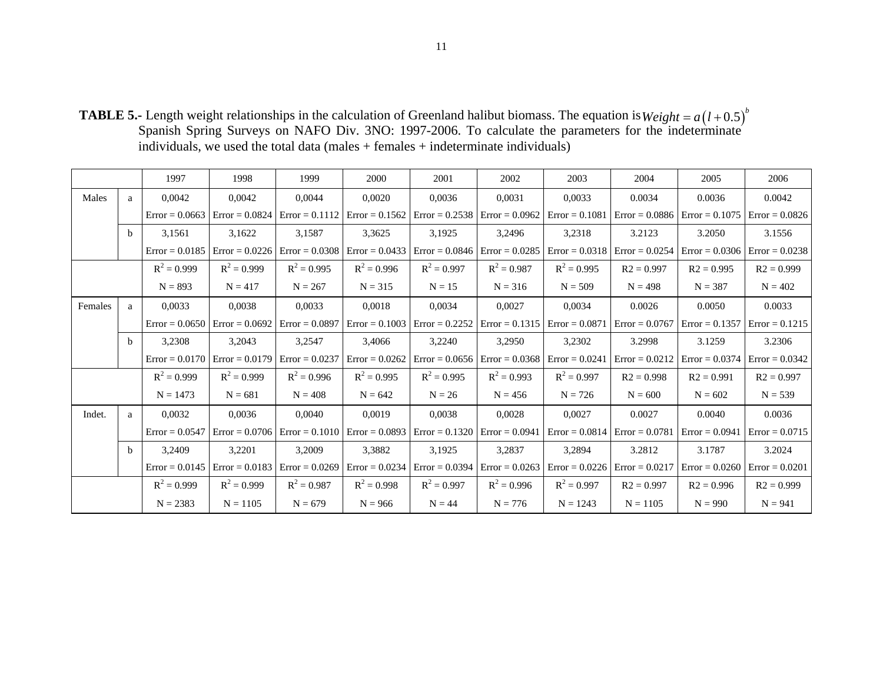**TABLE 5.-** Length weight relationships in the calculation of Greenland halibut biomass. The equation is $Weight = a\left(l + 0.5\right)^{b}$ Spanish Spring Surveys on NAFO Div. 3NO: 1997-2006. To calculate the parameters for the indeterminate individuals, we used the total data (males + females + indeterminate individuals)

| | | 1997 | 1998 | 1999 | 2000 | 2001 | 2002 | 2003 | 2004 | 2005 | 2006 |
|---|---|---|---|---|---|---|---|---|---|---|---|
| Males | a | 0,0042 | 0,0042 | 0,0044 | 0,0020 | 0,0036 | 0,0031 | 0,0033 | 0.0034 | 0.0036 | 0.0042 |
| | | Error = 0.0663 | Error = 0.0824 | Error = 0.1112 | Error = 0.1562 | Error = 0.2538 | Error = 0.0962 | Error = 0.1081 | Error = 0.0886 | Error = 0.1075 | Error = 0.0826 |
| | b | 3,1561 | 3,1622 | 3,1587 | 3,3625 | 3,1925 | 3,2496 | 3,2318 | 3.2123 | 3.2050 | 3.1556 |
| | | Error = 0.0185 | Error = 0.0226 | Error = 0.0308 | Error = 0.0433 | Error = 0.0846 | Error = 0.0285 | Error = 0.0318 | Error = 0.0254 | Error = 0.0306 | Error = 0.0238 |
| | | $R^2$ = 0.999 | $R^2$ = 0.999 | $R^2$ = 0.995 | $R^2$ = 0.996 | $R^2$ = 0.997 | $R^2$ = 0.987 | $R^2$ = 0.995 | R2 = 0.997 | R2 = 0.995 | R2 = 0.999 |
| | | N = 893 | N = 417 | N = 267 | N = 315 | N = 15 | N = 316 | N = 509 | N = 498 | N = 387 | N = 402 |
| Females | a | 0,0033 | 0,0038 | 0,0033 | 0,0018 | 0,0034 | 0,0027 | 0,0034 | 0.0026 | 0.0050 | 0.0033 |
| | | Error = 0.0650 | Error = 0.0692 | Error = 0.0897 | Error = 0.1003 | Error = 0.2252 | Error = 0.1315 | Error = 0.0871 | Error = 0.0767 | Error = 0.1357 | Error = 0.1215 |
| | b | 3,2308 | 3,2043 | 3,2547 | 3,4066 | 3,2240 | 3,2950 | 3,2302 | 3.2998 | 3.1259 | 3.2306 |
| | | Error = 0.0170 | Error = 0.0179 | Error = 0.0237 | Error = 0.0262 | Error = 0.0656 | Error = 0.0368 | Error = 0.0241 | Error = 0.0212 | Error = 0.0374 | Error = 0.0342 |
| | | $R^2$ = 0.999 | $R^2$ = 0.999 | $R^2$ = 0.996 | $R^2$ = 0.995 | $R^2$ = 0.995 | $R^2$ = 0.993 | $R^2$ = 0.997 | R2 = 0.998 | R2 = 0.991 | R2 = 0.997 |
| | | N = 1473 | N = 681 | N = 408 | N = 642 | N = 26 | N = 456 | N = 726 | N = 600 | N = 602 | N = 539 |
| Indet. | a | 0,0032 | 0,0036 | 0,0040 | 0,0019 | 0,0038 | 0,0028 | 0,0027 | 0.0027 | 0.0040 | 0.0036 |
| | | Error = 0.0547 | Error = 0.0706 | Error = 0.1010 | Error = 0.0893 | Error = 0.1320 | Error = 0.0941 | Error = 0.0814 | Error = 0.0781 | Error = 0.0941 | Error = 0.0715 |
| | b | 3,2409 | 3,2201 | 3,2009 | 3,3882 | 3,1925 | 3,2837 | 3,2894 | 3.2812 | 3.1787 | 3.2024 |
| | | Error = 0.0145 | Error = 0.0183 | Error = 0.0269 | Error = 0.0234 | Error = 0.0394 | Error = 0.0263 | Error = 0.0226 | Error = 0.0217 | Error = 0.0260 | Error = 0.0201 |
| | | $R^2$ = 0.999 | $R^2$ = 0.999 | $R^2$ = 0.987 | $R^2$ = 0.998 | $R^2$ = 0.997 | $R^2$ = 0.996 | $R^2$ = 0.997 | R2 = 0.997 | R2 = 0.996 | R2 = 0.999 |
| | | N = 2383 | N = 1105 | N = 679 | N = 966 | N = 44 | N = 776 | N = 1243 | N = 1105 | N = 990 | N = 941 |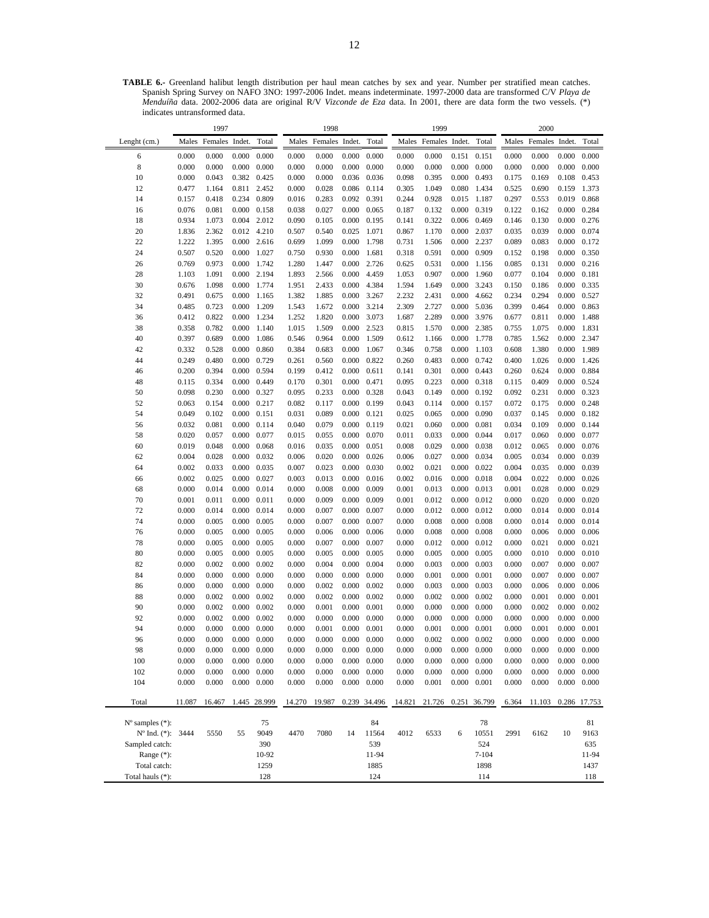**TABLE 6.-** Greenland halibut length distribution per haul mean catches by sex and year. Number per stratified mean catches. Spanish Spring Survey on NAFO 3NO: 1997-2006 Indet. means indeterminate. 1997-2000 data are transformed C/V *Playa de Menduíña* data. 2002-2006 data are original R/V *Vizconde de Eza* data. In 2001, there are data form the two vessels. (*) indicates untransformed data.

| | 1997 | | | | 1998 | | | | 1999 | | | | 2000 | | | |
|---|---|---|---|---|---|---|---|---|---|---|---|---|---|---|---|---|
| Lenght (cm.) | Males | Females | Indet. | Total | Males | Females | Indet. | Total | Males | Females | Indet. | Total | Males | Females | Indet. | Total |
| 6 | 0.000 | 0.000 | 0.000 | 0.000 | 0.000 | 0.000 | 0.000 | 0.000 | 0.000 | 0.000 | 0.151 | 0.151 | 0.000 | 0.000 | 0.000 | 0.000 |
| 8 | 0.000 | 0.000 | 0.000 | 0.000 | 0.000 | 0.000 | 0.000 | 0.000 | 0.000 | 0.000 | 0.000 | 0.000 | 0.000 | 0.000 | 0.000 | 0.000 |
| 10 | 0.000 | 0.043 | 0.382 | 0.425 | 0.000 | 0.000 | 0.036 | 0.036 | 0.098 | 0.395 | 0.000 | 0.493 | 0.175 | 0.169 | 0.108 | 0.453 |
| 12 | 0.477 | 1.164 | 0.811 | 2.452 | 0.000 | 0.028 | 0.086 | 0.114 | 0.305 | 1.049 | 0.080 | 1.434 | 0.525 | 0.690 | 0.159 | 1.373 |
| 14 | 0.157 | 0.418 | 0.234 | 0.809 | 0.016 | 0.283 | 0.092 | 0.391 | 0.244 | 0.928 | 0.015 | 1.187 | 0.297 | 0.553 | 0.019 | 0.868 |
| 16 | 0.076 | 0.081 | 0.000 | 0.158 | 0.038 | 0.027 | 0.000 | 0.065 | 0.187 | 0.132 | 0.000 | 0.319 | 0.122 | 0.162 | 0.000 | 0.284 |
| 18 | 0.934 | 1.073 | 0.004 | 2.012 | 0.090 | 0.105 | 0.000 | 0.195 | 0.141 | 0.322 | 0.006 | 0.469 | 0.146 | 0.130 | 0.000 | 0.276 |
| 20 | 1.836 | 2.362 | 0.012 | 4.210 | 0.507 | 0.540 | 0.025 | 1.071 | 0.867 | 1.170 | 0.000 | 2.037 | 0.035 | 0.039 | 0.000 | 0.074 |
| 22 | 1.222 | 1.395 | 0.000 | 2.616 | 0.699 | 1.099 | 0.000 | 1.798 | 0.731 | 1.506 | 0.000 | 2.237 | 0.089 | 0.083 | 0.000 | 0.172 |
| 24 | 0.507 | 0.520 | 0.000 | 1.027 | 0.750 | 0.930 | 0.000 | 1.681 | 0.318 | 0.591 | 0.000 | 0.909 | 0.152 | 0.198 | 0.000 | 0.350 |
| 26 | 0.769 | 0.973 | 0.000 | 1.742 | 1.280 | 1.447 | 0.000 | 2.726 | 0.625 | 0.531 | 0.000 | 1.156 | 0.085 | 0.131 | 0.000 | 0.216 |
| 28 | 1.103 | 1.091 | 0.000 | 2.194 | 1.893 | 2.566 | 0.000 | 4.459 | 1.053 | 0.907 | 0.000 | 1.960 | 0.077 | 0.104 | 0.000 | 0.181 |
| 30 | 0.676 | 1.098 | 0.000 | 1.774 | 1.951 | 2.433 | 0.000 | 4.384 | 1.594 | 1.649 | 0.000 | 3.243 | 0.150 | 0.186 | 0.000 | 0.335 |
| 32 | 0.491 | 0.675 | 0.000 | 1.165 | 1.382 | 1.885 | 0.000 | 3.267 | 2.232 | 2.431 | 0.000 | 4.662 | 0.234 | 0.294 | 0.000 | 0.527 |
| 34 | 0.485 | 0.723 | 0.000 | 1.209 | 1.543 | 1.672 | 0.000 | 3.214 | 2.309 | 2.727 | 0.000 | 5.036 | 0.399 | 0.464 | 0.000 | 0.863 |
| 36 | 0.412 | 0.822 | 0.000 | 1.234 | 1.252 | 1.820 | 0.000 | 3.073 | 1.687 | 2.289 | 0.000 | 3.976 | 0.677 | 0.811 | 0.000 | 1.488 |
| 38 | 0.358 | 0.782 | 0.000 | 1.140 | 1.015 | 1.509 | 0.000 | 2.523 | 0.815 | 1.570 | 0.000 | 2.385 | 0.755 | 1.075 | 0.000 | 1.831 |
| 40 | 0.397 | 0.689 | 0.000 | 1.086 | 0.546 | 0.964 | 0.000 | 1.509 | 0.612 | 1.166 | 0.000 | 1.778 | 0.785 | 1.562 | 0.000 | 2.347 |
| 42 | 0.332 | 0.528 | 0.000 | 0.860 | 0.384 | 0.683 | 0.000 | 1.067 | 0.346 | 0.758 | 0.000 | 1.103 | 0.608 | 1.380 | 0.000 | 1.989 |
| 44 | 0.249 | 0.480 | 0.000 | 0.729 | 0.261 | 0.560 | 0.000 | 0.822 | 0.260 | 0.483 | 0.000 | 0.742 | 0.400 | 1.026 | 0.000 | 1.426 |
| 46 | 0.200 | 0.394 | 0.000 | 0.594 | 0.199 | 0.412 | 0.000 | 0.611 | 0.141 | 0.301 | 0.000 | 0.443 | 0.260 | 0.624 | 0.000 | 0.884 |
| 48 | 0.115 | 0.334 | 0.000 | 0.449 | 0.170 | 0.301 | 0.000 | 0.471 | 0.095 | 0.223 | 0.000 | 0.318 | 0.115 | 0.409 | 0.000 | 0.524 |
| 50 | 0.098 | 0.230 | 0.000 | 0.327 | 0.095 | 0.233 | 0.000 | 0.328 | 0.043 | 0.149 | 0.000 | 0.192 | 0.092 | 0.231 | 0.000 | 0.323 |
| 52 | 0.063 | 0.154 | 0.000 | 0.217 | 0.082 | 0.117 | 0.000 | 0.199 | 0.043 | 0.114 | 0.000 | 0.157 | 0.072 | 0.175 | 0.000 | 0.248 |
| 54 | 0.049 | 0.102 | 0.000 | 0.151 | 0.031 | 0.089 | 0.000 | 0.121 | 0.025 | 0.065 | 0.000 | 0.090 | 0.037 | 0.145 | 0.000 | 0.182 |
| 56 | 0.032 | 0.081 | 0.000 | 0.114 | 0.040 | 0.079 | 0.000 | 0.119 | 0.021 | 0.060 | 0.000 | 0.081 | 0.034 | 0.109 | 0.000 | 0.144 |
| 58 | 0.020 | 0.057 | 0.000 | 0.077 | 0.015 | 0.055 | 0.000 | 0.070 | 0.011 | 0.033 | 0.000 | 0.044 | 0.017 | 0.060 | 0.000 | 0.077 |
| 60 | 0.019 | 0.048 | 0.000 | 0.068 | 0.016 | 0.035 | 0.000 | 0.051 | 0.008 | 0.029 | 0.000 | 0.038 | 0.012 | 0.065 | 0.000 | 0.076 |
| 62 | 0.004 | 0.028 | 0.000 | 0.032 | 0.006 | 0.020 | 0.000 | 0.026 | 0.006 | 0.027 | 0.000 | 0.034 | 0.005 | 0.034 | 0.000 | 0.039 |
| 64 | 0.002 | 0.033 | 0.000 | 0.035 | 0.007 | 0.023 | 0.000 | 0.030 | 0.002 | 0.021 | 0.000 | 0.022 | 0.004 | 0.035 | 0.000 | 0.039 |
| 66 | 0.002 | 0.025 | 0.000 | 0.027 | 0.003 | 0.013 | 0.000 | 0.016 | 0.002 | 0.016 | 0.000 | 0.018 | 0.004 | 0.022 | 0.000 | 0.026 |
| 68 | 0.000 | 0.014 | 0.000 | 0.014 | 0.000 | 0.008 | 0.000 | 0.009 | 0.001 | 0.013 | 0.000 | 0.013 | 0.001 | 0.028 | 0.000 | 0.029 |
| 70 | 0.001 | 0.011 | 0.000 | 0.011 | 0.000 | 0.009 | 0.000 | 0.009 | 0.001 | 0.012 | 0.000 | 0.012 | 0.000 | 0.020 | 0.000 | 0.020 |
| 72 | 0.000 | 0.014 | 0.000 | 0.014 | 0.000 | 0.007 | 0.000 | 0.007 | 0.000 | 0.012 | 0.000 | 0.012 | 0.000 | 0.014 | 0.000 | 0.014 |
| 74 | 0.000 | 0.005 | 0.000 | 0.005 | 0.000 | 0.007 | 0.000 | 0.007 | 0.000 | 0.008 | 0.000 | 0.008 | 0.000 | 0.014 | 0.000 | 0.014 |
| 76 | 0.000 | 0.005 | 0.000 | 0.005 | 0.000 | 0.006 | 0.000 | 0.006 | 0.000 | 0.008 | 0.000 | 0.008 | 0.000 | 0.006 | 0.000 | 0.006 |
| 78 | 0.000 | 0.005 | 0.000 | 0.005 | 0.000 | 0.007 | 0.000 | 0.007 | 0.000 | 0.012 | 0.000 | 0.012 | 0.000 | 0.021 | 0.000 | 0.021 |
| 80 | 0.000 | 0.005 | 0.000 | 0.005 | 0.000 | 0.005 | 0.000 | 0.005 | 0.000 | 0.005 | 0.000 | 0.005 | 0.000 | 0.010 | 0.000 | 0.010 |
| 82 | 0.000 | 0.002 | 0.000 | 0.002 | 0.000 | 0.004 | 0.000 | 0.004 | 0.000 | 0.003 | 0.000 | 0.003 | 0.000 | 0.007 | 0.000 | 0.007 |
| 84 | 0.000 | 0.000 | 0.000 | 0.000 | 0.000 | 0.000 | 0.000 | 0.000 | 0.000 | 0.001 | 0.000 | 0.001 | 0.000 | 0.007 | 0.000 | 0.007 |
| 86 | 0.000 | 0.000 | 0.000 | 0.000 | 0.000 | 0.002 | 0.000 | 0.002 | 0.000 | 0.003 | 0.000 | 0.003 | 0.000 | 0.006 | 0.000 | 0.006 |
| 88 | 0.000 | 0.002 | 0.000 | 0.002 | 0.000 | 0.002 | 0.000 | 0.002 | 0.000 | 0.002 | 0.000 | 0.002 | 0.000 | 0.001 | 0.000 | 0.001 |
| 90 | 0.000 | 0.002 | 0.000 | 0.002 | 0.000 | 0.001 | 0.000 | 0.001 | 0.000 | 0.000 | 0.000 | 0.000 | 0.000 | 0.002 | 0.000 | 0.002 |
| 92 | 0.000 | 0.002 | 0.000 | 0.002 | 0.000 | 0.000 | 0.000 | 0.000 | 0.000 | 0.000 | 0.000 | 0.000 | 0.000 | 0.000 | 0.000 | 0.000 |
| 94 | 0.000 | 0.000 | 0.000 | 0.000 | 0.000 | 0.001 | 0.000 | 0.001 | 0.000 | 0.001 | 0.000 | 0.001 | 0.000 | 0.001 | 0.000 | 0.001 |
| 96 | 0.000 | 0.000 | 0.000 | 0.000 | 0.000 | 0.000 | 0.000 | 0.000 | 0.000 | 0.002 | 0.000 | 0.002 | 0.000 | 0.000 | 0.000 | 0.000 |
| 98 | 0.000 | 0.000 | 0.000 | 0.000 | 0.000 | 0.000 | 0.000 | 0.000 | 0.000 | 0.000 | 0.000 | 0.000 | 0.000 | 0.000 | 0.000 | 0.000 |
| 100 | 0.000 | 0.000 | 0.000 | 0.000 | 0.000 | 0.000 | 0.000 | 0.000 | 0.000 | 0.000 | 0.000 | 0.000 | 0.000 | 0.000 | 0.000 | 0.000 |
| 102 | 0.000 | 0.000 | 0.000 | 0.000 | 0.000 | 0.000 | 0.000 | 0.000 | 0.000 | 0.000 | 0.000 | 0.000 | 0.000 | 0.000 | 0.000 | 0.000 |
| 104 | 0.000 | 0.000 | 0.000 | 0.000 | 0.000 | 0.000 | 0.000 | 0.000 | 0.000 | 0.001 | 0.000 | 0.001 | 0.000 | 0.000 | 0.000 | 0.000 |
| Total | 11.087 | 16.467 | 1.445 | 28.999 | 14.270 | 19.987 | 0.239 | 34.496 | 14.821 | 21.726 | 0.251 | 36.799 | 6.364 | 11.103 | 0.286 | 17.753 |
| Nº samples (*): | | | | 75 | | | | 84 | | | | 78 | | | | 81 |
| Nº Ind. (*): | 3444 | 5550 | 55 | 9049 | 4470 | 7080 | 14 | 11564 | 4012 | 6533 | 6 | 10551 | 2991 | 6162 | 10 | 9163 |
| Sampled catch: | | | | 390 | | | | 539 | | | | 524 | | | | 635 |
| Range (*): | | | | 10-92 | | | | 11-94 | | | | 7-104 | | | | 11-94 |
| Total catch: | | | | 1259 | | | | 1885 | | | | 1898 | | | | 1437 |
| Total hauls (*): | | | | 128 | | | | 124 | | | | 114 | | | | 118 |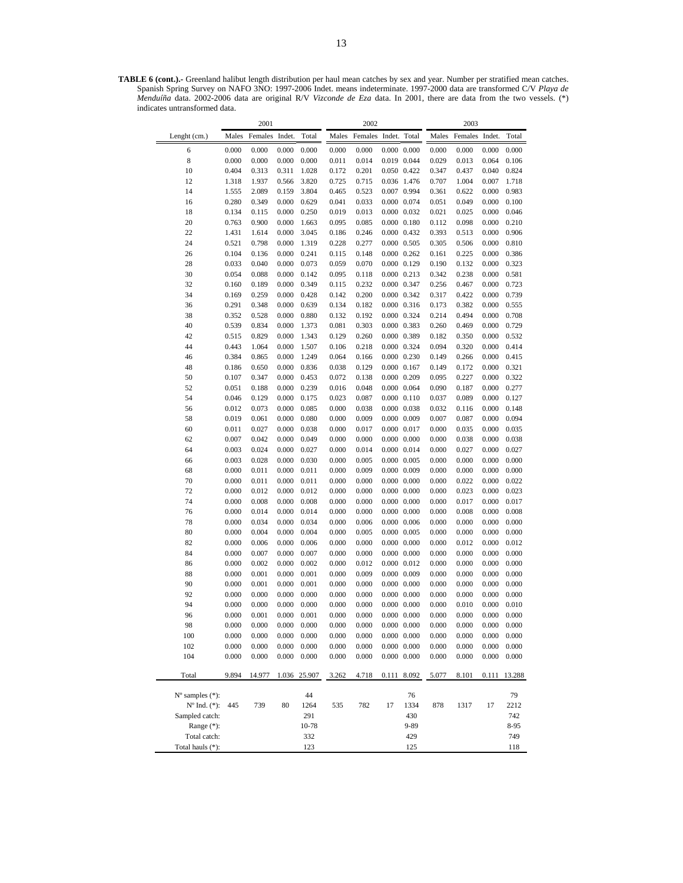**TABLE 6 (cont.).-** Greenland halibut length distribution per haul mean catches by sex and year. Number per stratified mean catches. Spanish Spring Survey on NAFO 3NO: 1997-2006 Indet. means indeterminate. 1997-2000 data are transformed C/V *Playa de Menduíña* data. 2002-2006 data are original R/V *Vizconde de Eza* data. In 2001, there are data from the two vessels. (*) indicates untransformed data.

| | 2001 | | | | 2002 | | | | 2003 | | | |
|---|---|---|---|---|---|---|---|---|---|---|---|---|
| Lenght (cm.) | Males | Females | Indet. | Total | Males | Females | Indet. | Total | Males | Females | Indet. | Total |
| 6 | 0.000 | 0.000 | 0.000 | 0.000 | 0.000 | 0.000 | 0.000 | 0.000 | 0.000 | 0.000 | 0.000 | 0.000 |
| 8 | 0.000 | 0.000 | 0.000 | 0.000 | 0.011 | 0.014 | 0.019 | 0.044 | 0.029 | 0.013 | 0.064 | 0.106 |
| 10 | 0.404 | 0.313 | 0.311 | 1.028 | 0.172 | 0.201 | 0.050 | 0.422 | 0.347 | 0.437 | 0.040 | 0.824 |
| 12 | 1.318 | 1.937 | 0.566 | 3.820 | 0.725 | 0.715 | 0.036 | 1.476 | 0.707 | 1.004 | 0.007 | 1.718 |
| 14 | 1.555 | 2.089 | 0.159 | 3.804 | 0.465 | 0.523 | 0.007 | 0.994 | 0.361 | 0.622 | 0.000 | 0.983 |
| 16 | 0.280 | 0.349 | 0.000 | 0.629 | 0.041 | 0.033 | 0.000 | 0.074 | 0.051 | 0.049 | 0.000 | 0.100 |
| 18 | 0.134 | 0.115 | 0.000 | 0.250 | 0.019 | 0.013 | 0.000 | 0.032 | 0.021 | 0.025 | 0.000 | 0.046 |
| 20 | 0.763 | 0.900 | 0.000 | 1.663 | 0.095 | 0.085 | 0.000 | 0.180 | 0.112 | 0.098 | 0.000 | 0.210 |
| 22 | 1.431 | 1.614 | 0.000 | 3.045 | 0.186 | 0.246 | 0.000 | 0.432 | 0.393 | 0.513 | 0.000 | 0.906 |
| 24 | 0.521 | 0.798 | 0.000 | 1.319 | 0.228 | 0.277 | 0.000 | 0.505 | 0.305 | 0.506 | 0.000 | 0.810 |
| 26 | 0.104 | 0.136 | 0.000 | 0.241 | 0.115 | 0.148 | 0.000 | 0.262 | 0.161 | 0.225 | 0.000 | 0.386 |
| 28 | 0.033 | 0.040 | 0.000 | 0.073 | 0.059 | 0.070 | 0.000 | 0.129 | 0.190 | 0.132 | 0.000 | 0.323 |
| 30 | 0.054 | 0.088 | 0.000 | 0.142 | 0.095 | 0.118 | 0.000 | 0.213 | 0.342 | 0.238 | 0.000 | 0.581 |
| 32 | 0.160 | 0.189 | 0.000 | 0.349 | 0.115 | 0.232 | 0.000 | 0.347 | 0.256 | 0.467 | 0.000 | 0.723 |
| 34 | 0.169 | 0.259 | 0.000 | 0.428 | 0.142 | 0.200 | 0.000 | 0.342 | 0.317 | 0.422 | 0.000 | 0.739 |
| 36 | 0.291 | 0.348 | 0.000 | 0.639 | 0.134 | 0.182 | 0.000 | 0.316 | 0.173 | 0.382 | 0.000 | 0.555 |
| 38 | 0.352 | 0.528 | 0.000 | 0.880 | 0.132 | 0.192 | 0.000 | 0.324 | 0.214 | 0.494 | 0.000 | 0.708 |
| 40 | 0.539 | 0.834 | 0.000 | 1.373 | 0.081 | 0.303 | 0.000 | 0.383 | 0.260 | 0.469 | 0.000 | 0.729 |
| 42 | 0.515 | 0.829 | 0.000 | 1.343 | 0.129 | 0.260 | 0.000 | 0.389 | 0.182 | 0.350 | 0.000 | 0.532 |
| 44 | 0.443 | 1.064 | 0.000 | 1.507 | 0.106 | 0.218 | 0.000 | 0.324 | 0.094 | 0.320 | 0.000 | 0.414 |
| 46 | 0.384 | 0.865 | 0.000 | 1.249 | 0.064 | 0.166 | 0.000 | 0.230 | 0.149 | 0.266 | 0.000 | 0.415 |
| 48 | 0.186 | 0.650 | 0.000 | 0.836 | 0.038 | 0.129 | 0.000 | 0.167 | 0.149 | 0.172 | 0.000 | 0.321 |
| 50 | 0.107 | 0.347 | 0.000 | 0.453 | 0.072 | 0.138 | 0.000 | 0.209 | 0.095 | 0.227 | 0.000 | 0.322 |
| 52 | 0.051 | 0.188 | 0.000 | 0.239 | 0.016 | 0.048 | 0.000 | 0.064 | 0.090 | 0.187 | 0.000 | 0.277 |
| 54 | 0.046 | 0.129 | 0.000 | 0.175 | 0.023 | 0.087 | 0.000 | 0.110 | 0.037 | 0.089 | 0.000 | 0.127 |
| 56 | 0.012 | 0.073 | 0.000 | 0.085 | 0.000 | 0.038 | 0.000 | 0.038 | 0.032 | 0.116 | 0.000 | 0.148 |
| 58 | 0.019 | 0.061 | 0.000 | 0.080 | 0.000 | 0.009 | 0.000 | 0.009 | 0.007 | 0.087 | 0.000 | 0.094 |
| 60 | 0.011 | 0.027 | 0.000 | 0.038 | 0.000 | 0.017 | 0.000 | 0.017 | 0.000 | 0.035 | 0.000 | 0.035 |
| 62 | 0.007 | 0.042 | 0.000 | 0.049 | 0.000 | 0.000 | 0.000 | 0.000 | 0.000 | 0.038 | 0.000 | 0.038 |
| 64 | 0.003 | 0.024 | 0.000 | 0.027 | 0.000 | 0.014 | 0.000 | 0.014 | 0.000 | 0.027 | 0.000 | 0.027 |
| 66 | 0.003 | 0.028 | 0.000 | 0.030 | 0.000 | 0.005 | 0.000 | 0.005 | 0.000 | 0.000 | 0.000 | 0.000 |
| 68 | 0.000 | 0.011 | 0.000 | 0.011 | 0.000 | 0.009 | 0.000 | 0.009 | 0.000 | 0.000 | 0.000 | 0.000 |
| 70 | 0.000 | 0.011 | 0.000 | 0.011 | 0.000 | 0.000 | 0.000 | 0.000 | 0.000 | 0.022 | 0.000 | 0.022 |
| 72 | 0.000 | 0.012 | 0.000 | 0.012 | 0.000 | 0.000 | 0.000 | 0.000 | 0.000 | 0.023 | 0.000 | 0.023 |
| 74 | 0.000 | 0.008 | 0.000 | 0.008 | 0.000 | 0.000 | 0.000 | 0.000 | 0.000 | 0.017 | 0.000 | 0.017 |
| 76 | 0.000 | 0.014 | 0.000 | 0.014 | 0.000 | 0.000 | 0.000 | 0.000 | 0.000 | 0.008 | 0.000 | 0.008 |
| 78 | 0.000 | 0.034 | 0.000 | 0.034 | 0.000 | 0.006 | 0.000 | 0.006 | 0.000 | 0.000 | 0.000 | 0.000 |
| 80 | 0.000 | 0.004 | 0.000 | 0.004 | 0.000 | 0.005 | 0.000 | 0.005 | 0.000 | 0.000 | 0.000 | 0.000 |
| 82 | 0.000 | 0.006 | 0.000 | 0.006 | 0.000 | 0.000 | 0.000 | 0.000 | 0.000 | 0.012 | 0.000 | 0.012 |
| 84 | 0.000 | 0.007 | 0.000 | 0.007 | 0.000 | 0.000 | 0.000 | 0.000 | 0.000 | 0.000 | 0.000 | 0.000 |
| 86 | 0.000 | 0.002 | 0.000 | 0.002 | 0.000 | 0.012 | 0.000 | 0.012 | 0.000 | 0.000 | 0.000 | 0.000 |
| 88 | 0.000 | 0.001 | 0.000 | 0.001 | 0.000 | 0.009 | 0.000 | 0.009 | 0.000 | 0.000 | 0.000 | 0.000 |
| 90 | 0.000 | 0.001 | 0.000 | 0.001 | 0.000 | 0.000 | 0.000 | 0.000 | 0.000 | 0.000 | 0.000 | 0.000 |
| 92 | 0.000 | 0.000 | 0.000 | 0.000 | 0.000 | 0.000 | 0.000 | 0.000 | 0.000 | 0.000 | 0.000 | 0.000 |
| 94 | 0.000 | 0.000 | 0.000 | 0.000 | 0.000 | 0.000 | 0.000 | 0.000 | 0.000 | 0.010 | 0.000 | 0.010 |
| 96 | 0.000 | 0.001 | 0.000 | 0.001 | 0.000 | 0.000 | 0.000 | 0.000 | 0.000 | 0.000 | 0.000 | 0.000 |
| 98 | 0.000 | 0.000 | 0.000 | 0.000 | 0.000 | 0.000 | 0.000 | 0.000 | 0.000 | 0.000 | 0.000 | 0.000 |
| 100 | 0.000 | 0.000 | 0.000 | 0.000 | 0.000 | 0.000 | 0.000 | 0.000 | 0.000 | 0.000 | 0.000 | 0.000 |
| 102 | 0.000 | 0.000 | 0.000 | 0.000 | 0.000 | 0.000 | 0.000 | 0.000 | 0.000 | 0.000 | 0.000 | 0.000 |
| 104 | 0.000 | 0.000 | 0.000 | 0.000 | 0.000 | 0.000 | 0.000 | 0.000 | 0.000 | 0.000 | 0.000 | 0.000 |
| Total | 9.894 | 14.977 | 1.036 | 25.907 | 3.262 | 4.718 | 0.111 | 8.092 | 5.077 | 8.101 | 0.111 | 13.288 |
| Nº samples (*): | | | | 44 | | | | 76 | | | | 79 |
| Nº Ind. (*): | 445 | 739 | 80 | 1264 | 535 | 782 | 17 | 1334 | 878 | 1317 | 17 | 2212 |
| Sampled catch: | | | | 291 | | | | 430 | | | | 742 |
| Range (*): | | | | 10-78 | | | | 9-89 | | | | 8-95 |
| Total catch: | | | | 332 | | | | 429 | | | | 749 |
| Total hauls (*): | | | | 123 | | | | 125 | | | | 118 |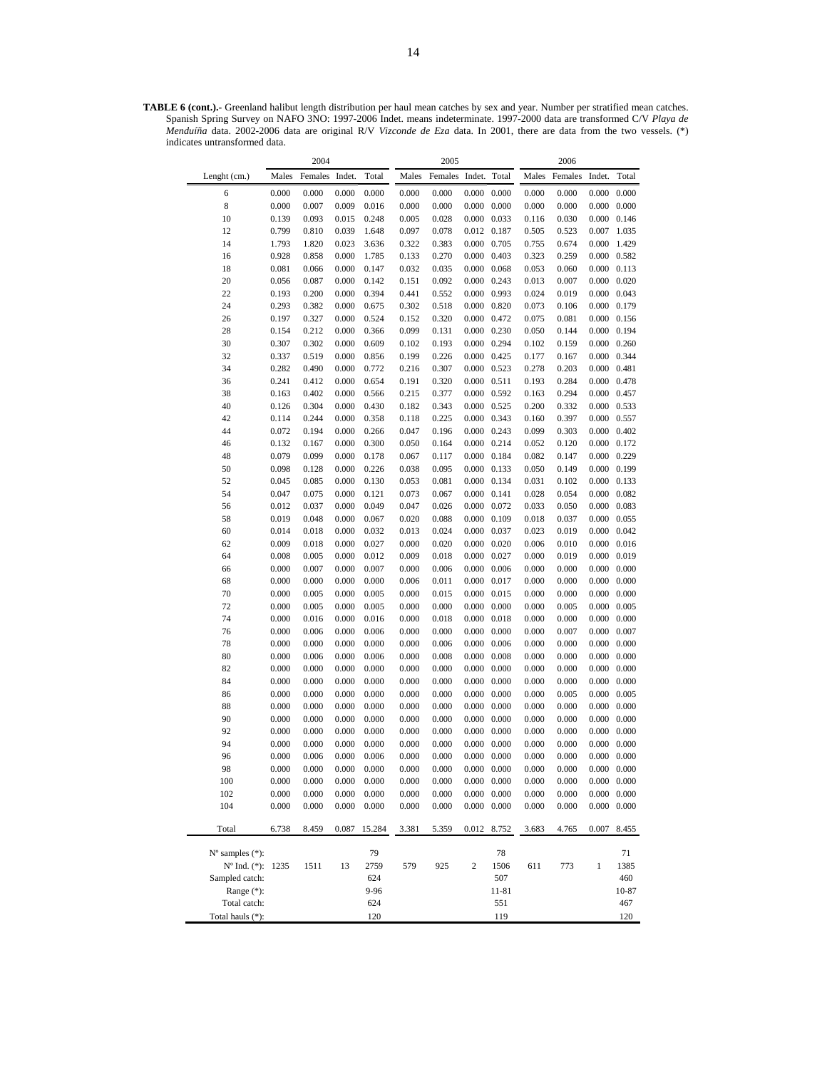**TABLE 6 (cont.).-** Greenland halibut length distribution per haul mean catches by sex and year. Number per stratified mean catches. Spanish Spring Survey on NAFO 3NO: 1997-2006 Indet. means indeterminate. 1997-2000 data are transformed C/V *Playa de Menduíña* data. 2002-2006 data are original R/V *Vizconde de Eza* data. In 2001, there are data from the two vessels. (*) indicates untransformed data.

| | 2004 | | | | 2005 | | | | 2006 | | | |
|---|---|---|---|---|---|---|---|---|---|---|---|---|
| Lenght (cm.) | Males | Females | Indet. | Total | Males | Females | Indet. | Total | Males | Females | Indet. | Total |
| 6 | 0.000 | 0.000 | 0.000 | 0.000 | 0.000 | 0.000 | 0.000 | 0.000 | 0.000 | 0.000 | 0.000 | 0.000 |
| 8 | 0.000 | 0.007 | 0.009 | 0.016 | 0.000 | 0.000 | 0.000 | 0.000 | 0.000 | 0.000 | 0.000 | 0.000 |
| 10 | 0.139 | 0.093 | 0.015 | 0.248 | 0.005 | 0.028 | 0.000 | 0.033 | 0.116 | 0.030 | 0.000 | 0.146 |
| 12 | 0.799 | 0.810 | 0.039 | 1.648 | 0.097 | 0.078 | 0.012 | 0.187 | 0.505 | 0.523 | 0.007 | 1.035 |
| 14 | 1.793 | 1.820 | 0.023 | 3.636 | 0.322 | 0.383 | 0.000 | 0.705 | 0.755 | 0.674 | 0.000 | 1.429 |
| 16 | 0.928 | 0.858 | 0.000 | 1.785 | 0.133 | 0.270 | 0.000 | 0.403 | 0.323 | 0.259 | 0.000 | 0.582 |
| 18 | 0.081 | 0.066 | 0.000 | 0.147 | 0.032 | 0.035 | 0.000 | 0.068 | 0.053 | 0.060 | 0.000 | 0.113 |
| 20 | 0.056 | 0.087 | 0.000 | 0.142 | 0.151 | 0.092 | 0.000 | 0.243 | 0.013 | 0.007 | 0.000 | 0.020 |
| 22 | 0.193 | 0.200 | 0.000 | 0.394 | 0.441 | 0.552 | 0.000 | 0.993 | 0.024 | 0.019 | 0.000 | 0.043 |
| 24 | 0.293 | 0.382 | 0.000 | 0.675 | 0.302 | 0.518 | 0.000 | 0.820 | 0.073 | 0.106 | 0.000 | 0.179 |
| 26 | 0.197 | 0.327 | 0.000 | 0.524 | 0.152 | 0.320 | 0.000 | 0.472 | 0.075 | 0.081 | 0.000 | 0.156 |
| 28 | 0.154 | 0.212 | 0.000 | 0.366 | 0.099 | 0.131 | 0.000 | 0.230 | 0.050 | 0.144 | 0.000 | 0.194 |
| 30 | 0.307 | 0.302 | 0.000 | 0.609 | 0.102 | 0.193 | 0.000 | 0.294 | 0.102 | 0.159 | 0.000 | 0.260 |
| 32 | 0.337 | 0.519 | 0.000 | 0.856 | 0.199 | 0.226 | 0.000 | 0.425 | 0.177 | 0.167 | 0.000 | 0.344 |
| 34 | 0.282 | 0.490 | 0.000 | 0.772 | 0.216 | 0.307 | 0.000 | 0.523 | 0.278 | 0.203 | 0.000 | 0.481 |
| 36 | 0.241 | 0.412 | 0.000 | 0.654 | 0.191 | 0.320 | 0.000 | 0.511 | 0.193 | 0.284 | 0.000 | 0.478 |
| 38 | 0.163 | 0.402 | 0.000 | 0.566 | 0.215 | 0.377 | 0.000 | 0.592 | 0.163 | 0.294 | 0.000 | 0.457 |
| 40 | 0.126 | 0.304 | 0.000 | 0.430 | 0.182 | 0.343 | 0.000 | 0.525 | 0.200 | 0.332 | 0.000 | 0.533 |
| 42 | 0.114 | 0.244 | 0.000 | 0.358 | 0.118 | 0.225 | 0.000 | 0.343 | 0.160 | 0.397 | 0.000 | 0.557 |
| 44 | 0.072 | 0.194 | 0.000 | 0.266 | 0.047 | 0.196 | 0.000 | 0.243 | 0.099 | 0.303 | 0.000 | 0.402 |
| 46 | 0.132 | 0.167 | 0.000 | 0.300 | 0.050 | 0.164 | 0.000 | 0.214 | 0.052 | 0.120 | 0.000 | 0.172 |
| 48 | 0.079 | 0.099 | 0.000 | 0.178 | 0.067 | 0.117 | 0.000 | 0.184 | 0.082 | 0.147 | 0.000 | 0.229 |
| 50 | 0.098 | 0.128 | 0.000 | 0.226 | 0.038 | 0.095 | 0.000 | 0.133 | 0.050 | 0.149 | 0.000 | 0.199 |
| 52 | 0.045 | 0.085 | 0.000 | 0.130 | 0.053 | 0.081 | 0.000 | 0.134 | 0.031 | 0.102 | 0.000 | 0.133 |
| 54 | 0.047 | 0.075 | 0.000 | 0.121 | 0.073 | 0.067 | 0.000 | 0.141 | 0.028 | 0.054 | 0.000 | 0.082 |
| 56 | 0.012 | 0.037 | 0.000 | 0.049 | 0.047 | 0.026 | 0.000 | 0.072 | 0.033 | 0.050 | 0.000 | 0.083 |
| 58 | 0.019 | 0.048 | 0.000 | 0.067 | 0.020 | 0.088 | 0.000 | 0.109 | 0.018 | 0.037 | 0.000 | 0.055 |
| 60 | 0.014 | 0.018 | 0.000 | 0.032 | 0.013 | 0.024 | 0.000 | 0.037 | 0.023 | 0.019 | 0.000 | 0.042 |
| 62 | 0.009 | 0.018 | 0.000 | 0.027 | 0.000 | 0.020 | 0.000 | 0.020 | 0.006 | 0.010 | 0.000 | 0.016 |
| 64 | 0.008 | 0.005 | 0.000 | 0.012 | 0.009 | 0.018 | 0.000 | 0.027 | 0.000 | 0.019 | 0.000 | 0.019 |
| 66 | 0.000 | 0.007 | 0.000 | 0.007 | 0.000 | 0.006 | 0.000 | 0.006 | 0.000 | 0.000 | 0.000 | 0.000 |
| 68 | 0.000 | 0.000 | 0.000 | 0.000 | 0.006 | 0.011 | 0.000 | 0.017 | 0.000 | 0.000 | 0.000 | 0.000 |
| 70 | 0.000 | 0.005 | 0.000 | 0.005 | 0.000 | 0.015 | 0.000 | 0.015 | 0.000 | 0.000 | 0.000 | 0.000 |
| 72 | 0.000 | 0.005 | 0.000 | 0.005 | 0.000 | 0.000 | 0.000 | 0.000 | 0.000 | 0.005 | 0.000 | 0.005 |
| 74 | 0.000 | 0.016 | 0.000 | 0.016 | 0.000 | 0.018 | 0.000 | 0.018 | 0.000 | 0.000 | 0.000 | 0.000 |
| 76 | 0.000 | 0.006 | 0.000 | 0.006 | 0.000 | 0.000 | 0.000 | 0.000 | 0.000 | 0.007 | 0.000 | 0.007 |
| 78 | 0.000 | 0.000 | 0.000 | 0.000 | 0.000 | 0.006 | 0.000 | 0.006 | 0.000 | 0.000 | 0.000 | 0.000 |
| 80 | 0.000 | 0.006 | 0.000 | 0.006 | 0.000 | 0.008 | 0.000 | 0.008 | 0.000 | 0.000 | 0.000 | 0.000 |
| 82 | 0.000 | 0.000 | 0.000 | 0.000 | 0.000 | 0.000 | 0.000 | 0.000 | 0.000 | 0.000 | 0.000 | 0.000 |
| 84 | 0.000 | 0.000 | 0.000 | 0.000 | 0.000 | 0.000 | 0.000 | 0.000 | 0.000 | 0.000 | 0.000 | 0.000 |
| 86 | 0.000 | 0.000 | 0.000 | 0.000 | 0.000 | 0.000 | 0.000 | 0.000 | 0.000 | 0.005 | 0.000 | 0.005 |
| 88 | 0.000 | 0.000 | 0.000 | 0.000 | 0.000 | 0.000 | 0.000 | 0.000 | 0.000 | 0.000 | 0.000 | 0.000 |
| 90 | 0.000 | 0.000 | 0.000 | 0.000 | 0.000 | 0.000 | 0.000 | 0.000 | 0.000 | 0.000 | 0.000 | 0.000 |
| 92 | 0.000 | 0.000 | 0.000 | 0.000 | 0.000 | 0.000 | 0.000 | 0.000 | 0.000 | 0.000 | 0.000 | 0.000 |
| 94 | 0.000 | 0.000 | 0.000 | 0.000 | 0.000 | 0.000 | 0.000 | 0.000 | 0.000 | 0.000 | 0.000 | 0.000 |
| 96 | 0.000 | 0.006 | 0.000 | 0.006 | 0.000 | 0.000 | 0.000 | 0.000 | 0.000 | 0.000 | 0.000 | 0.000 |
| 98 | 0.000 | 0.000 | 0.000 | 0.000 | 0.000 | 0.000 | 0.000 | 0.000 | 0.000 | 0.000 | 0.000 | 0.000 |
| 100 | 0.000 | 0.000 | 0.000 | 0.000 | 0.000 | 0.000 | 0.000 | 0.000 | 0.000 | 0.000 | 0.000 | 0.000 |
| 102 | 0.000 | 0.000 | 0.000 | 0.000 | 0.000 | 0.000 | 0.000 | 0.000 | 0.000 | 0.000 | 0.000 | 0.000 |
| 104 | 0.000 | 0.000 | 0.000 | 0.000 | 0.000 | 0.000 | 0.000 | 0.000 | 0.000 | 0.000 | 0.000 | 0.000 |
| Total | 6.738 | 8.459 | 0.087 | 15.284 | 3.381 | 5.359 | 0.012 | 8.752 | 3.683 | 4.765 | 0.007 | 8.455 |
| Nº samples (*): | | | | 79 | | | | 78 | | | | 71 |
| Nº Ind. (*): | 1235 | 1511 | 13 | 2759 | 579 | 925 | 2 | 1506 | 611 | 773 | 1 | 1385 |
| Sampled catch: | | | | 624 | | | | 507 | | | | 460 |
| Range (*): | | | | 9-96 | | | | 11-81 | | | | 10-87 |
| Total catch: | | | | 624 | | | | 551 | | | | 467 |
| Total hauls (*): | | | | 120 | | | | 119 | | | | 120 |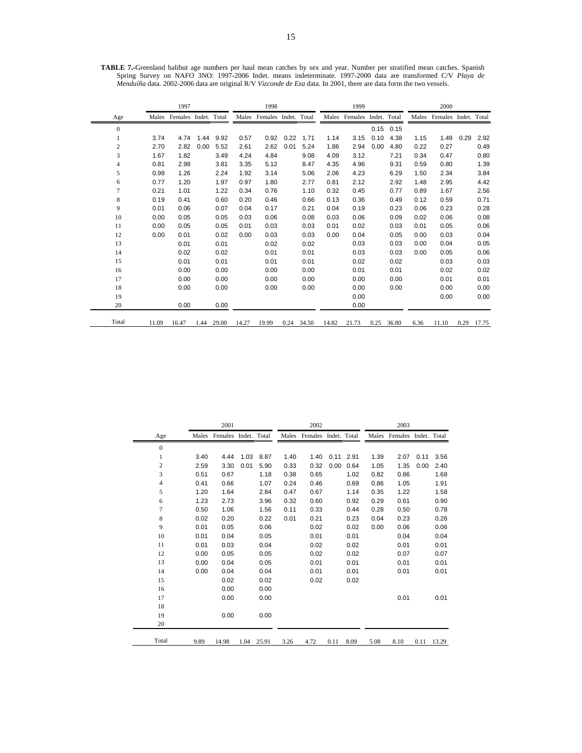**TABLE 7.**-Greenland halibut age numbers per haul mean catches by sex and year. Number per stratified mean catches. Spanish Spring Survey on NAFO 3NO: 1997-2006 Indet. means indeterminate. 1997-2000 data are transformed C/V *Playa de Menduíña* data. 2002-2006 data are original R/V *Vizconde de Eza* data. In 2001, there are data form the two vessels.

| | 1997 | | | | 1998 | | | | 1999 | | | | 2000 | | | |
|---|---|---|---|---|---|---|---|---|---|---|---|---|---|---|---|---|
| Age | Males | Females | Indet. | Total | Males | Females | Indet. | Total | Males | Females | Indet. | Total | Males | Females | Indet. | Total |
| 0 | | | | | | | | | | | 0.15 | 0.15 | | | | |
| 1 | 3.74 | 4.74 | 1.44 | 9.92 | 0.57 | 0.92 | 0.22 | 1.71 | 1.14 | 3.15 | 0.10 | 4.38 | 1.15 | 1.49 | 0.29 | 2.92 |
| 2 | 2.70 | 2.82 | 0.00 | 5.52 | 2.61 | 2.62 | 0.01 | 5.24 | 1.86 | 2.94 | 0.00 | 4.80 | 0.22 | 0.27 | | 0.49 |
| 3 | 1.67 | 1.82 | | 3.49 | 4.24 | 4.84 | | 9.08 | 4.09 | 3.12 | | 7.21 | 0.34 | 0.47 | | 0.80 |
| 4 | 0.81 | 2.99 | | 3.81 | 3.35 | 5.12 | | 8.47 | 4.35 | 4.96 | | 9.31 | 0.59 | 0.80 | | 1.39 |
| 5 | 0.98 | 1.26 | | 2.24 | 1.92 | 3.14 | | 5.06 | 2.06 | 4.23 | | 6.29 | 1.50 | 2.34 | | 3.84 |
| 6 | 0.77 | 1.20 | | 1.97 | 0.97 | 1.80 | | 2.77 | 0.81 | 2.12 | | 2.92 | 1.48 | 2.95 | | 4.42 |
| 7 | 0.21 | 1.01 | | 1.22 | 0.34 | 0.76 | | 1.10 | 0.32 | 0.45 | | 0.77 | 0.89 | 1.67 | | 2.56 |
| 8 | 0.19 | 0.41 | | 0.60 | 0.20 | 0.46 | | 0.66 | 0.13 | 0.36 | | 0.49 | 0.12 | 0.59 | | 0.71 |
| 9 | 0.01 | 0.06 | | 0.07 | 0.04 | 0.17 | | 0.21 | 0.04 | 0.19 | | 0.23 | 0.06 | 0.23 | | 0.28 |
| 10 | 0.00 | 0.05 | | 0.05 | 0.03 | 0.06 | | 0.08 | 0.03 | 0.06 | | 0.09 | 0.02 | 0.06 | | 0.08 |
| 11 | 0.00 | 0.05 | | 0.05 | 0.01 | 0.03 | | 0.03 | 0.01 | 0.02 | | 0.03 | 0.01 | 0.05 | | 0.06 |
| 12 | 0.00 | 0.01 | | 0.02 | 0.00 | 0.03 | | 0.03 | 0.00 | 0.04 | | 0.05 | 0.00 | 0.03 | | 0.04 |
| 13 | | 0.01 | | 0.01 | | 0.02 | | 0.02 | | 0.03 | | 0.03 | 0.00 | 0.04 | | 0.05 |
| 14 | | 0.02 | | 0.02 | | 0.01 | | 0.01 | | 0.03 | | 0.03 | 0.00 | 0.05 | | 0.06 |
| 15 | | 0.01 | | 0.01 | | 0.01 | | 0.01 | | 0.02 | | 0.02 | | 0.03 | | 0.03 |
| 16 | | 0.00 | | 0.00 | | 0.00 | | 0.00 | | 0.01 | | 0.01 | | 0.02 | | 0.02 |
| 17 | | 0.00 | | 0.00 | | 0.00 | | 0.00 | | 0.00 | | 0.00 | | 0.01 | | 0.01 |
| 18 | | 0.00 | | 0.00 | | 0.00 | | 0.00 | | 0.00 | | 0.00 | | 0.00 | | 0.00 |
| 19 | | | | | | | | | | 0.00 | | | | 0.00 | | 0.00 |
| 20 | | 0.00 | | 0.00 | | | | | | 0.00 | | | | | | |
| Total | 11.09 | 16.47 | 1.44 | 29.00 | 14.27 | 19.99 | 0.24 | 34.50 | 14.82 | 21.73 | 0.25 | 36.80 | 6.36 | 11.10 | 0.29 | 17.75 |

| | 2001 | | | | 2002 | | | | 2003 | | | |
|---|---|---|---|---|---|---|---|---|---|---|---|---|
| Age | Males | Females | Indet. | Total | Males | Females | Indet. | Total | Males | Females | Indet. | Total |
| 0 | | | | | | | | | | | | |
| 1 | 3.40 | 4.44 | 1.03 | 8.87 | 1.40 | 1.40 | 0.11 | 2.91 | 1.39 | 2.07 | 0.11 | 3.56 |
| 2 | 2.59 | 3.30 | 0.01 | 5.90 | 0.33 | 0.32 | 0.00 | 0.64 | 1.05 | 1.35 | 0.00 | 2.40 |
| 3 | 0.51 | 0.67 | | 1.18 | 0.38 | 0.65 | | 1.02 | 0.82 | 0.86 | | 1.68 |
| 4 | 0.41 | 0.66 | | 1.07 | 0.24 | 0.46 | | 0.69 | 0.86 | 1.05 | | 1.91 |
| 5 | 1.20 | 1.64 | | 2.84 | 0.47 | 0.67 | | 1.14 | 0.35 | 1.22 | | 1.58 |
| 6 | 1.23 | 2.73 | | 3.96 | 0.32 | 0.60 | | 0.92 | 0.29 | 0.61 | | 0.90 |
| 7 | 0.50 | 1.06 | | 1.56 | 0.11 | 0.33 | | 0.44 | 0.28 | 0.50 | | 0.78 |
| 8 | 0.02 | 0.20 | | 0.22 | 0.01 | 0.21 | | 0.23 | 0.04 | 0.23 | | 0.26 |
| 9 | 0.01 | 0.05 | | 0.06 | | 0.02 | | 0.02 | 0.00 | 0.06 | | 0.06 |
| 10 | 0.01 | 0.04 | | 0.05 | | 0.01 | | 0.01 | | 0.04 | | 0.04 |
| 11 | 0.01 | 0.03 | | 0.04 | | 0.02 | | 0.02 | | 0.01 | | 0.01 |
| 12 | 0.00 | 0.05 | | 0.05 | | 0.02 | | 0.02 | | 0.07 | | 0.07 |
| 13 | 0.00 | 0.04 | | 0.05 | | 0.01 | | 0.01 | | 0.01 | | 0.01 |
| 14 | 0.00 | 0.04 | | 0.04 | | 0.01 | | 0.01 | | 0.01 | | 0.01 |
| 15 | | 0.02 | | 0.02 | | 0.02 | | 0.02 | | | | |
| 16 | | 0.00 | | 0.00 | | | | | | | | |
| 17 | | 0.00 | | 0.00 | | | | | | 0.01 | | 0.01 |
| 18 | | | | | | | | | | | | |
| 19 | | 0.00 | | 0.00 | | | | | | | | |
| 20 | | | | | | | | | | | | |
| Total | 9.89 | 14.98 | 1.04 | 25.91 | 3.26 | 4.72 | 0.11 | 8.09 | 5.08 | 8.10 | 0.11 | 13.29 |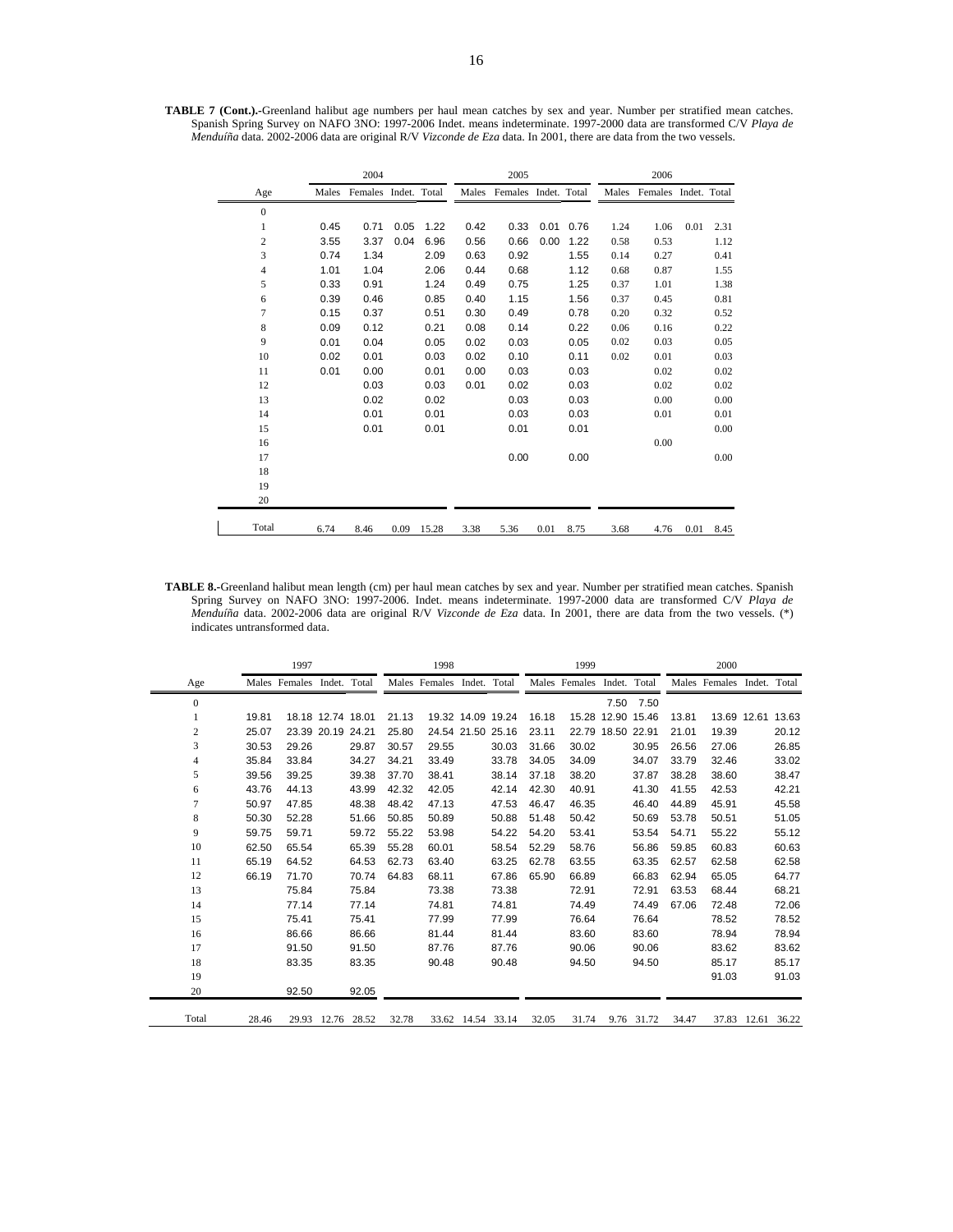**TABLE 7 (Cont.).-**Greenland halibut age numbers per haul mean catches by sex and year. Number per stratified mean catches. Spanish Spring Survey on NAFO 3NO: 1997-2006 Indet. means indeterminate. 1997-2000 data are transformed C/V *Playa de Menduíña* data. 2002-2006 data are original R/V *Vizconde de Eza* data. In 2001, there are data from the two vessels.

| | 2004 | | | | 2005 | | | | 2006 | | | |
|---|---|---|---|---|---|---|---|---|---|---|---|---|
| Age | Males | Females | Indet. | Total | Males | Females | Indet. | Total | Males | Females | Indet. | Total |
| 0 | | | | | | | | | | | | |
| 1 | 0.45 | 0.71 | 0.05 | 1.22 | 0.42 | 0.33 | 0.01 | 0.76 | 1.24 | 1.06 | 0.01 | 2.31 |
| 2 | 3.55 | 3.37 | 0.04 | 6.96 | 0.56 | 0.66 | 0.00 | 1.22 | 0.58 | 0.53 | | 1.12 |
| 3 | 0.74 | 1.34 | | 2.09 | 0.63 | 0.92 | | 1.55 | 0.14 | 0.27 | | 0.41 |
| 4 | 1.01 | 1.04 | | 2.06 | 0.44 | 0.68 | | 1.12 | 0.68 | 0.87 | | 1.55 |
| 5 | 0.33 | 0.91 | | 1.24 | 0.49 | 0.75 | | 1.25 | 0.37 | 1.01 | | 1.38 |
| 6 | 0.39 | 0.46 | | 0.85 | 0.40 | 1.15 | | 1.56 | 0.37 | 0.45 | | 0.81 |
| 7 | 0.15 | 0.37 | | 0.51 | 0.30 | 0.49 | | 0.78 | 0.20 | 0.32 | | 0.52 |
| 8 | 0.09 | 0.12 | | 0.21 | 0.08 | 0.14 | | 0.22 | 0.06 | 0.16 | | 0.22 |
| 9 | 0.01 | 0.04 | | 0.05 | 0.02 | 0.03 | | 0.05 | 0.02 | 0.03 | | 0.05 |
| 10 | 0.02 | 0.01 | | 0.03 | 0.02 | 0.10 | | 0.11 | 0.02 | 0.01 | | 0.03 |
| 11 | 0.01 | 0.00 | | 0.01 | 0.00 | 0.03 | | 0.03 | | 0.02 | | 0.02 |
| 12 | | 0.03 | | 0.03 | 0.01 | 0.02 | | 0.03 | | 0.02 | | 0.02 |
| 13 | | 0.02 | | 0.02 | | 0.03 | | 0.03 | | 0.00 | | 0.00 |
| 14 | | 0.01 | | 0.01 | | 0.03 | | 0.03 | | 0.01 | | 0.01 |
| 15 | | 0.01 | | 0.01 | | 0.01 | | 0.01 | | | | 0.00 |
| 16 | | | | | | | | | | 0.00 | | |
| 17 | | | | | | 0.00 | | 0.00 | | | | 0.00 |
| 18 | | | | | | | | | | | | |
| 19 | | | | | | | | | | | | |
| 20 | | | | | | | | | | | | |
| Total | 6.74 | 8.46 | 0.09 | 15.28 | 3.38 | 5.36 | 0.01 | 8.75 | 3.68 | 4.76 | 0.01 | 8.45 |

**TABLE 8.-**Greenland halibut mean length (cm) per haul mean catches by sex and year. Number per stratified mean catches. Spanish Spring Survey on NAFO 3NO: 1997-2006. Indet. means indeterminate. 1997-2000 data are transformed C/V *Playa de Menduíña* data. 2002-2006 data are original R/V *Vizconde de Eza* data. In 2001, there are data from the two vessels. (*) indicates untransformed data.

| | 1997 | | | | 1998 | | | | 1999 | | | | 2000 | | | |
|---|---|---|---|---|---|---|---|---|---|---|---|---|---|---|---|---|
| Age | Males | Females | Indet. | Total | Males | Females | Indet. | Total | Males | Females | Indet. | Total | Males | Females | Indet. | Total |
| 0 | | | | | | | | | | | 7.50 | 7.50 | | | | |
| 1 | 19.81 | 18.18 | 12.74 | 18.01 | 21.13 | 19.32 | 14.09 | 19.24 | 16.18 | 15.28 | 12.90 | 15.46 | 13.81 | 13.69 | 12.61 | 13.63 |
| 2 | 25.07 | 23.39 | 20.19 | 24.21 | 25.80 | 24.54 | 21.50 | 25.16 | 23.11 | 22.79 | 18.50 | 22.91 | 21.01 | 19.39 | | 20.12 |
| 3 | 30.53 | 29.26 | | 29.87 | 30.57 | 29.55 | | 30.03 | 31.66 | 30.02 | | 30.95 | 26.56 | 27.06 | | 26.85 |
| 4 | 35.84 | 33.84 | | 34.27 | 34.21 | 33.49 | | 33.78 | 34.05 | 34.09 | | 34.07 | 33.79 | 32.46 | | 33.02 |
| 5 | 39.56 | 39.25 | | 39.38 | 37.70 | 38.41 | | 38.14 | 37.18 | 38.20 | | 37.87 | 38.28 | 38.60 | | 38.47 |
| 6 | 43.76 | 44.13 | | 43.99 | 42.32 | 42.05 | | 42.14 | 42.30 | 40.91 | | 41.30 | 41.55 | 42.53 | | 42.21 |
| 7 | 50.97 | 47.85 | | 48.38 | 48.42 | 47.13 | | 47.53 | 46.47 | 46.35 | | 46.40 | 44.89 | 45.91 | | 45.58 |
| 8 | 50.30 | 52.28 | | 51.66 | 50.85 | 50.89 | | 50.88 | 51.48 | 50.42 | | 50.69 | 53.78 | 50.51 | | 51.05 |
| 9 | 59.75 | 59.71 | | 59.72 | 55.22 | 53.98 | | 54.22 | 54.20 | 53.41 | | 53.54 | 54.71 | 55.22 | | 55.12 |
| 10 | 62.50 | 65.54 | | 65.39 | 55.28 | 60.01 | | 58.54 | 52.29 | 58.76 | | 56.86 | 59.85 | 60.83 | | 60.63 |
| 11 | 65.19 | 64.52 | | 64.53 | 62.73 | 63.40 | | 63.25 | 62.78 | 63.55 | | 63.35 | 62.57 | 62.58 | | 62.58 |
| 12 | 66.19 | 71.70 | | 70.74 | 64.83 | 68.11 | | 67.86 | 65.90 | 66.89 | | 66.83 | 62.94 | 65.05 | | 64.77 |
| 13 | | 75.84 | | 75.84 | | 73.38 | | 73.38 | | 72.91 | | 72.91 | 63.53 | 68.44 | | 68.21 |
| 14 | | 77.14 | | 77.14 | | 74.81 | | 74.81 | | 74.49 | | 74.49 | 67.06 | 72.48 | | 72.06 |
| 15 | | 75.41 | | 75.41 | | 77.99 | | 77.99 | | 76.64 | | 76.64 | | 78.52 | | 78.52 |
| 16 | | 86.66 | | 86.66 | | 81.44 | | 81.44 | | 83.60 | | 83.60 | | 78.94 | | 78.94 |
| 17 | | 91.50 | | 91.50 | | 87.76 | | 87.76 | | 90.06 | | 90.06 | | 83.62 | | 83.62 |
| 18 | | 83.35 | | 83.35 | | 90.48 | | 90.48 | | 94.50 | | 94.50 | | 85.17 | | 85.17 |
| 19 | | | | | | | | | | | | | | 91.03 | | 91.03 |
| 20 | | 92.50 | | 92.05 | | | | | | | | | | | | |
| Total | 28.46 | 29.93 | 12.76 | 28.52 | 32.78 | 33.62 | 14.54 | 33.14 | 32.05 | 31.74 | 9.76 | 31.72 | 34.47 | 37.83 | 12.61 | 36.22 |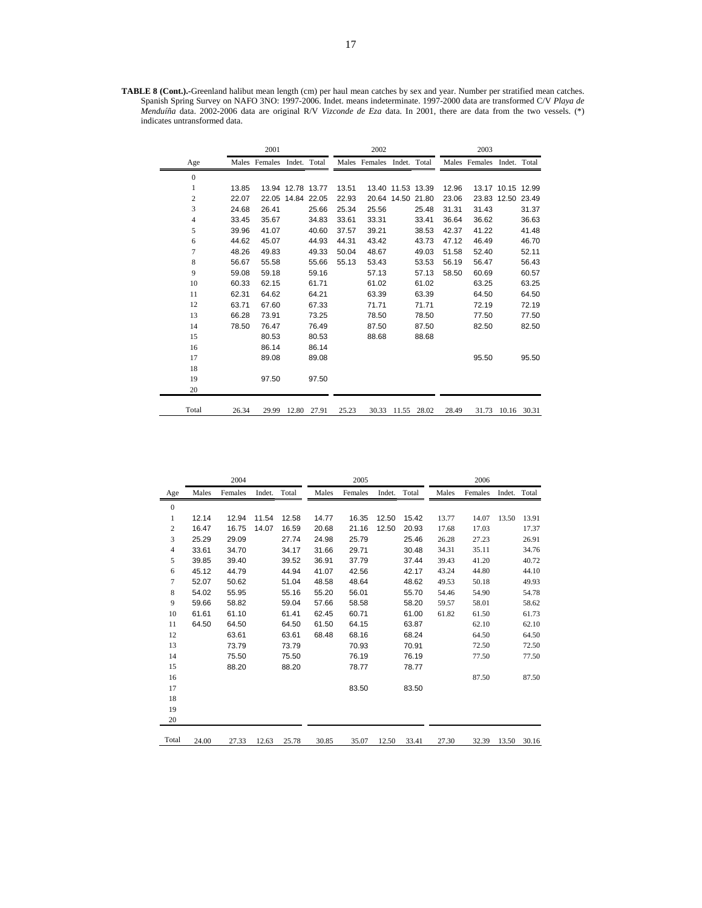**TABLE 8 (Cont.).**-Greenland halibut mean length (cm) per haul mean catches by sex and year. Number per stratified mean catches. Spanish Spring Survey on NAFO 3NO: 1997-2006. Indet. means indeterminate. 1997-2000 data are transformed C/V *Playa de Menduíña* data. 2002-2006 data are original R/V *Vizconde de Eza* data. In 2001, there are data from the two vessels. (*) indicates untransformed data.

| | 2001 | | | | 2002 | | | | 2003 | | | |
|---|---|---|---|---|---|---|---|---|---|---|---|---|
| Age | Males | Females | Indet. | Total | Males | Females | Indet. | Total | Males | Females | Indet. | Total |
| 0 | | | | | | | | | | | | |
| 1 | 13.85 | 13.94 | 12.78 | 13.77 | 13.51 | 13.40 | 11.53 | 13.39 | 12.96 | 13.17 | 10.15 | 12.99 |
| 2 | 22.07 | 22.05 | 14.84 | 22.05 | 22.93 | 20.64 | 14.50 | 21.80 | 23.06 | 23.83 | 12.50 | 23.49 |
| 3 | 24.68 | 26.41 | | 25.66 | 25.34 | 25.56 | | 25.48 | 31.31 | 31.43 | | 31.37 |
| 4 | 33.45 | 35.67 | | 34.83 | 33.61 | 33.31 | | 33.41 | 36.64 | 36.62 | | 36.63 |
| 5 | 39.96 | 41.07 | | 40.60 | 37.57 | 39.21 | | 38.53 | 42.37 | 41.22 | | 41.48 |
| 6 | 44.62 | 45.07 | | 44.93 | 44.31 | 43.42 | | 43.73 | 47.12 | 46.49 | | 46.70 |
| 7 | 48.26 | 49.83 | | 49.33 | 50.04 | 48.67 | | 49.03 | 51.58 | 52.40 | | 52.11 |
| 8 | 56.67 | 55.58 | | 55.66 | 55.13 | 53.43 | | 53.53 | 56.19 | 56.47 | | 56.43 |
| 9 | 59.08 | 59.18 | | 59.16 | | 57.13 | | 57.13 | 58.50 | 60.69 | | 60.57 |
| 10 | 60.33 | 62.15 | | 61.71 | | 61.02 | | 61.02 | | 63.25 | | 63.25 |
| 11 | 62.31 | 64.62 | | 64.21 | | 63.39 | | 63.39 | | 64.50 | | 64.50 |
| 12 | 63.71 | 67.60 | | 67.33 | | 71.71 | | 71.71 | | 72.19 | | 72.19 |
| 13 | 66.28 | 73.91 | | 73.25 | | 78.50 | | 78.50 | | 77.50 | | 77.50 |
| 14 | 78.50 | 76.47 | | 76.49 | | 87.50 | | 87.50 | | 82.50 | | 82.50 |
| 15 | | 80.53 | | 80.53 | | 88.68 | | 88.68 | | | | |
| 16 | | 86.14 | | 86.14 | | | | | | | | |
| 17 | | 89.08 | | 89.08 | | | | | | 95.50 | | 95.50 |
| 18 | | | | | | | | | | | | |
| 19 | | 97.50 | | 97.50 | | | | | | | | |
| 20 | | | | | | | | | | | | |
| Total | 26.34 | 29.99 | 12.80 | 27.91 | 25.23 | 30.33 | 11.55 | 28.02 | 28.49 | 31.73 | 10.16 | 30.31 |

| | 2004 | | | | 2005 | | | | 2006 | | | |
|---|---|---|---|---|---|---|---|---|---|---|---|---|
| Age | Males | Females | Indet. | Total | Males | Females | Indet. | Total | Males | Females | Indet. | Total |
| 0 | | | | | | | | | | | | |
| 1 | 12.14 | 12.94 | 11.54 | 12.58 | 14.77 | 16.35 | 12.50 | 15.42 | 13.77 | 14.07 | 13.50 | 13.91 |
| 2 | 16.47 | 16.75 | 14.07 | 16.59 | 20.68 | 21.16 | 12.50 | 20.93 | 17.68 | 17.03 | | 17.37 |
| 3 | 25.29 | 29.09 | | 27.74 | 24.98 | 25.79 | | 25.46 | 26.28 | 27.23 | | 26.91 |
| 4 | 33.61 | 34.70 | | 34.17 | 31.66 | 29.71 | | 30.48 | 34.31 | 35.11 | | 34.76 |
| 5 | 39.85 | 39.40 | | 39.52 | 36.91 | 37.79 | | 37.44 | 39.43 | 41.20 | | 40.72 |
| 6 | 45.12 | 44.79 | | 44.94 | 41.07 | 42.56 | | 42.17 | 43.24 | 44.80 | | 44.10 |
| 7 | 52.07 | 50.62 | | 51.04 | 48.58 | 48.64 | | 48.62 | 49.53 | 50.18 | | 49.93 |
| 8 | 54.02 | 55.95 | | 55.16 | 55.20 | 56.01 | | 55.70 | 54.46 | 54.90 | | 54.78 |
| 9 | 59.66 | 58.82 | | 59.04 | 57.66 | 58.58 | | 58.20 | 59.57 | 58.01 | | 58.62 |
| 10 | 61.61 | 61.10 | | 61.41 | 62.45 | 60.71 | | 61.00 | 61.82 | 61.50 | | 61.73 |
| 11 | 64.50 | 64.50 | | 64.50 | 61.50 | 64.15 | | 63.87 | | 62.10 | | 62.10 |
| 12 | | 63.61 | | 63.61 | 68.48 | 68.16 | | 68.24 | | 64.50 | | 64.50 |
| 13 | | 73.79 | | 73.79 | | 70.93 | | 70.91 | | 72.50 | | 72.50 |
| 14 | | 75.50 | | 75.50 | | 76.19 | | 76.19 | | 77.50 | | 77.50 |
| 15 | | 88.20 | | 88.20 | | 78.77 | | 78.77 | | | | |
| 16 | | | | | | | | | | 87.50 | | 87.50 |
| 17 | | | | | | 83.50 | | 83.50 | | | | |
| 18 | | | | | | | | | | | | |
| 19 | | | | | | | | | | | | |
| 20 | | | | | | | | | | | | |
| Total | 24.00 | 27.33 | 12.63 | 25.78 | 30.85 | 35.07 | 12.50 | 33.41 | 27.30 | 32.39 | 13.50 | 30.16 |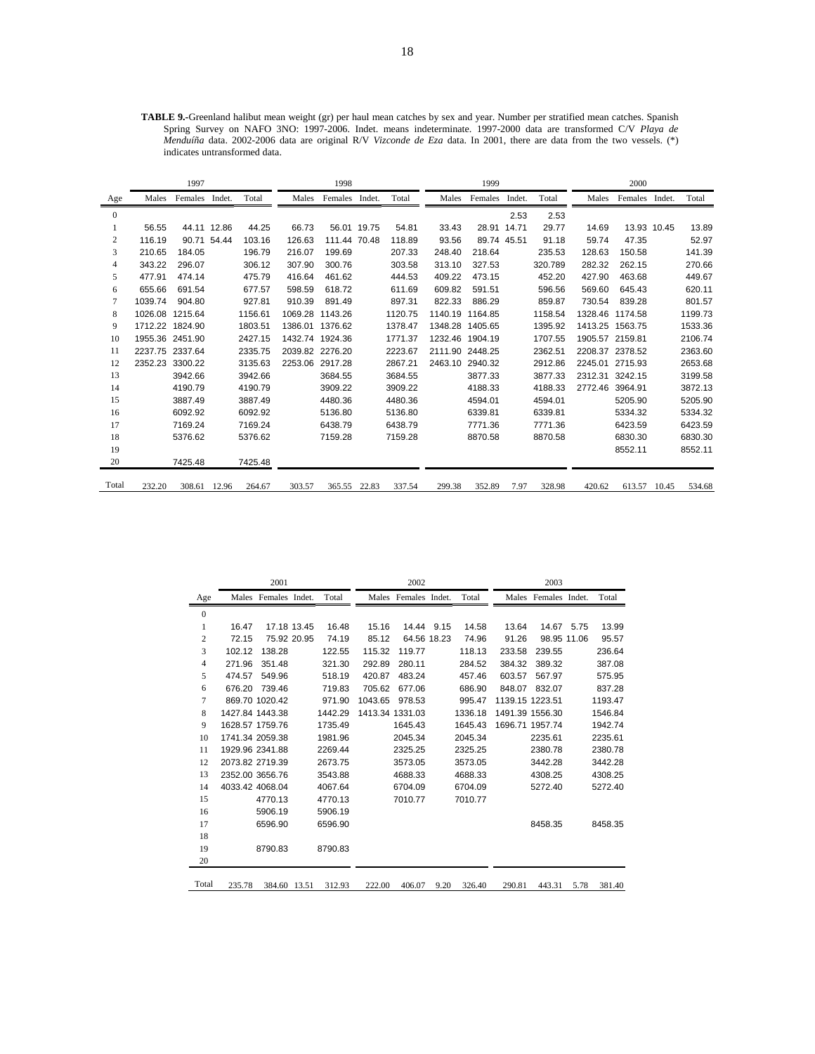**TABLE 9.**-Greenland halibut mean weight (gr) per haul mean catches by sex and year. Number per stratified mean catches. Spanish Spring Survey on NAFO 3NO: 1997-2006. Indet. means indeterminate. 1997-2000 data are transformed C/V *Playa de Menduíña* data. 2002-2006 data are original R/V *Vizconde de Eza* data. In 2001, there are data from the two vessels. (*) indicates untransformed data.

| | 1997 | | | | 1998 | | | | 1999 | | | | 2000 | | | |
|---|---|---|---|---|---|---|---|---|---|---|---|---|---|---|---|---|
| Age | Males | Females | Indet. | Total | Males | Females | Indet. | Total | Males | Females | Indet. | Total | Males | Females | Indet. | Total |
| 0 | | | | | | | | | | | 2.53 | 2.53 | | | | |
| 1 | 56.55 | 44.11 | 12.86 | 44.25 | 66.73 | 56.01 | 19.75 | 54.81 | 33.43 | 28.91 | 14.71 | 29.77 | 14.69 | 13.93 | 10.45 | 13.89 |
| 2 | 116.19 | 90.71 | 54.44 | 103.16 | 126.63 | 111.44 | 70.48 | 118.89 | 93.56 | 89.74 | 45.51 | 91.18 | 59.74 | 47.35 | | 52.97 |
| 3 | 210.65 | 184.05 | | 196.79 | 216.07 | 199.69 | | 207.33 | 248.40 | 218.64 | | 235.53 | 128.63 | 150.58 | | 141.39 |
| 4 | 343.22 | 296.07 | | 306.12 | 307.90 | 300.76 | | 303.58 | 313.10 | 327.53 | | 320.789 | 282.32 | 262.15 | | 270.66 |
| 5 | 477.91 | 474.14 | | 475.79 | 416.64 | 461.62 | | 444.53 | 409.22 | 473.15 | | 452.20 | 427.90 | 463.68 | | 449.67 |
| 6 | 655.66 | 691.54 | | 677.57 | 598.59 | 618.72 | | 611.69 | 609.82 | 591.51 | | 596.56 | 569.60 | 645.43 | | 620.11 |
| 7 | 1039.74 | 904.80 | | 927.81 | 910.39 | 891.49 | | 897.31 | 822.33 | 886.29 | | 859.87 | 730.54 | 839.28 | | 801.57 |
| 8 | 1026.08 | 1215.64 | | 1156.61 | 1069.28 | 1143.26 | | 1120.75 | 1140.19 | 1164.85 | | 1158.54 | 1328.46 | 1174.58 | | 1199.73 |
| 9 | 1712.22 | 1824.90 | | 1803.51 | 1386.01 | 1376.62 | | 1378.47 | 1348.28 | 1405.65 | | 1395.92 | 1413.25 | 1563.75 | | 1533.36 |
| 10 | 1955.36 | 2451.90 | | 2427.15 | 1432.74 | 1924.36 | | 1771.37 | 1232.46 | 1904.19 | | 1707.55 | 1905.57 | 2159.81 | | 2106.74 |
| 11 | 2237.75 | 2337.64 | | 2335.75 | 2039.82 | 2276.20 | | 2223.67 | 2111.90 | 2448.25 | | 2362.51 | 2208.37 | 2378.52 | | 2363.60 |
| 12 | 2352.23 | 3300.22 | | 3135.63 | 2253.06 | 2917.28 | | 2867.21 | 2463.10 | 2940.32 | | 2912.86 | 2245.01 | 2715.93 | | 2653.68 |
| 13 | | 3942.66 | | 3942.66 | | 3684.55 | | 3684.55 | | 3877.33 | | 3877.33 | 2312.31 | 3242.15 | | 3199.58 |
| 14 | | 4190.79 | | 4190.79 | | 3909.22 | | 3909.22 | | 4188.33 | | 4188.33 | 2772.46 | 3964.91 | | 3872.13 |
| 15 | | 3887.49 | | 3887.49 | | 4480.36 | | 4480.36 | | 4594.01 | | 4594.01 | | 5205.90 | | 5205.90 |
| 16 | | 6092.92 | | 6092.92 | | 5136.80 | | 5136.80 | | 6339.81 | | 6339.81 | | 5334.32 | | 5334.32 |
| 17 | | 7169.24 | | 7169.24 | | 6438.79 | | 6438.79 | | 7771.36 | | 7771.36 | | 6423.59 | | 6423.59 |
| 18 | | 5376.62 | | 5376.62 | | 7159.28 | | 7159.28 | | 8870.58 | | 8870.58 | | 6830.30 | | 6830.30 |
| 19 | | | | | | | | | | | | | | 8552.11 | | 8552.11 |
| 20 | | 7425.48 | | 7425.48 | | | | | | | | | | | | |
| Total | 232.20 | 308.61 | 12.96 | 264.67 | 303.57 | 365.55 | 22.83 | 337.54 | 299.38 | 352.89 | 7.97 | 328.98 | 420.62 | 613.57 | 10.45 | 534.68 |

| | 2001 | | | | 2002 | | | | 2003 | | | |
|---|---|---|---|---|---|---|---|---|---|---|---|---|
| Age | Males | Females | Indet. | Total | Males | Females | Indet. | Total | Males | Females | Indet. | Total |
| 0 | | | | | | | | | | | | |
| 1 | 16.47 | 17.18 | 13.45 | 16.48 | 15.16 | 14.44 | 9.15 | 14.58 | 13.64 | 14.67 | 5.75 | 13.99 |
| 2 | 72.15 | 75.92 | 20.95 | 74.19 | 85.12 | 64.56 | 18.23 | 74.96 | 91.26 | 98.95 | 11.06 | 95.57 |
| 3 | 102.12 | 138.28 | | 122.55 | 115.32 | 119.77 | | 118.13 | 233.58 | 239.55 | | 236.64 |
| 4 | 271.96 | 351.48 | | 321.30 | 292.89 | 280.11 | | 284.52 | 384.32 | 389.32 | | 387.08 |
| 5 | 474.57 | 549.96 | | 518.19 | 420.87 | 483.24 | | 457.46 | 603.57 | 567.97 | | 575.95 |
| 6 | 676.20 | 739.46 | | 719.83 | 705.62 | 677.06 | | 686.90 | 848.07 | 832.07 | | 837.28 |
| 7 | 869.70 | 1020.42 | | 971.90 | 1043.65 | 978.53 | | 995.47 | 1139.15 | 1223.51 | | 1193.47 |
| 8 | 1427.84 | 1443.38 | | 1442.29 | 1413.34 | 1331.03 | | 1336.18 | 1491.39 | 1556.30 | | 1546.84 |
| 9 | 1628.57 | 1759.76 | | 1735.49 | | 1645.43 | | 1645.43 | 1696.71 | 1957.74 | | 1942.74 |
| 10 | 1741.34 | 2059.38 | | 1981.96 | | 2045.34 | | 2045.34 | | 2235.61 | | 2235.61 |
| 11 | 1929.96 | 2341.88 | | 2269.44 | | 2325.25 | | 2325.25 | | 2380.78 | | 2380.78 |
| 12 | 2073.82 | 2719.39 | | 2673.75 | | 3573.05 | | 3573.05 | | 3442.28 | | 3442.28 |
| 13 | 2352.00 | 3656.76 | | 3543.88 | | 4688.33 | | 4688.33 | | 4308.25 | | 4308.25 |
| 14 | 4033.42 | 4068.04 | | 4067.64 | | 6704.09 | | 6704.09 | | 5272.40 | | 5272.40 |
| 15 | | 4770.13 | | 4770.13 | | 7010.77 | | 7010.77 | | | | |
| 16 | | 5906.19 | | 5906.19 | | | | | | | | |
| 17 | | 6596.90 | | 6596.90 | | | | | | 8458.35 | | 8458.35 |
| 18 | | | | | | | | | | | | |
| 19 | | 8790.83 | | 8790.83 | | | | | | | | |
| 20 | | | | | | | | | | | | |
| Total | 235.78 | 384.60 | 13.51 | 312.93 | 222.00 | 406.07 | 9.20 | 326.40 | 290.81 | 443.31 | 5.78 | 381.40 |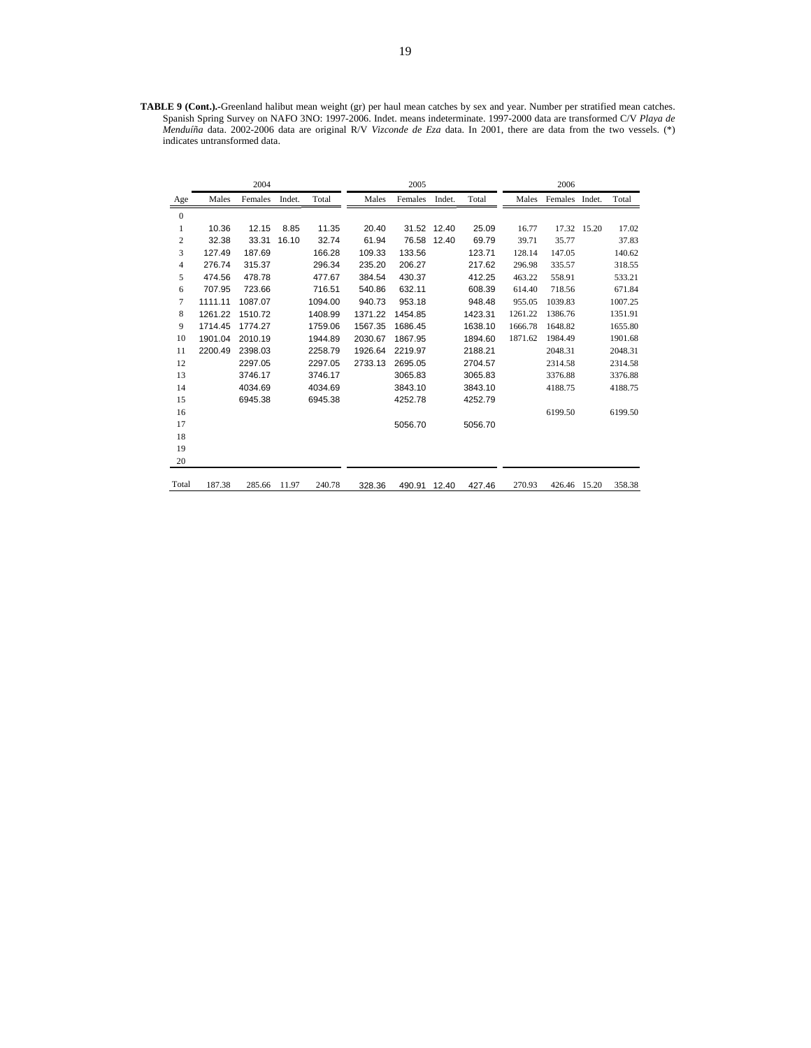**TABLE 9 (Cont.).-**Greenland halibut mean weight (gr) per haul mean catches by sex and year. Number per stratified mean catches. Spanish Spring Survey on NAFO 3NO: 1997-2006. Indet. means indeterminate. 1997-2000 data are transformed C/V *Playa de Menduíña* data. 2002-2006 data are original R/V *Vizconde de Eza* data. In 2001, there are data from the two vessels. (*) indicates untransformed data.

| | 2004 | | | | 2005 | | | | 2006 | | | |
|---|---|---|---|---|---|---|---|---|---|---|---|---|
| Age | Males | Females | Indet. | Total | Males | Females | Indet. | Total | Males | Females | Indet. | Total |
| 0 | | | | | | | | | | | | |
| 1 | 10.36 | 12.15 | 8.85 | 11.35 | 20.40 | 31.52 | 12.40 | 25.09 | 16.77 | 17.32 | 15.20 | 17.02 |
| 2 | 32.38 | 33.31 | 16.10 | 32.74 | 61.94 | 76.58 | 12.40 | 69.79 | 39.71 | 35.77 | | 37.83 |
| 3 | 127.49 | 187.69 | | 166.28 | 109.33 | 133.56 | | 123.71 | 128.14 | 147.05 | | 140.62 |
| 4 | 276.74 | 315.37 | | 296.34 | 235.20 | 206.27 | | 217.62 | 296.98 | 335.57 | | 318.55 |
| 5 | 474.56 | 478.78 | | 477.67 | 384.54 | 430.37 | | 412.25 | 463.22 | 558.91 | | 533.21 |
| 6 | 707.95 | 723.66 | | 716.51 | 540.86 | 632.11 | | 608.39 | 614.40 | 718.56 | | 671.84 |
| 7 | 1111.11 | 1087.07 | | 1094.00 | 940.73 | 953.18 | | 948.48 | 955.05 | 1039.83 | | 1007.25 |
| 8 | 1261.22 | 1510.72 | | 1408.99 | 1371.22 | 1454.85 | | 1423.31 | 1261.22 | 1386.76 | | 1351.91 |
| 9 | 1714.45 | 1774.27 | | 1759.06 | 1567.35 | 1686.45 | | 1638.10 | 1666.78 | 1648.82 | | 1655.80 |
| 10 | 1901.04 | 2010.19 | | 1944.89 | 2030.67 | 1867.95 | | 1894.60 | 1871.62 | 1984.49 | | 1901.68 |
| 11 | 2200.49 | 2398.03 | | 2258.79 | 1926.64 | 2219.97 | | 2188.21 | | 2048.31 | | 2048.31 |
| 12 | | 2297.05 | | 2297.05 | 2733.13 | 2695.05 | | 2704.57 | | 2314.58 | | 2314.58 |
| 13 | | 3746.17 | | 3746.17 | | 3065.83 | | 3065.83 | | 3376.88 | | 3376.88 |
| 14 | | 4034.69 | | 4034.69 | | 3843.10 | | 3843.10 | | 4188.75 | | 4188.75 |
| 15 | | 6945.38 | | 6945.38 | | 4252.78 | | 4252.79 | | | | |
| 16 | | | | | | | | | | 6199.50 | | 6199.50 |
| 17 | | | | | | 5056.70 | | 5056.70 | | | | |
| 18 | | | | | | | | | | | | |
| 19 | | | | | | | | | | | | |
| 20 | | | | | | | | | | | | |
| Total | 187.38 | 285.66 | 11.97 | 240.78 | 328.36 | 490.91 | 12.40 | 427.46 | 270.93 | 426.46 | 15.20 | 358.38 |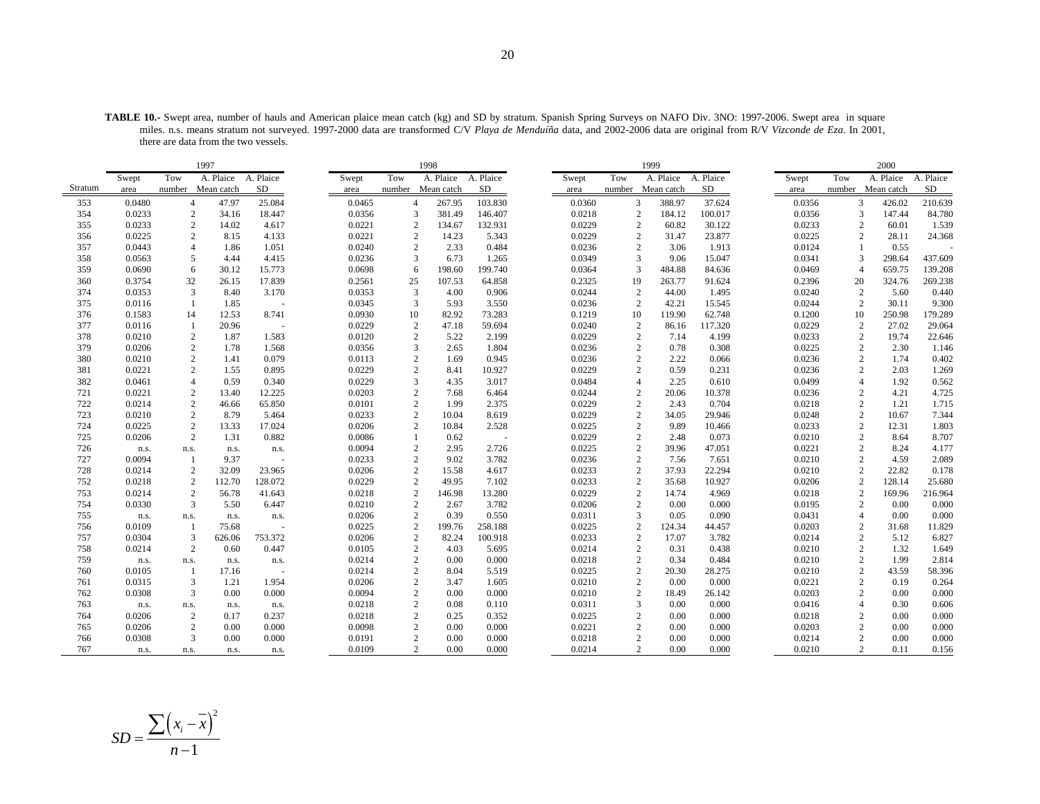**TABLE 10.-** Swept area, number of hauls and American plaice mean catch (kg) and SD by stratum. Spanish Spring Surveys on NAFO Div. 3NO: 1997-2006. Swept area in square miles. n.s. means stratum not surveyed. 1997-2000 data are transformed C/V *Playa de Menduíña* data, and 2002-2006 data are original from R/V *Vizconde de Eza*. In 2001, there are data from the two vessels.

| | 1997 | | | | 1998 | | | | 1999 | | | | 2000 | | | |
|---|---|---|---|---|---|---|---|---|---|---|---|---|---|---|---|---|
| Stratum | Swept area | Tow number | A. Plaice Mean catch | A. Plaice SD | Swept area | Tow number | A. Plaice Mean catch | A. Plaice SD | Swept area | Tow number | A. Plaice Mean catch | A. Plaice SD | Swept area | Tow number | A. Plaice Mean catch | A. Plaice SD |
| 353 | 0.0480 | 4 | 47.97 | 25.084 | 0.0465 | 4 | 267.95 | 103.830 | 0.0360 | 3 | 388.97 | 37.624 | 0.0356 | 3 | 426.02 | 210.639 |
| 354 | 0.0233 | 2 | 34.16 | 18.447 | 0.0356 | 3 | 381.49 | 146.407 | 0.0218 | 2 | 184.12 | 100.017 | 0.0356 | 3 | 147.44 | 84.780 |
| 355 | 0.0233 | 2 | 14.02 | 4.617 | 0.0221 | 2 | 134.67 | 132.931 | 0.0229 | 2 | 60.82 | 30.122 | 0.0233 | 2 | 60.01 | 1.539 |
| 356 | 0.0225 | 2 | 8.15 | 4.133 | 0.0221 | 2 | 14.23 | 5.343 | 0.0229 | 2 | 31.47 | 23.877 | 0.0225 | 2 | 28.11 | 24.368 |
| 357 | 0.0443 | 4 | 1.86 | 1.051 | 0.0240 | 2 | 2.33 | 0.484 | 0.0236 | 2 | 3.06 | 1.913 | 0.0124 | 1 | 0.55 | - |
| 358 | 0.0563 | 5 | 4.44 | 4.415 | 0.0236 | 3 | 6.73 | 1.265 | 0.0349 | 3 | 9.06 | 15.047 | 0.0341 | 3 | 298.64 | 437.609 |
| 359 | 0.0690 | 6 | 30.12 | 15.773 | 0.0698 | 6 | 198.60 | 199.740 | 0.0364 | 3 | 484.88 | 84.636 | 0.0469 | 4 | 659.75 | 139.208 |
| 360 | 0.3754 | 32 | 26.15 | 17.839 | 0.2561 | 25 | 107.53 | 64.858 | 0.2325 | 19 | 263.77 | 91.624 | 0.2396 | 20 | 324.76 | 269.238 |
| 374 | 0.0353 | 3 | 8.40 | 3.170 | 0.0353 | 3 | 4.00 | 0.906 | 0.0244 | 2 | 44.00 | 1.495 | 0.0240 | 2 | 5.60 | 0.440 |
| 375 | 0.0116 | 1 | 1.85 | - | 0.0345 | 3 | 5.93 | 3.550 | 0.0236 | 2 | 42.21 | 15.545 | 0.0244 | 2 | 30.11 | 9.300 |
| 376 | 0.1583 | 14 | 12.53 | 8.741 | 0.0930 | 10 | 82.92 | 73.283 | 0.1219 | 10 | 119.90 | 62.748 | 0.1200 | 10 | 250.98 | 179.289 |
| 377 | 0.0116 | 1 | 20.96 | - | 0.0229 | 2 | 47.18 | 59.694 | 0.0240 | 2 | 86.16 | 117.320 | 0.0229 | 2 | 27.02 | 29.064 |
| 378 | 0.0210 | 2 | 1.87 | 1.583 | 0.0120 | 2 | 5.22 | 2.199 | 0.0229 | 2 | 7.14 | 4.199 | 0.0233 | 2 | 19.74 | 22.646 |
| 379 | 0.0206 | 2 | 1.78 | 1.568 | 0.0356 | 3 | 2.65 | 1.804 | 0.0236 | 2 | 0.78 | 0.308 | 0.0225 | 2 | 2.30 | 1.146 |
| 380 | 0.0210 | 2 | 1.41 | 0.079 | 0.0113 | 2 | 1.69 | 0.945 | 0.0236 | 2 | 2.22 | 0.066 | 0.0236 | 2 | 1.74 | 0.402 |
| 381 | 0.0221 | 2 | 1.55 | 0.895 | 0.0229 | 2 | 8.41 | 10.927 | 0.0229 | 2 | 0.59 | 0.231 | 0.0236 | 2 | 2.03 | 1.269 |
| 382 | 0.0461 | 4 | 0.59 | 0.340 | 0.0229 | 3 | 4.35 | 3.017 | 0.0484 | 4 | 2.25 | 0.610 | 0.0499 | 4 | 1.92 | 0.562 |
| 721 | 0.0221 | 2 | 13.40 | 12.225 | 0.0203 | 2 | 7.68 | 6.464 | 0.0244 | 2 | 20.06 | 10.378 | 0.0236 | 2 | 4.21 | 4.725 |
| 722 | 0.0214 | 2 | 46.66 | 65.850 | 0.0101 | 2 | 1.99 | 2.375 | 0.0229 | 2 | 2.43 | 0.704 | 0.0218 | 2 | 1.21 | 1.715 |
| 723 | 0.0210 | 2 | 8.79 | 5.464 | 0.0233 | 2 | 10.04 | 8.619 | 0.0229 | 2 | 34.05 | 29.946 | 0.0248 | 2 | 10.67 | 7.344 |
| 724 | 0.0225 | 2 | 13.33 | 17.024 | 0.0206 | 2 | 10.84 | 2.528 | 0.0225 | 2 | 9.89 | 10.466 | 0.0233 | 2 | 12.31 | 1.803 |
| 725 | 0.0206 | 2 | 1.31 | 0.882 | 0.0086 | 1 | 0.62 | - | 0.0229 | 2 | 2.48 | 0.073 | 0.0210 | 2 | 8.64 | 8.707 |
| 726 | n.s. | n.s. | n.s. | n.s. | 0.0094 | 2 | 2.95 | 2.726 | 0.0225 | 2 | 39.96 | 47.051 | 0.0221 | 2 | 8.24 | 4.177 |
| 727 | 0.0094 | 1 | 9.37 | - | 0.0233 | 2 | 9.02 | 3.782 | 0.0236 | 2 | 7.56 | 7.651 | 0.0210 | 2 | 4.59 | 2.089 |
| 728 | 0.0214 | 2 | 32.09 | 23.965 | 0.0206 | 2 | 15.58 | 4.617 | 0.0233 | 2 | 37.93 | 22.294 | 0.0210 | 2 | 22.82 | 0.178 |
| 752 | 0.0218 | 2 | 112.70 | 128.072 | 0.0229 | 2 | 49.95 | 7.102 | 0.0233 | 2 | 35.68 | 10.927 | 0.0206 | 2 | 128.14 | 25.680 |
| 753 | 0.0214 | 2 | 56.78 | 41.643 | 0.0218 | 2 | 146.98 | 13.280 | 0.0229 | 2 | 14.74 | 4.969 | 0.0218 | 2 | 169.96 | 216.964 |
| 754 | 0.0330 | 3 | 5.50 | 6.447 | 0.0210 | 2 | 2.67 | 3.782 | 0.0206 | 2 | 0.00 | 0.000 | 0.0195 | 2 | 0.00 | 0.000 |
| 755 | n.s. | n.s. | n.s. | n.s. | 0.0206 | 2 | 0.39 | 0.550 | 0.0311 | 3 | 0.05 | 0.090 | 0.0431 | 4 | 0.00 | 0.000 |
| 756 | 0.0109 | 1 | 75.68 | - | 0.0225 | 2 | 199.76 | 258.188 | 0.0225 | 2 | 124.34 | 44.457 | 0.0203 | 2 | 31.68 | 11.829 |
| 757 | 0.0304 | 3 | 626.06 | 753.372 | 0.0206 | 2 | 82.24 | 100.918 | 0.0233 | 2 | 17.07 | 3.782 | 0.0214 | 2 | 5.12 | 6.827 |
| 758 | 0.0214 | 2 | 0.60 | 0.447 | 0.0105 | 2 | 4.03 | 5.695 | 0.0214 | 2 | 0.31 | 0.438 | 0.0210 | 2 | 1.32 | 1.649 |
| 759 | n.s. | n.s. | n.s. | n.s. | 0.0214 | 2 | 0.00 | 0.000 | 0.0218 | 2 | 0.34 | 0.484 | 0.0210 | 2 | 1.99 | 2.814 |
| 760 | 0.0105 | 1 | 17.16 | - | 0.0214 | 2 | 8.04 | 5.519 | 0.0225 | 2 | 20.30 | 28.275 | 0.0210 | 2 | 43.59 | 58.396 |
| 761 | 0.0315 | 3 | 1.21 | 1.954 | 0.0206 | 2 | 3.47 | 1.605 | 0.0210 | 2 | 0.00 | 0.000 | 0.0221 | 2 | 0.19 | 0.264 |
| 762 | 0.0308 | 3 | 0.00 | 0.000 | 0.0094 | 2 | 0.00 | 0.000 | 0.0210 | 2 | 18.49 | 26.142 | 0.0203 | 2 | 0.00 | 0.000 |
| 763 | n.s. | n.s. | n.s. | n.s. | 0.0218 | 2 | 0.08 | 0.110 | 0.0311 | 3 | 0.00 | 0.000 | 0.0416 | 4 | 0.30 | 0.606 |
| 764 | 0.0206 | 2 | 0.17 | 0.237 | 0.0218 | 2 | 0.25 | 0.352 | 0.0225 | 2 | 0.00 | 0.000 | 0.0218 | 2 | 0.00 | 0.000 |
| 765 | 0.0206 | 2 | 0.00 | 0.000 | 0.0098 | 2 | 0.00 | 0.000 | 0.0221 | 2 | 0.00 | 0.000 | 0.0203 | 2 | 0.00 | 0.000 |
| 766 | 0.0308 | 3 | 0.00 | 0.000 | 0.0191 | 2 | 0.00 | 0.000 | 0.0218 | 2 | 0.00 | 0.000 | 0.0214 | 2 | 0.00 | 0.000 |
| 767 | n.s. | n.s. | n.s. | n.s. | 0.0109 | 2 | 0.00 | 0.000 | 0.0214 | 2 | 0.00 | 0.000 | 0.0210 | 2 | 0.11 | 0.156 |

$$SD = \frac{\sum \left( x_i - \bar{x} \right)^2}{n-1}$$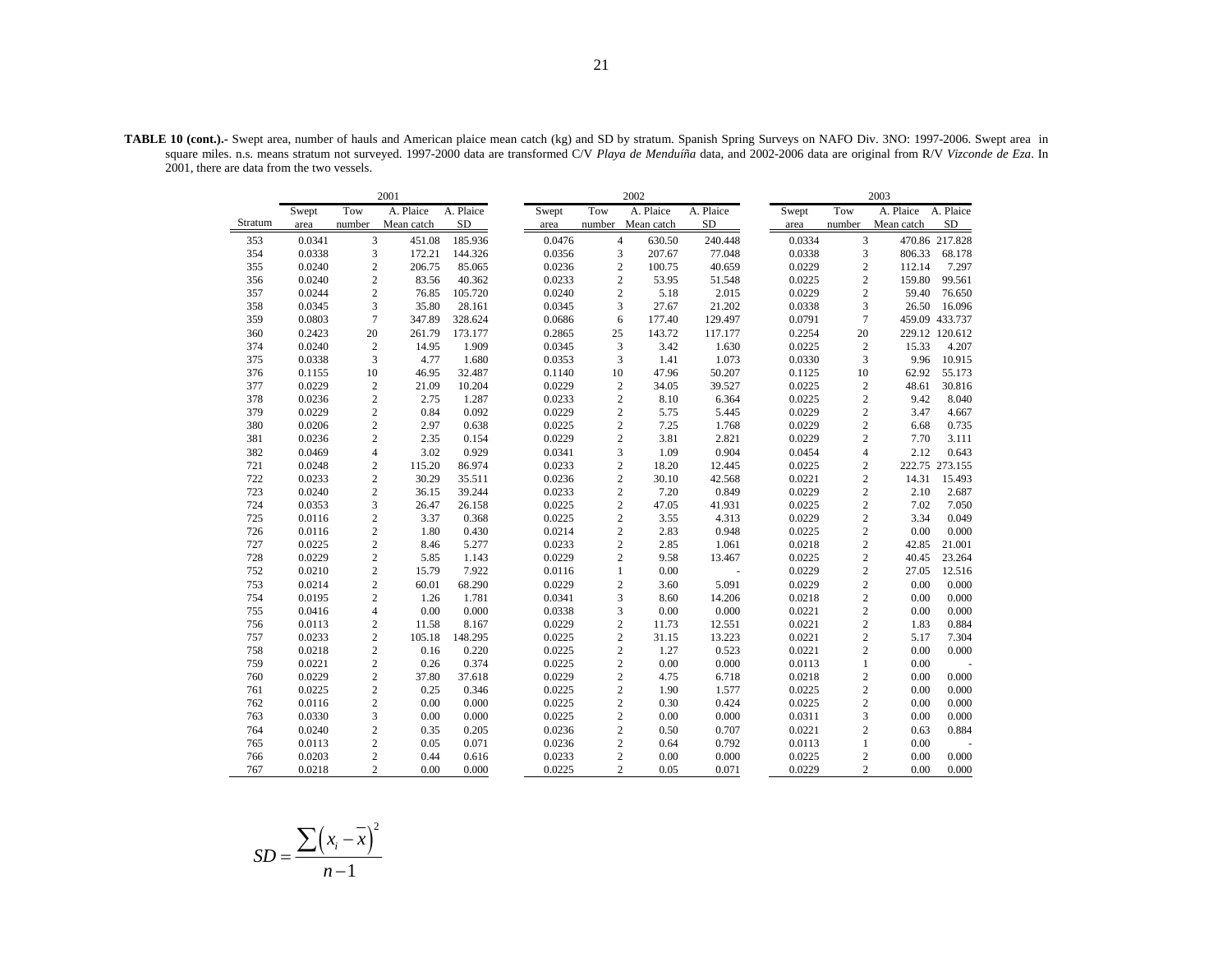**TABLE 10 (cont.).-** Swept area, number of hauls and American plaice mean catch (kg) and SD by stratum. Spanish Spring Surveys on NAFO Div. 3NO: 1997-2006. Swept area in square miles. n.s. means stratum not surveyed. 1997-2000 data are transformed C/V *Playa de Menduíña* data, and 2002-2006 data are original from R/V *Vizconde de Eza*. In 2001, there are data from the two vessels.

| | 2001 | | | | 2002 | | | | 2003 | | | |
|---|---|---|---|---|---|---|---|---|---|---|---|---|
| Stratum | Swept area | Tow number | A. Plaice Mean catch | A. Plaice SD | Swept area | Tow number | A. Plaice Mean catch | A. Plaice SD | Swept area | Tow number | A. Plaice Mean catch | A. Plaice SD |
| 353 | 0.0341 | 3 | 451.08 | 185.936 | 0.0476 | 4 | 630.50 | 240.448 | 0.0334 | 3 | 470.86 | 217.828 |
| 354 | 0.0338 | 3 | 172.21 | 144.326 | 0.0356 | 3 | 207.67 | 77.048 | 0.0338 | 3 | 806.33 | 68.178 |
| 355 | 0.0240 | 2 | 206.75 | 85.065 | 0.0236 | 2 | 100.75 | 40.659 | 0.0229 | 2 | 112.14 | 7.297 |
| 356 | 0.0240 | 2 | 83.56 | 40.362 | 0.0233 | 2 | 53.95 | 51.548 | 0.0225 | 2 | 159.80 | 99.561 |
| 357 | 0.0244 | 2 | 76.85 | 105.720 | 0.0240 | 2 | 5.18 | 2.015 | 0.0229 | 2 | 59.40 | 76.650 |
| 358 | 0.0345 | 3 | 35.80 | 28.161 | 0.0345 | 3 | 27.67 | 21.202 | 0.0338 | 3 | 26.50 | 16.096 |
| 359 | 0.0803 | 7 | 347.89 | 328.624 | 0.0686 | 6 | 177.40 | 129.497 | 0.0791 | 7 | 459.09 | 433.737 |
| 360 | 0.2423 | 20 | 261.79 | 173.177 | 0.2865 | 25 | 143.72 | 117.177 | 0.2254 | 20 | 229.12 | 120.612 |
| 374 | 0.0240 | 2 | 14.95 | 1.909 | 0.0345 | 3 | 3.42 | 1.630 | 0.0225 | 2 | 15.33 | 4.207 |
| 375 | 0.0338 | 3 | 4.77 | 1.680 | 0.0353 | 3 | 1.41 | 1.073 | 0.0330 | 3 | 9.96 | 10.915 |
| 376 | 0.1155 | 10 | 46.95 | 32.487 | 0.1140 | 10 | 47.96 | 50.207 | 0.1125 | 10 | 62.92 | 55.173 |
| 377 | 0.0229 | 2 | 21.09 | 10.204 | 0.0229 | 2 | 34.05 | 39.527 | 0.0225 | 2 | 48.61 | 30.816 |
| 378 | 0.0236 | 2 | 2.75 | 1.287 | 0.0233 | 2 | 8.10 | 6.364 | 0.0225 | 2 | 9.42 | 8.040 |
| 379 | 0.0229 | 2 | 0.84 | 0.092 | 0.0229 | 2 | 5.75 | 5.445 | 0.0229 | 2 | 3.47 | 4.667 |
| 380 | 0.0206 | 2 | 2.97 | 0.638 | 0.0225 | 2 | 7.25 | 1.768 | 0.0229 | 2 | 6.68 | 0.735 |
| 381 | 0.0236 | 2 | 2.35 | 0.154 | 0.0229 | 2 | 3.81 | 2.821 | 0.0229 | 2 | 7.70 | 3.111 |
| 382 | 0.0469 | 4 | 3.02 | 0.929 | 0.0341 | 3 | 1.09 | 0.904 | 0.0454 | 4 | 2.12 | 0.643 |
| 721 | 0.0248 | 2 | 115.20 | 86.974 | 0.0233 | 2 | 18.20 | 12.445 | 0.0225 | 2 | 222.75 | 273.155 |
| 722 | 0.0233 | 2 | 30.29 | 35.511 | 0.0236 | 2 | 30.10 | 42.568 | 0.0221 | 2 | 14.31 | 15.493 |
| 723 | 0.0240 | 2 | 36.15 | 39.244 | 0.0233 | 2 | 7.20 | 0.849 | 0.0229 | 2 | 2.10 | 2.687 |
| 724 | 0.0353 | 3 | 26.47 | 26.158 | 0.0225 | 2 | 47.05 | 41.931 | 0.0225 | 2 | 7.02 | 7.050 |
| 725 | 0.0116 | 2 | 3.37 | 0.368 | 0.0225 | 2 | 3.55 | 4.313 | 0.0229 | 2 | 3.34 | 0.049 |
| 726 | 0.0116 | 2 | 1.80 | 0.430 | 0.0214 | 2 | 2.83 | 0.948 | 0.0225 | 2 | 0.00 | 0.000 |
| 727 | 0.0225 | 2 | 8.46 | 5.277 | 0.0233 | 2 | 2.85 | 1.061 | 0.0218 | 2 | 42.85 | 21.001 |
| 728 | 0.0229 | 2 | 5.85 | 1.143 | 0.0229 | 2 | 9.58 | 13.467 | 0.0225 | 2 | 40.45 | 23.264 |
| 752 | 0.0210 | 2 | 15.79 | 7.922 | 0.0116 | 1 | 0.00 | - | 0.0229 | 2 | 27.05 | 12.516 |
| 753 | 0.0214 | 2 | 60.01 | 68.290 | 0.0229 | 2 | 3.60 | 5.091 | 0.0229 | 2 | 0.00 | 0.000 |
| 754 | 0.0195 | 2 | 1.26 | 1.781 | 0.0341 | 3 | 8.60 | 14.206 | 0.0218 | 2 | 0.00 | 0.000 |
| 755 | 0.0416 | 4 | 0.00 | 0.000 | 0.0338 | 3 | 0.00 | 0.000 | 0.0221 | 2 | 0.00 | 0.000 |
| 756 | 0.0113 | 2 | 11.58 | 8.167 | 0.0229 | 2 | 11.73 | 12.551 | 0.0221 | 2 | 1.83 | 0.884 |
| 757 | 0.0233 | 2 | 105.18 | 148.295 | 0.0225 | 2 | 31.15 | 13.223 | 0.0221 | 2 | 5.17 | 7.304 |
| 758 | 0.0218 | 2 | 0.16 | 0.220 | 0.0225 | 2 | 1.27 | 0.523 | 0.0221 | 2 | 0.00 | 0.000 |
| 759 | 0.0221 | 2 | 0.26 | 0.374 | 0.0225 | 2 | 0.00 | 0.000 | 0.0113 | 1 | 0.00 | - |
| 760 | 0.0229 | 2 | 37.80 | 37.618 | 0.0229 | 2 | 4.75 | 6.718 | 0.0218 | 2 | 0.00 | 0.000 |
| 761 | 0.0225 | 2 | 0.25 | 0.346 | 0.0225 | 2 | 1.90 | 1.577 | 0.0225 | 2 | 0.00 | 0.000 |
| 762 | 0.0116 | 2 | 0.00 | 0.000 | 0.0225 | 2 | 0.30 | 0.424 | 0.0225 | 2 | 0.00 | 0.000 |
| 763 | 0.0330 | 3 | 0.00 | 0.000 | 0.0225 | 2 | 0.00 | 0.000 | 0.0311 | 3 | 0.00 | 0.000 |
| 764 | 0.0240 | 2 | 0.35 | 0.205 | 0.0236 | 2 | 0.50 | 0.707 | 0.0221 | 2 | 0.63 | 0.884 |
| 765 | 0.0113 | 2 | 0.05 | 0.071 | 0.0236 | 2 | 0.64 | 0.792 | 0.0113 | 1 | 0.00 | - |
| 766 | 0.0203 | 2 | 0.44 | 0.616 | 0.0233 | 2 | 0.00 | 0.000 | 0.0225 | 2 | 0.00 | 0.000 |
| 767 | 0.0218 | 2 | 0.00 | 0.000 | 0.0225 | 2 | 0.05 | 0.071 | 0.0229 | 2 | 0.00 | 0.000 |

$$SD = \frac{\sum \left(x_i - \overline{x}\right)^2}{n-1}$$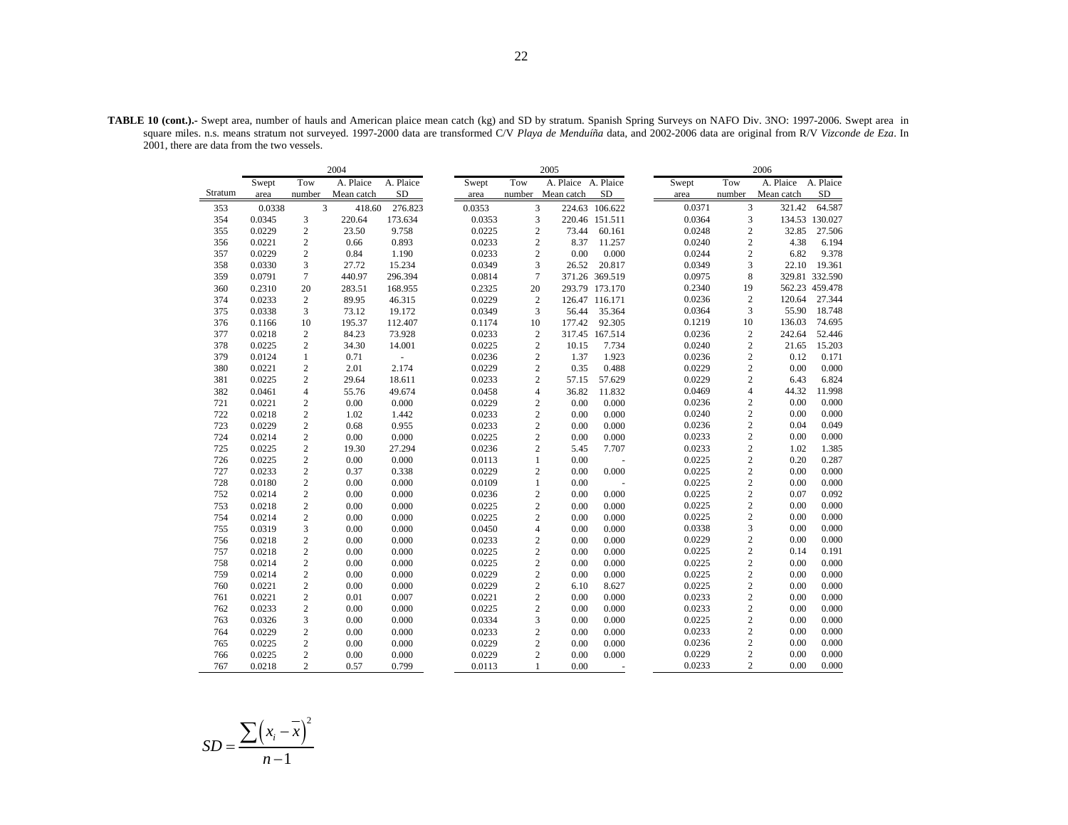**TABLE 10 (cont.).-** Swept area, number of hauls and American plaice mean catch (kg) and SD by stratum. Spanish Spring Surveys on NAFO Div. 3NO: 1997-2006. Swept area in square miles. n.s. means stratum not surveyed. 1997-2000 data are transformed C/V *Playa de Menduíña* data, and 2002-2006 data are original from R/V *Vizconde de Eza*. In 2001, there are data from the two vessels.

| | 2004 | | | | 2005 | | | | 2006 | | | |
|---|---|---|---|---|---|---|---|---|---|---|---|---|
| Stratum | Swept area | Tow number | A. Plaice Mean catch | A. Plaice SD | Swept area | Tow number | A. Plaice Mean catch | A. Plaice SD | Swept area | Tow number | A. Plaice Mean catch | A. Plaice SD |
| 353 | 0.0338 | 3 | 418.60 | 276.823 | 0.0353 | 3 | 224.63 | 106.622 | 0.0371 | 3 | 321.42 | 64.587 |
| 354 | 0.0345 | 3 | 220.64 | 173.634 | 0.0353 | 3 | 220.46 | 151.511 | 0.0364 | 3 | 134.53 | 130.027 |
| 355 | 0.0229 | 2 | 23.50 | 9.758 | 0.0225 | 2 | 73.44 | 60.161 | 0.0248 | 2 | 32.85 | 27.506 |
| 356 | 0.0221 | 2 | 0.66 | 0.893 | 0.0233 | 2 | 8.37 | 11.257 | 0.0240 | 2 | 4.38 | 6.194 |
| 357 | 0.0229 | 2 | 0.84 | 1.190 | 0.0233 | 2 | 0.00 | 0.000 | 0.0244 | 2 | 6.82 | 9.378 |
| 358 | 0.0330 | 3 | 27.72 | 15.234 | 0.0349 | 3 | 26.52 | 20.817 | 0.0349 | 3 | 22.10 | 19.361 |
| 359 | 0.0791 | 7 | 440.97 | 296.394 | 0.0814 | 7 | 371.26 | 369.519 | 0.0975 | 8 | 329.81 | 332.590 |
| 360 | 0.2310 | 20 | 283.51 | 168.955 | 0.2325 | 20 | 293.79 | 173.170 | 0.2340 | 19 | 562.23 | 459.478 |
| 374 | 0.0233 | 2 | 89.95 | 46.315 | 0.0229 | 2 | 126.47 | 116.171 | 0.0236 | 2 | 120.64 | 27.344 |
| 375 | 0.0338 | 3 | 73.12 | 19.172 | 0.0349 | 3 | 56.44 | 35.364 | 0.0364 | 3 | 55.90 | 18.748 |
| 376 | 0.1166 | 10 | 195.37 | 112.407 | 0.1174 | 10 | 177.42 | 92.305 | 0.1219 | 10 | 136.03 | 74.695 |
| 377 | 0.0218 | 2 | 84.23 | 73.928 | 0.0233 | 2 | 317.45 | 167.514 | 0.0236 | 2 | 242.64 | 52.446 |
| 378 | 0.0225 | 2 | 34.30 | 14.001 | 0.0225 | 2 | 10.15 | 7.734 | 0.0240 | 2 | 21.65 | 15.203 |
| 379 | 0.0124 | 1 | 0.71 | - | 0.0236 | 2 | 1.37 | 1.923 | 0.0236 | 2 | 0.12 | 0.171 |
| 380 | 0.0221 | 2 | 2.01 | 2.174 | 0.0229 | 2 | 0.35 | 0.488 | 0.0229 | 2 | 0.00 | 0.000 |
| 381 | 0.0225 | 2 | 29.64 | 18.611 | 0.0233 | 2 | 57.15 | 57.629 | 0.0229 | 2 | 6.43 | 6.824 |
| 382 | 0.0461 | 4 | 55.76 | 49.674 | 0.0458 | 4 | 36.82 | 11.832 | 0.0469 | 4 | 44.32 | 11.998 |
| 721 | 0.0221 | 2 | 0.00 | 0.000 | 0.0229 | 2 | 0.00 | 0.000 | 0.0236 | 2 | 0.00 | 0.000 |
| 722 | 0.0218 | 2 | 1.02 | 1.442 | 0.0233 | 2 | 0.00 | 0.000 | 0.0240 | 2 | 0.00 | 0.000 |
| 723 | 0.0229 | 2 | 0.68 | 0.955 | 0.0233 | 2 | 0.00 | 0.000 | 0.0236 | 2 | 0.04 | 0.049 |
| 724 | 0.0214 | 2 | 0.00 | 0.000 | 0.0225 | 2 | 0.00 | 0.000 | 0.0233 | 2 | 0.00 | 0.000 |
| 725 | 0.0225 | 2 | 19.30 | 27.294 | 0.0236 | 2 | 5.45 | 7.707 | 0.0233 | 2 | 1.02 | 1.385 |
| 726 | 0.0225 | 2 | 0.00 | 0.000 | 0.0113 | 1 | 0.00 | - | 0.0225 | 2 | 0.20 | 0.287 |
| 727 | 0.0233 | 2 | 0.37 | 0.338 | 0.0229 | 2 | 0.00 | 0.000 | 0.0225 | 2 | 0.00 | 0.000 |
| 728 | 0.0180 | 2 | 0.00 | 0.000 | 0.0109 | 1 | 0.00 | - | 0.0225 | 2 | 0.00 | 0.000 |
| 752 | 0.0214 | 2 | 0.00 | 0.000 | 0.0236 | 2 | 0.00 | 0.000 | 0.0225 | 2 | 0.07 | 0.092 |
| 753 | 0.0218 | 2 | 0.00 | 0.000 | 0.0225 | 2 | 0.00 | 0.000 | 0.0225 | 2 | 0.00 | 0.000 |
| 754 | 0.0214 | 2 | 0.00 | 0.000 | 0.0225 | 2 | 0.00 | 0.000 | 0.0225 | 2 | 0.00 | 0.000 |
| 755 | 0.0319 | 3 | 0.00 | 0.000 | 0.0450 | 4 | 0.00 | 0.000 | 0.0338 | 3 | 0.00 | 0.000 |
| 756 | 0.0218 | 2 | 0.00 | 0.000 | 0.0233 | 2 | 0.00 | 0.000 | 0.0229 | 2 | 0.00 | 0.000 |
| 757 | 0.0218 | 2 | 0.00 | 0.000 | 0.0225 | 2 | 0.00 | 0.000 | 0.0225 | 2 | 0.14 | 0.191 |
| 758 | 0.0214 | 2 | 0.00 | 0.000 | 0.0225 | 2 | 0.00 | 0.000 | 0.0225 | 2 | 0.00 | 0.000 |
| 759 | 0.0214 | 2 | 0.00 | 0.000 | 0.0229 | 2 | 0.00 | 0.000 | 0.0225 | 2 | 0.00 | 0.000 |
| 760 | 0.0221 | 2 | 0.00 | 0.000 | 0.0229 | 2 | 6.10 | 8.627 | 0.0225 | 2 | 0.00 | 0.000 |
| 761 | 0.0221 | 2 | 0.01 | 0.007 | 0.0221 | 2 | 0.00 | 0.000 | 0.0233 | 2 | 0.00 | 0.000 |
| 762 | 0.0233 | 2 | 0.00 | 0.000 | 0.0225 | 2 | 0.00 | 0.000 | 0.0233 | 2 | 0.00 | 0.000 |
| 763 | 0.0326 | 3 | 0.00 | 0.000 | 0.0334 | 3 | 0.00 | 0.000 | 0.0225 | 2 | 0.00 | 0.000 |
| 764 | 0.0229 | 2 | 0.00 | 0.000 | 0.0233 | 2 | 0.00 | 0.000 | 0.0233 | 2 | 0.00 | 0.000 |
| 765 | 0.0225 | 2 | 0.00 | 0.000 | 0.0229 | 2 | 0.00 | 0.000 | 0.0236 | 2 | 0.00 | 0.000 |
| 766 | 0.0225 | 2 | 0.00 | 0.000 | 0.0229 | 2 | 0.00 | 0.000 | 0.0229 | 2 | 0.00 | 0.000 |
| 767 | 0.0218 | 2 | 0.57 | 0.799 | 0.0113 | 1 | 0.00 | - | 0.0233 | 2 | 0.00 | 0.000 |

$$SD = \frac{\sum \left( x_i - \bar{x} \right)^2}{n-1}$$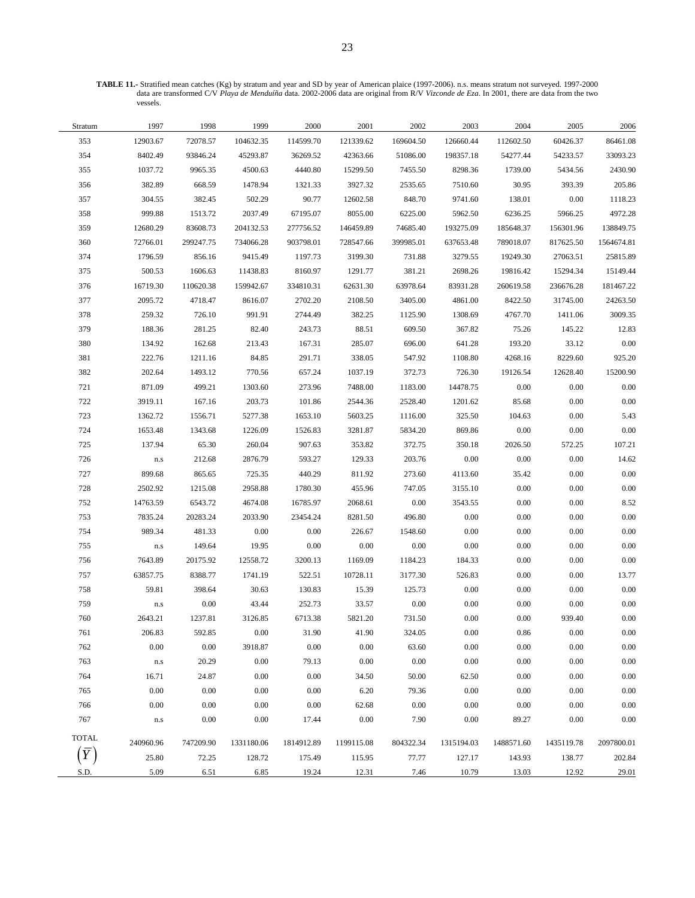**TABLE 11.-** Stratified mean catches (Kg) by stratum and year and SD by year of American plaice (1997-2006). n.s. means stratum not surveyed. 1997-2000 data are transformed C/V *Playa de Menduíña* data. 2002-2006 data are original from R/V *Vizconde de Eza*. In 2001, there are data from the two vessels.

| Stratum | 1997 | 1998 | 1999 | 2000 | 2001 | 2002 | 2003 | 2004 | 2005 | 2006 |
|---|---|---|---|---|---|---|---|---|---|---|
| 353 | 12903.67 | 72078.57 | 104632.35 | 114599.70 | 121339.62 | 169604.50 | 126660.44 | 112602.50 | 60426.37 | 86461.08 |
| 354 | 8402.49 | 93846.24 | 45293.87 | 36269.52 | 42363.66 | 51086.00 | 198357.18 | 54277.44 | 54233.57 | 33093.23 |
| 355 | 1037.72 | 9965.35 | 4500.63 | 4440.80 | 15299.50 | 7455.50 | 8298.36 | 1739.00 | 5434.56 | 2430.90 |
| 356 | 382.89 | 668.59 | 1478.94 | 1321.33 | 3927.32 | 2535.65 | 7510.60 | 30.95 | 393.39 | 205.86 |
| 357 | 304.55 | 382.45 | 502.29 | 90.77 | 12602.58 | 848.70 | 9741.60 | 138.01 | 0.00 | 1118.23 |
| 358 | 999.88 | 1513.72 | 2037.49 | 67195.07 | 8055.00 | 6225.00 | 5962.50 | 6236.25 | 5966.25 | 4972.28 |
| 359 | 12680.29 | 83608.73 | 204132.53 | 277756.52 | 146459.89 | 74685.40 | 193275.09 | 185648.37 | 156301.96 | 138849.75 |
| 360 | 72766.01 | 299247.75 | 734066.28 | 903798.01 | 728547.66 | 399985.01 | 637653.48 | 789018.07 | 817625.50 | 1564674.81 |
| 374 | 1796.59 | 856.16 | 9415.49 | 1197.73 | 3199.30 | 731.88 | 3279.55 | 19249.30 | 27063.51 | 25815.89 |
| 375 | 500.53 | 1606.63 | 11438.83 | 8160.97 | 1291.77 | 381.21 | 2698.26 | 19816.42 | 15294.34 | 15149.44 |
| 376 | 16719.30 | 110620.38 | 159942.67 | 334810.31 | 62631.30 | 63978.64 | 83931.28 | 260619.58 | 236676.28 | 181467.22 |
| 377 | 2095.72 | 4718.47 | 8616.07 | 2702.20 | 2108.50 | 3405.00 | 4861.00 | 8422.50 | 31745.00 | 24263.50 |
| 378 | 259.32 | 726.10 | 991.91 | 2744.49 | 382.25 | 1125.90 | 1308.69 | 4767.70 | 1411.06 | 3009.35 |
| 379 | 188.36 | 281.25 | 82.40 | 243.73 | 88.51 | 609.50 | 367.82 | 75.26 | 145.22 | 12.83 |
| 380 | 134.92 | 162.68 | 213.43 | 167.31 | 285.07 | 696.00 | 641.28 | 193.20 | 33.12 | 0.00 |
| 381 | 222.76 | 1211.16 | 84.85 | 291.71 | 338.05 | 547.92 | 1108.80 | 4268.16 | 8229.60 | 925.20 |
| 382 | 202.64 | 1493.12 | 770.56 | 657.24 | 1037.19 | 372.73 | 726.30 | 19126.54 | 12628.40 | 15200.90 |
| 721 | 871.09 | 499.21 | 1303.60 | 273.96 | 7488.00 | 1183.00 | 14478.75 | 0.00 | 0.00 | 0.00 |
| 722 | 3919.11 | 167.16 | 203.73 | 101.86 | 2544.36 | 2528.40 | 1201.62 | 85.68 | 0.00 | 0.00 |
| 723 | 1362.72 | 1556.71 | 5277.38 | 1653.10 | 5603.25 | 1116.00 | 325.50 | 104.63 | 0.00 | 5.43 |
| 724 | 1653.48 | 1343.68 | 1226.09 | 1526.83 | 3281.87 | 5834.20 | 869.86 | 0.00 | 0.00 | 0.00 |
| 725 | 137.94 | 65.30 | 260.04 | 907.63 | 353.82 | 372.75 | 350.18 | 2026.50 | 572.25 | 107.21 |
| 726 | n.s | 212.68 | 2876.79 | 593.27 | 129.33 | 203.76 | 0.00 | 0.00 | 0.00 | 14.62 |
| 727 | 899.68 | 865.65 | 725.35 | 440.29 | 811.92 | 273.60 | 4113.60 | 35.42 | 0.00 | 0.00 |
| 728 | 2502.92 | 1215.08 | 2958.88 | 1780.30 | 455.96 | 747.05 | 3155.10 | 0.00 | 0.00 | 0.00 |
| 752 | 14763.59 | 6543.72 | 4674.08 | 16785.97 | 2068.61 | 0.00 | 3543.55 | 0.00 | 0.00 | 8.52 |
| 753 | 7835.24 | 20283.24 | 2033.90 | 23454.24 | 8281.50 | 496.80 | 0.00 | 0.00 | 0.00 | 0.00 |
| 754 | 989.34 | 481.33 | 0.00 | 0.00 | 226.67 | 1548.60 | 0.00 | 0.00 | 0.00 | 0.00 |
| 755 | n.s | 149.64 | 19.95 | 0.00 | 0.00 | 0.00 | 0.00 | 0.00 | 0.00 | 0.00 |
| 756 | 7643.89 | 20175.92 | 12558.72 | 3200.13 | 1169.09 | 1184.23 | 184.33 | 0.00 | 0.00 | 0.00 |
| 757 | 63857.75 | 8388.77 | 1741.19 | 522.51 | 10728.11 | 3177.30 | 526.83 | 0.00 | 0.00 | 13.77 |
| 758 | 59.81 | 398.64 | 30.63 | 130.83 | 15.39 | 125.73 | 0.00 | 0.00 | 0.00 | 0.00 |
| 759 | n.s | 0.00 | 43.44 | 252.73 | 33.57 | 0.00 | 0.00 | 0.00 | 0.00 | 0.00 |
| 760 | 2643.21 | 1237.81 | 3126.85 | 6713.38 | 5821.20 | 731.50 | 0.00 | 0.00 | 939.40 | 0.00 |
| 761 | 206.83 | 592.85 | 0.00 | 31.90 | 41.90 | 324.05 | 0.00 | 0.86 | 0.00 | 0.00 |
| 762 | 0.00 | 0.00 | 3918.87 | 0.00 | 0.00 | 63.60 | 0.00 | 0.00 | 0.00 | 0.00 |
| 763 | n.s | 20.29 | 0.00 | 79.13 | 0.00 | 0.00 | 0.00 | 0.00 | 0.00 | 0.00 |
| 764 | 16.71 | 24.87 | 0.00 | 0.00 | 34.50 | 50.00 | 62.50 | 0.00 | 0.00 | 0.00 |
| 765 | 0.00 | 0.00 | 0.00 | 0.00 | 6.20 | 79.36 | 0.00 | 0.00 | 0.00 | 0.00 |
| 766 | 0.00 | 0.00 | 0.00 | 0.00 | 62.68 | 0.00 | 0.00 | 0.00 | 0.00 | 0.00 |
| 767 | n.s | 0.00 | 0.00 | 17.44 | 0.00 | 7.90 | 0.00 | 89.27 | 0.00 | 0.00 |
| TOTAL | 240960.96 | 747209.90 | 1331180.06 | 1814912.89 | 1199115.08 | 804322.34 | 1315194.03 | 1488571.60 | 1435119.78 | 2097800.01 |
| $\left(\overline{Y}\right)$ | 25.80 | 72.25 | 128.72 | 175.49 | 115.95 | 77.77 | 127.17 | 143.93 | 138.77 | 202.84 |
| S.D. | 5.09 | 6.51 | 6.85 | 19.24 | 12.31 | 7.46 | 10.79 | 13.03 | 12.92 | 29.01 |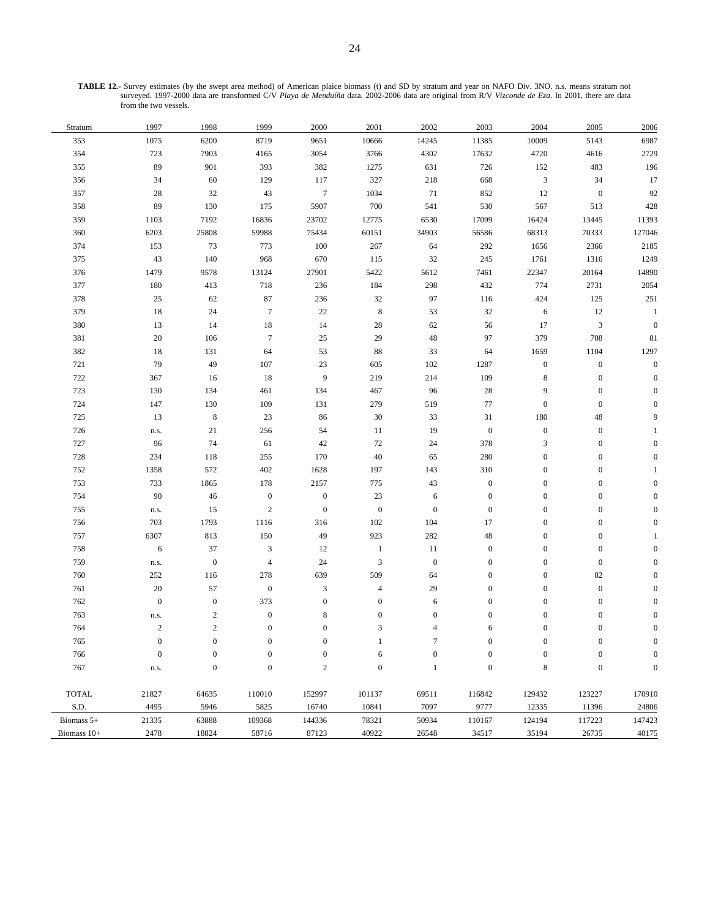**TABLE 12.-** Survey estimates (by the swept area method) of American plaice biomass (t) and SD by stratum and year on NAFO Div. 3NO. n.s. means stratum not surveyed. 1997-2000 data are transformed C/V *Playa de Menduíña* data. 2002-2006 data are original from R/V *Vizconde de Eza*. In 2001, there are data from the two vessels.

| Stratum | 1997 | 1998 | 1999 | 2000 | 2001 | 2002 | 2003 | 2004 | 2005 | 2006 |
|---|---|---|---|---|---|---|---|---|---|---|
| 353 | 1075 | 6200 | 8719 | 9651 | 10666 | 14245 | 11385 | 10009 | 5143 | 6987 |
| 354 | 723 | 7903 | 4165 | 3054 | 3766 | 4302 | 17632 | 4720 | 4616 | 2729 |
| 355 | 89 | 901 | 393 | 382 | 1275 | 631 | 726 | 152 | 483 | 196 |
| 356 | 34 | 60 | 129 | 117 | 327 | 218 | 668 | 3 | 34 | 17 |
| 357 | 28 | 32 | 43 | 7 | 1034 | 71 | 852 | 12 | 0 | 92 |
| 358 | 89 | 130 | 175 | 5907 | 700 | 541 | 530 | 567 | 513 | 428 |
| 359 | 1103 | 7192 | 16836 | 23702 | 12775 | 6530 | 17099 | 16424 | 13445 | 11393 |
| 360 | 6203 | 25808 | 59988 | 75434 | 60151 | 34903 | 56586 | 68313 | 70333 | 127046 |
| 374 | 153 | 73 | 773 | 100 | 267 | 64 | 292 | 1656 | 2366 | 2185 |
| 375 | 43 | 140 | 968 | 670 | 115 | 32 | 245 | 1761 | 1316 | 1249 |
| 376 | 1479 | 9578 | 13124 | 27901 | 5422 | 5612 | 7461 | 22347 | 20164 | 14890 |
| 377 | 180 | 413 | 718 | 236 | 184 | 298 | 432 | 774 | 2731 | 2054 |
| 378 | 25 | 62 | 87 | 236 | 32 | 97 | 116 | 424 | 125 | 251 |
| 379 | 18 | 24 | 7 | 22 | 8 | 53 | 32 | 6 | 12 | 1 |
| 380 | 13 | 14 | 18 | 14 | 28 | 62 | 56 | 17 | 3 | 0 |
| 381 | 20 | 106 | 7 | 25 | 29 | 48 | 97 | 379 | 708 | 81 |
| 382 | 18 | 131 | 64 | 53 | 88 | 33 | 64 | 1659 | 1104 | 1297 |
| 721 | 79 | 49 | 107 | 23 | 605 | 102 | 1287 | 0 | 0 | 0 |
| 722 | 367 | 16 | 18 | 9 | 219 | 214 | 109 | 8 | 0 | 0 |
| 723 | 130 | 134 | 461 | 134 | 467 | 96 | 28 | 9 | 0 | 0 |
| 724 | 147 | 130 | 109 | 131 | 279 | 519 | 77 | 0 | 0 | 0 |
| 725 | 13 | 8 | 23 | 86 | 30 | 33 | 31 | 180 | 48 | 9 |
| 726 | n.s. | 21 | 256 | 54 | 11 | 19 | 0 | 0 | 0 | 1 |
| 727 | 96 | 74 | 61 | 42 | 72 | 24 | 378 | 3 | 0 | 0 |
| 728 | 234 | 118 | 255 | 170 | 40 | 65 | 280 | 0 | 0 | 0 |
| 752 | 1358 | 572 | 402 | 1628 | 197 | 143 | 310 | 0 | 0 | 1 |
| 753 | 733 | 1865 | 178 | 2157 | 775 | 43 | 0 | 0 | 0 | 0 |
| 754 | 90 | 46 | 0 | 0 | 23 | 6 | 0 | 0 | 0 | 0 |
| 755 | n.s. | 15 | 2 | 0 | 0 | 0 | 0 | 0 | 0 | 0 |
| 756 | 703 | 1793 | 1116 | 316 | 102 | 104 | 17 | 0 | 0 | 0 |
| 757 | 6307 | 813 | 150 | 49 | 923 | 282 | 48 | 0 | 0 | 1 |
| 758 | 6 | 37 | 3 | 12 | 1 | 11 | 0 | 0 | 0 | 0 |
| 759 | n.s. | 0 | 4 | 24 | 3 | 0 | 0 | 0 | 0 | 0 |
| 760 | 252 | 116 | 278 | 639 | 509 | 64 | 0 | 0 | 82 | 0 |
| 761 | 20 | 57 | 0 | 3 | 4 | 29 | 0 | 0 | 0 | 0 |
| 762 | 0 | 0 | 373 | 0 | 0 | 6 | 0 | 0 | 0 | 0 |
| 763 | n.s. | 2 | 0 | 8 | 0 | 0 | 0 | 0 | 0 | 0 |
| 764 | 2 | 2 | 0 | 0 | 3 | 4 | 6 | 0 | 0 | 0 |
| 765 | 0 | 0 | 0 | 0 | 1 | 7 | 0 | 0 | 0 | 0 |
| 766 | 0 | 0 | 0 | 0 | 6 | 0 | 0 | 0 | 0 | 0 |
| 767 | n.s. | 0 | 0 | 2 | 0 | 1 | 0 | 8 | 0 | 0 |
| TOTAL | 21827 | 64635 | 110010 | 152997 | 101137 | 69511 | 116842 | 129432 | 123227 | 170910 |
| S.D. | 4495 | 5946 | 5825 | 16740 | 10841 | 7097 | 9777 | 12335 | 11396 | 24806 |
| Biomass 5+ | 21335 | 63888 | 109368 | 144336 | 78321 | 50934 | 110167 | 124194 | 117223 | 147423 |
| Biomass 10+ | 2478 | 18824 | 58716 | 87123 | 40922 | 26548 | 34517 | 35194 | 26735 | 40175 |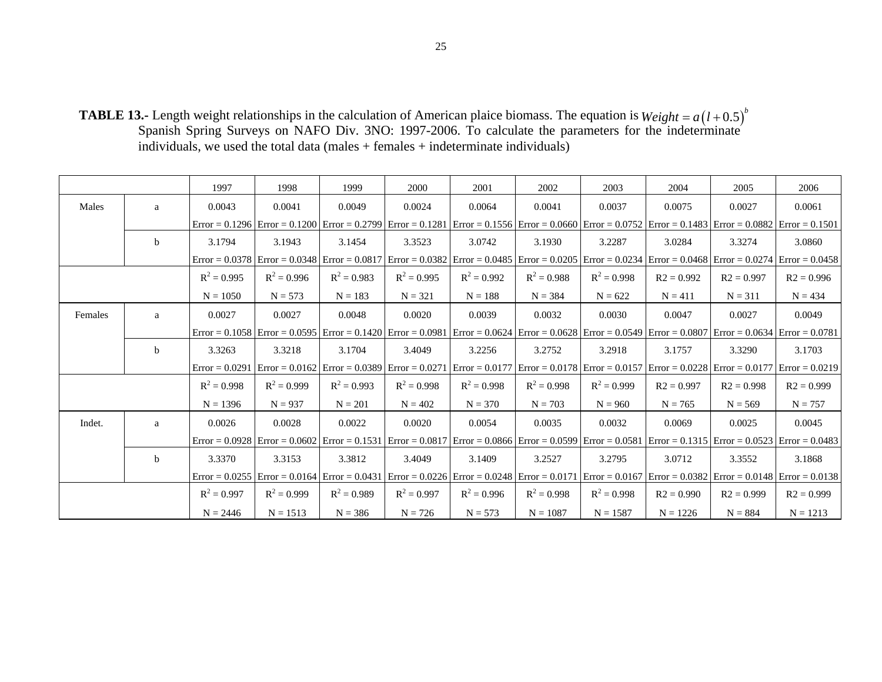**TABLE 13.-** Length weight relationships in the calculation of American plaice biomass. The equation is $Weight = a\left(l + 0.5\right)^{b}$ Spanish Spring Surveys on NAFO Div. 3NO: 1997-2006. To calculate the parameters for the indeterminate individuals, we used the total data (males + females + indeterminate individuals)

| | | 1997 | 1998 | 1999 | 2000 | 2001 | 2002 | 2003 | 2004 | 2005 | 2006 |
|---|---|---|---|---|---|---|---|---|---|---|---|
| Males | a | 0.0043 | 0.0041 | 0.0049 | 0.0024 | 0.0064 | 0.0041 | 0.0037 | 0.0075 | 0.0027 | 0.0061 |
| | | Error = 0.1296 | Error = 0.1200 | Error = 0.2799 | Error = 0.1281 | Error = 0.1556 | Error = 0.0660 | Error = 0.0752 | Error = 0.1483 | Error = 0.0882 | Error = 0.1501 |
| | b | 3.1794 | 3.1943 | 3.1454 | 3.3523 | 3.0742 | 3.1930 | 3.2287 | 3.0284 | 3.3274 | 3.0860 |
| | | Error = 0.0378 | Error = 0.0348 | Error = 0.0817 | Error = 0.0382 | Error = 0.0485 | Error = 0.0205 | Error = 0.0234 | Error = 0.0468 | Error = 0.0274 | Error = 0.0458 |
| | | $R^2$ = 0.995 | $R^2$ = 0.996 | $R^2$ = 0.983 | $R^2$ = 0.995 | $R^2$ = 0.992 | $R^2$ = 0.988 | $R^2$ = 0.998 | R2 = 0.992 | R2 = 0.997 | R2 = 0.996 |
| | | N = 1050 | N = 573 | N = 183 | N = 321 | N = 188 | N = 384 | N = 622 | N = 411 | N = 311 | N = 434 |
| Females | a | 0.0027 | 0.0027 | 0.0048 | 0.0020 | 0.0039 | 0.0032 | 0.0030 | 0.0047 | 0.0027 | 0.0049 |
| | | Error = 0.1058 | Error = 0.0595 | Error = 0.1420 | Error = 0.0981 | Error = 0.0624 | Error = 0.0628 | Error = 0.0549 | Error = 0.0807 | Error = 0.0634 | Error = 0.0781 |
| | b | 3.3263 | 3.3218 | 3.1704 | 3.4049 | 3.2256 | 3.2752 | 3.2918 | 3.1757 | 3.3290 | 3.1703 |
| | | Error = 0.0291 | Error = 0.0162 | Error = 0.0389 | Error = 0.0271 | Error = 0.0177 | Error = 0.0178 | Error = 0.0157 | Error = 0.0228 | Error = 0.0177 | Error = 0.0219 |
| | | $R^2$ = 0.998 | $R^2$ = 0.999 | $R^2$ = 0.993 | $R^2$ = 0.998 | $R^2$ = 0.998 | $R^2$ = 0.998 | $R^2$ = 0.999 | R2 = 0.997 | R2 = 0.998 | R2 = 0.999 |
| | | N = 1396 | N = 937 | N = 201 | N = 402 | N = 370 | N = 703 | N = 960 | N = 765 | N = 569 | N = 757 |
| Indet. | a | 0.0026 | 0.0028 | 0.0022 | 0.0020 | 0.0054 | 0.0035 | 0.0032 | 0.0069 | 0.0025 | 0.0045 |
| | | Error = 0.0928 | Error = 0.0602 | Error = 0.1531 | Error = 0.0817 | Error = 0.0866 | Error = 0.0599 | Error = 0.0581 | Error = 0.1315 | Error = 0.0523 | Error = 0.0483 |
| | b | 3.3370 | 3.3153 | 3.3812 | 3.4049 | 3.1409 | 3.2527 | 3.2795 | 3.0712 | 3.3552 | 3.1868 |
| | | Error = 0.0255 | Error = 0.0164 | Error = 0.0431 | Error = 0.0226 | Error = 0.0248 | Error = 0.0171 | Error = 0.0167 | Error = 0.0382 | Error = 0.0148 | Error = 0.0138 |
| | | $R^2$ = 0.997 | $R^2$ = 0.999 | $R^2$ = 0.989 | $R^2$ = 0.997 | $R^2$ = 0.996 | $R^2$ = 0.998 | $R^2$ = 0.998 | R2 = 0.990 | R2 = 0.999 | R2 = 0.999 |
| | | N = 2446 | N = 1513 | N = 386 | N = 726 | N = 573 | N = 1087 | N = 1587 | N = 1226 | N = 884 | N = 1213 |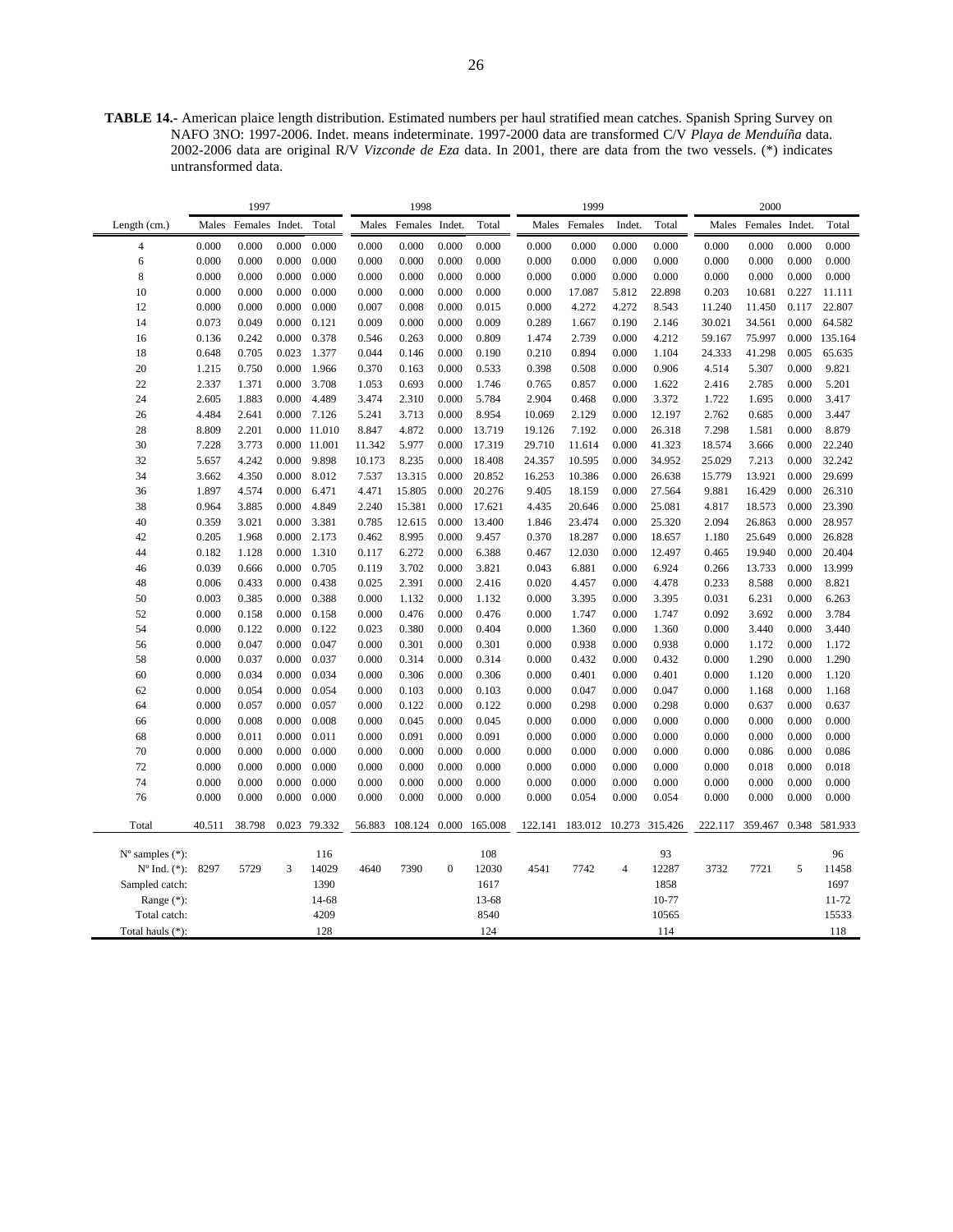**TABLE 14.-** American plaice length distribution. Estimated numbers per haul stratified mean catches. Spanish Spring Survey on NAFO 3NO: 1997-2006. Indet. means indeterminate. 1997-2000 data are transformed C/V *Playa de Menduíña* data. 2002-2006 data are original R/V *Vizconde de Eza* data. In 2001, there are data from the two vessels. (*) indicates untransformed data.

| | 1997 | | | | 1998 | | | | 1999 | | | | 2000 | | | |
|---|---|---|---|---|---|---|---|---|---|---|---|---|---|---|---|---|
| Length (cm.) | Males | Females | Indet. | Total | Males | Females | Indet. | Total | Males | Females | Indet. | Total | Males | Females | Indet. | Total |
| 4 | 0.000 | 0.000 | 0.000 | 0.000 | 0.000 | 0.000 | 0.000 | 0.000 | 0.000 | 0.000 | 0.000 | 0.000 | 0.000 | 0.000 | 0.000 | 0.000 |
| 6 | 0.000 | 0.000 | 0.000 | 0.000 | 0.000 | 0.000 | 0.000 | 0.000 | 0.000 | 0.000 | 0.000 | 0.000 | 0.000 | 0.000 | 0.000 | 0.000 |
| 8 | 0.000 | 0.000 | 0.000 | 0.000 | 0.000 | 0.000 | 0.000 | 0.000 | 0.000 | 0.000 | 0.000 | 0.000 | 0.000 | 0.000 | 0.000 | 0.000 |
| 10 | 0.000 | 0.000 | 0.000 | 0.000 | 0.000 | 0.000 | 0.000 | 0.000 | 0.000 | 17.087 | 5.812 | 22.898 | 0.203 | 10.681 | 0.227 | 11.111 |
| 12 | 0.000 | 0.000 | 0.000 | 0.000 | 0.007 | 0.008 | 0.000 | 0.015 | 0.000 | 4.272 | 4.272 | 8.543 | 11.240 | 11.450 | 0.117 | 22.807 |
| 14 | 0.073 | 0.049 | 0.000 | 0.121 | 0.009 | 0.000 | 0.000 | 0.009 | 0.289 | 1.667 | 0.190 | 2.146 | 30.021 | 34.561 | 0.000 | 64.582 |
| 16 | 0.136 | 0.242 | 0.000 | 0.378 | 0.546 | 0.263 | 0.000 | 0.809 | 1.474 | 2.739 | 0.000 | 4.212 | 59.167 | 75.997 | 0.000 | 135.164 |
| 18 | 0.648 | 0.705 | 0.023 | 1.377 | 0.044 | 0.146 | 0.000 | 0.190 | 0.210 | 0.894 | 0.000 | 1.104 | 24.333 | 41.298 | 0.005 | 65.635 |
| 20 | 1.215 | 0.750 | 0.000 | 1.966 | 0.370 | 0.163 | 0.000 | 0.533 | 0.398 | 0.508 | 0.000 | 0.906 | 4.514 | 5.307 | 0.000 | 9.821 |
| 22 | 2.337 | 1.371 | 0.000 | 3.708 | 1.053 | 0.693 | 0.000 | 1.746 | 0.765 | 0.857 | 0.000 | 1.622 | 2.416 | 2.785 | 0.000 | 5.201 |
| 24 | 2.605 | 1.883 | 0.000 | 4.489 | 3.474 | 2.310 | 0.000 | 5.784 | 2.904 | 0.468 | 0.000 | 3.372 | 1.722 | 1.695 | 0.000 | 3.417 |
| 26 | 4.484 | 2.641 | 0.000 | 7.126 | 5.241 | 3.713 | 0.000 | 8.954 | 10.069 | 2.129 | 0.000 | 12.197 | 2.762 | 0.685 | 0.000 | 3.447 |
| 28 | 8.809 | 2.201 | 0.000 | 11.010 | 8.847 | 4.872 | 0.000 | 13.719 | 19.126 | 7.192 | 0.000 | 26.318 | 7.298 | 1.581 | 0.000 | 8.879 |
| 30 | 7.228 | 3.773 | 0.000 | 11.001 | 11.342 | 5.977 | 0.000 | 17.319 | 29.710 | 11.614 | 0.000 | 41.323 | 18.574 | 3.666 | 0.000 | 22.240 |
| 32 | 5.657 | 4.242 | 0.000 | 9.898 | 10.173 | 8.235 | 0.000 | 18.408 | 24.357 | 10.595 | 0.000 | 34.952 | 25.029 | 7.213 | 0.000 | 32.242 |
| 34 | 3.662 | 4.350 | 0.000 | 8.012 | 7.537 | 13.315 | 0.000 | 20.852 | 16.253 | 10.386 | 0.000 | 26.638 | 15.779 | 13.921 | 0.000 | 29.699 |
| 36 | 1.897 | 4.574 | 0.000 | 6.471 | 4.471 | 15.805 | 0.000 | 20.276 | 9.405 | 18.159 | 0.000 | 27.564 | 9.881 | 16.429 | 0.000 | 26.310 |
| 38 | 0.964 | 3.885 | 0.000 | 4.849 | 2.240 | 15.381 | 0.000 | 17.621 | 4.435 | 20.646 | 0.000 | 25.081 | 4.817 | 18.573 | 0.000 | 23.390 |
| 40 | 0.359 | 3.021 | 0.000 | 3.381 | 0.785 | 12.615 | 0.000 | 13.400 | 1.846 | 23.474 | 0.000 | 25.320 | 2.094 | 26.863 | 0.000 | 28.957 |
| 42 | 0.205 | 1.968 | 0.000 | 2.173 | 0.462 | 8.995 | 0.000 | 9.457 | 0.370 | 18.287 | 0.000 | 18.657 | 1.180 | 25.649 | 0.000 | 26.828 |
| 44 | 0.182 | 1.128 | 0.000 | 1.310 | 0.117 | 6.272 | 0.000 | 6.388 | 0.467 | 12.030 | 0.000 | 12.497 | 0.465 | 19.940 | 0.000 | 20.404 |
| 46 | 0.039 | 0.666 | 0.000 | 0.705 | 0.119 | 3.702 | 0.000 | 3.821 | 0.043 | 6.881 | 0.000 | 6.924 | 0.266 | 13.733 | 0.000 | 13.999 |
| 48 | 0.006 | 0.433 | 0.000 | 0.438 | 0.025 | 2.391 | 0.000 | 2.416 | 0.020 | 4.457 | 0.000 | 4.478 | 0.233 | 8.588 | 0.000 | 8.821 |
| 50 | 0.003 | 0.385 | 0.000 | 0.388 | 0.000 | 1.132 | 0.000 | 1.132 | 0.000 | 3.395 | 0.000 | 3.395 | 0.031 | 6.231 | 0.000 | 6.263 |
| 52 | 0.000 | 0.158 | 0.000 | 0.158 | 0.000 | 0.476 | 0.000 | 0.476 | 0.000 | 1.747 | 0.000 | 1.747 | 0.092 | 3.692 | 0.000 | 3.784 |
| 54 | 0.000 | 0.122 | 0.000 | 0.122 | 0.023 | 0.380 | 0.000 | 0.404 | 0.000 | 1.360 | 0.000 | 1.360 | 0.000 | 3.440 | 0.000 | 3.440 |
| 56 | 0.000 | 0.047 | 0.000 | 0.047 | 0.000 | 0.301 | 0.000 | 0.301 | 0.000 | 0.938 | 0.000 | 0.938 | 0.000 | 1.172 | 0.000 | 1.172 |
| 58 | 0.000 | 0.037 | 0.000 | 0.037 | 0.000 | 0.314 | 0.000 | 0.314 | 0.000 | 0.432 | 0.000 | 0.432 | 0.000 | 1.290 | 0.000 | 1.290 |
| 60 | 0.000 | 0.034 | 0.000 | 0.034 | 0.000 | 0.306 | 0.000 | 0.306 | 0.000 | 0.401 | 0.000 | 0.401 | 0.000 | 1.120 | 0.000 | 1.120 |
| 62 | 0.000 | 0.054 | 0.000 | 0.054 | 0.000 | 0.103 | 0.000 | 0.103 | 0.000 | 0.047 | 0.000 | 0.047 | 0.000 | 1.168 | 0.000 | 1.168 |
| 64 | 0.000 | 0.057 | 0.000 | 0.057 | 0.000 | 0.122 | 0.000 | 0.122 | 0.000 | 0.298 | 0.000 | 0.298 | 0.000 | 0.637 | 0.000 | 0.637 |
| 66 | 0.000 | 0.008 | 0.000 | 0.008 | 0.000 | 0.045 | 0.000 | 0.045 | 0.000 | 0.000 | 0.000 | 0.000 | 0.000 | 0.000 | 0.000 | 0.000 |
| 68 | 0.000 | 0.011 | 0.000 | 0.011 | 0.000 | 0.091 | 0.000 | 0.091 | 0.000 | 0.000 | 0.000 | 0.000 | 0.000 | 0.000 | 0.000 | 0.000 |
| 70 | 0.000 | 0.000 | 0.000 | 0.000 | 0.000 | 0.000 | 0.000 | 0.000 | 0.000 | 0.000 | 0.000 | 0.000 | 0.000 | 0.086 | 0.000 | 0.086 |
| 72 | 0.000 | 0.000 | 0.000 | 0.000 | 0.000 | 0.000 | 0.000 | 0.000 | 0.000 | 0.000 | 0.000 | 0.000 | 0.000 | 0.018 | 0.000 | 0.018 |
| 74 | 0.000 | 0.000 | 0.000 | 0.000 | 0.000 | 0.000 | 0.000 | 0.000 | 0.000 | 0.000 | 0.000 | 0.000 | 0.000 | 0.000 | 0.000 | 0.000 |
| 76 | 0.000 | 0.000 | 0.000 | 0.000 | 0.000 | 0.000 | 0.000 | 0.000 | 0.000 | 0.054 | 0.000 | 0.054 | 0.000 | 0.000 | 0.000 | 0.000 |
| Total | 40.511 | 38.798 | 0.023 | 79.332 | 56.883 | 108.124 | 0.000 | 165.008 | 122.141 | 183.012 | 10.273 | 315.426 | 222.117 | 359.467 | 0.348 | 581.933 |
| Nº samples (*): | | | | 116 | | | | 108 | | | | 93 | | | | 96 |
| Nº Ind. (*): | 8297 | 5729 | 3 | 14029 | 4640 | 7390 | 0 | 12030 | 4541 | 7742 | 4 | 12287 | 3732 | 7721 | 5 | 11458 |
| Sampled catch: | | | | 1390 | | | | 1617 | | | | 1858 | | | | 1697 |
| Range (*): | | | | 14-68 | | | | 13-68 | | | | 10-77 | | | | 11-72 |
| Total catch: | | | | 4209 | | | | 8540 | | | | 10565 | | | | 15533 |
| Total hauls (*): | | | | 128 | | | | 124 | | | | 114 | | | | 118 |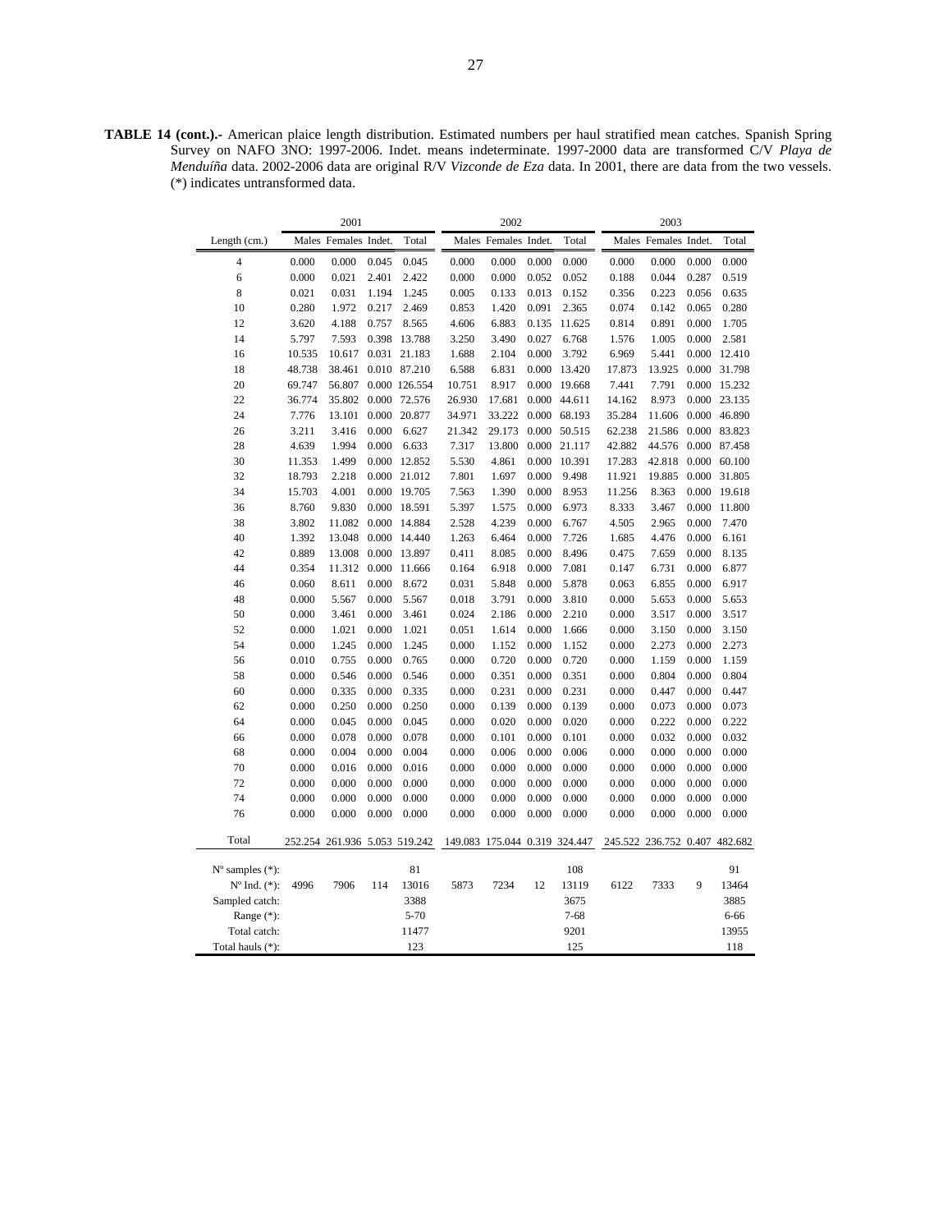**TABLE 14 (cont.).-** American plaice length distribution. Estimated numbers per haul stratified mean catches. Spanish Spring Survey on NAFO 3NO: 1997-2006. Indet. means indeterminate. 1997-2000 data are transformed C/V *Playa de Menduíña* data. 2002-2006 data are original R/V *Vizconde de Eza* data. In 2001, there are data from the two vessels. (*) indicates untransformed data.

| | 2001 | | | | 2002 | | | | 2003 | | | |
|---|---|---|---|---|---|---|---|---|---|---|---|---|
| Length (cm.) | Males | Females | Indet. | Total | Males | Females | Indet. | Total | Males | Females | Indet. | Total |
| 4 | 0.000 | 0.000 | 0.045 | 0.045 | 0.000 | 0.000 | 0.000 | 0.000 | 0.000 | 0.000 | 0.000 | 0.000 |
| 6 | 0.000 | 0.021 | 2.401 | 2.422 | 0.000 | 0.000 | 0.052 | 0.052 | 0.188 | 0.044 | 0.287 | 0.519 |
| 8 | 0.021 | 0.031 | 1.194 | 1.245 | 0.005 | 0.133 | 0.013 | 0.152 | 0.356 | 0.223 | 0.056 | 0.635 |
| 10 | 0.280 | 1.972 | 0.217 | 2.469 | 0.853 | 1.420 | 0.091 | 2.365 | 0.074 | 0.142 | 0.065 | 0.280 |
| 12 | 3.620 | 4.188 | 0.757 | 8.565 | 4.606 | 6.883 | 0.135 | 11.625 | 0.814 | 0.891 | 0.000 | 1.705 |
| 14 | 5.797 | 7.593 | 0.398 | 13.788 | 3.250 | 3.490 | 0.027 | 6.768 | 1.576 | 1.005 | 0.000 | 2.581 |
| 16 | 10.535 | 10.617 | 0.031 | 21.183 | 1.688 | 2.104 | 0.000 | 3.792 | 6.969 | 5.441 | 0.000 | 12.410 |
| 18 | 48.738 | 38.461 | 0.010 | 87.210 | 6.588 | 6.831 | 0.000 | 13.420 | 17.873 | 13.925 | 0.000 | 31.798 |
| 20 | 69.747 | 56.807 | 0.000 | 126.554 | 10.751 | 8.917 | 0.000 | 19.668 | 7.441 | 7.791 | 0.000 | 15.232 |
| 22 | 36.774 | 35.802 | 0.000 | 72.576 | 26.930 | 17.681 | 0.000 | 44.611 | 14.162 | 8.973 | 0.000 | 23.135 |
| 24 | 7.776 | 13.101 | 0.000 | 20.877 | 34.971 | 33.222 | 0.000 | 68.193 | 35.284 | 11.606 | 0.000 | 46.890 |
| 26 | 3.211 | 3.416 | 0.000 | 6.627 | 21.342 | 29.173 | 0.000 | 50.515 | 62.238 | 21.586 | 0.000 | 83.823 |
| 28 | 4.639 | 1.994 | 0.000 | 6.633 | 7.317 | 13.800 | 0.000 | 21.117 | 42.882 | 44.576 | 0.000 | 87.458 |
| 30 | 11.353 | 1.499 | 0.000 | 12.852 | 5.530 | 4.861 | 0.000 | 10.391 | 17.283 | 42.818 | 0.000 | 60.100 |
| 32 | 18.793 | 2.218 | 0.000 | 21.012 | 7.801 | 1.697 | 0.000 | 9.498 | 11.921 | 19.885 | 0.000 | 31.805 |
| 34 | 15.703 | 4.001 | 0.000 | 19.705 | 7.563 | 1.390 | 0.000 | 8.953 | 11.256 | 8.363 | 0.000 | 19.618 |
| 36 | 8.760 | 9.830 | 0.000 | 18.591 | 5.397 | 1.575 | 0.000 | 6.973 | 8.333 | 3.467 | 0.000 | 11.800 |
| 38 | 3.802 | 11.082 | 0.000 | 14.884 | 2.528 | 4.239 | 0.000 | 6.767 | 4.505 | 2.965 | 0.000 | 7.470 |
| 40 | 1.392 | 13.048 | 0.000 | 14.440 | 1.263 | 6.464 | 0.000 | 7.726 | 1.685 | 4.476 | 0.000 | 6.161 |
| 42 | 0.889 | 13.008 | 0.000 | 13.897 | 0.411 | 8.085 | 0.000 | 8.496 | 0.475 | 7.659 | 0.000 | 8.135 |
| 44 | 0.354 | 11.312 | 0.000 | 11.666 | 0.164 | 6.918 | 0.000 | 7.081 | 0.147 | 6.731 | 0.000 | 6.877 |
| 46 | 0.060 | 8.611 | 0.000 | 8.672 | 0.031 | 5.848 | 0.000 | 5.878 | 0.063 | 6.855 | 0.000 | 6.917 |
| 48 | 0.000 | 5.567 | 0.000 | 5.567 | 0.018 | 3.791 | 0.000 | 3.810 | 0.000 | 5.653 | 0.000 | 5.653 |
| 50 | 0.000 | 3.461 | 0.000 | 3.461 | 0.024 | 2.186 | 0.000 | 2.210 | 0.000 | 3.517 | 0.000 | 3.517 |
| 52 | 0.000 | 1.021 | 0.000 | 1.021 | 0.051 | 1.614 | 0.000 | 1.666 | 0.000 | 3.150 | 0.000 | 3.150 |
| 54 | 0.000 | 1.245 | 0.000 | 1.245 | 0.000 | 1.152 | 0.000 | 1.152 | 0.000 | 2.273 | 0.000 | 2.273 |
| 56 | 0.010 | 0.755 | 0.000 | 0.765 | 0.000 | 0.720 | 0.000 | 0.720 | 0.000 | 1.159 | 0.000 | 1.159 |
| 58 | 0.000 | 0.546 | 0.000 | 0.546 | 0.000 | 0.351 | 0.000 | 0.351 | 0.000 | 0.804 | 0.000 | 0.804 |
| 60 | 0.000 | 0.335 | 0.000 | 0.335 | 0.000 | 0.231 | 0.000 | 0.231 | 0.000 | 0.447 | 0.000 | 0.447 |
| 62 | 0.000 | 0.250 | 0.000 | 0.250 | 0.000 | 0.139 | 0.000 | 0.139 | 0.000 | 0.073 | 0.000 | 0.073 |
| 64 | 0.000 | 0.045 | 0.000 | 0.045 | 0.000 | 0.020 | 0.000 | 0.020 | 0.000 | 0.222 | 0.000 | 0.222 |
| 66 | 0.000 | 0.078 | 0.000 | 0.078 | 0.000 | 0.101 | 0.000 | 0.101 | 0.000 | 0.032 | 0.000 | 0.032 |
| 68 | 0.000 | 0.004 | 0.000 | 0.004 | 0.000 | 0.006 | 0.000 | 0.006 | 0.000 | 0.000 | 0.000 | 0.000 |
| 70 | 0.000 | 0.016 | 0.000 | 0.016 | 0.000 | 0.000 | 0.000 | 0.000 | 0.000 | 0.000 | 0.000 | 0.000 |
| 72 | 0.000 | 0.000 | 0.000 | 0.000 | 0.000 | 0.000 | 0.000 | 0.000 | 0.000 | 0.000 | 0.000 | 0.000 |
| 74 | 0.000 | 0.000 | 0.000 | 0.000 | 0.000 | 0.000 | 0.000 | 0.000 | 0.000 | 0.000 | 0.000 | 0.000 |
| 76 | 0.000 | 0.000 | 0.000 | 0.000 | 0.000 | 0.000 | 0.000 | 0.000 | 0.000 | 0.000 | 0.000 | 0.000 |
| Total | 252.254 | 261.936 | 5.053 | 519.242 | 149.083 | 175.044 | 0.319 | 324.447 | 245.522 | 236.752 | 0.407 | 482.682 |
| Nº samples (*): | | | | 81 | | | | 108 | | | | 91 |
| Nº Ind. (*): | 4996 | 7906 | 114 | 13016 | 5873 | 7234 | 12 | 13119 | 6122 | 7333 | 9 | 13464 |
| Sampled catch: | | | | 3388 | | | | 3675 | | | | 3885 |
| Range (*): | | | | 5-70 | | | | 7-68 | | | | 6-66 |
| Total catch: | | | | 11477 | | | | 9201 | | | | 13955 |
| Total hauls (*): | | | | 123 | | | | 125 | | | | 118 |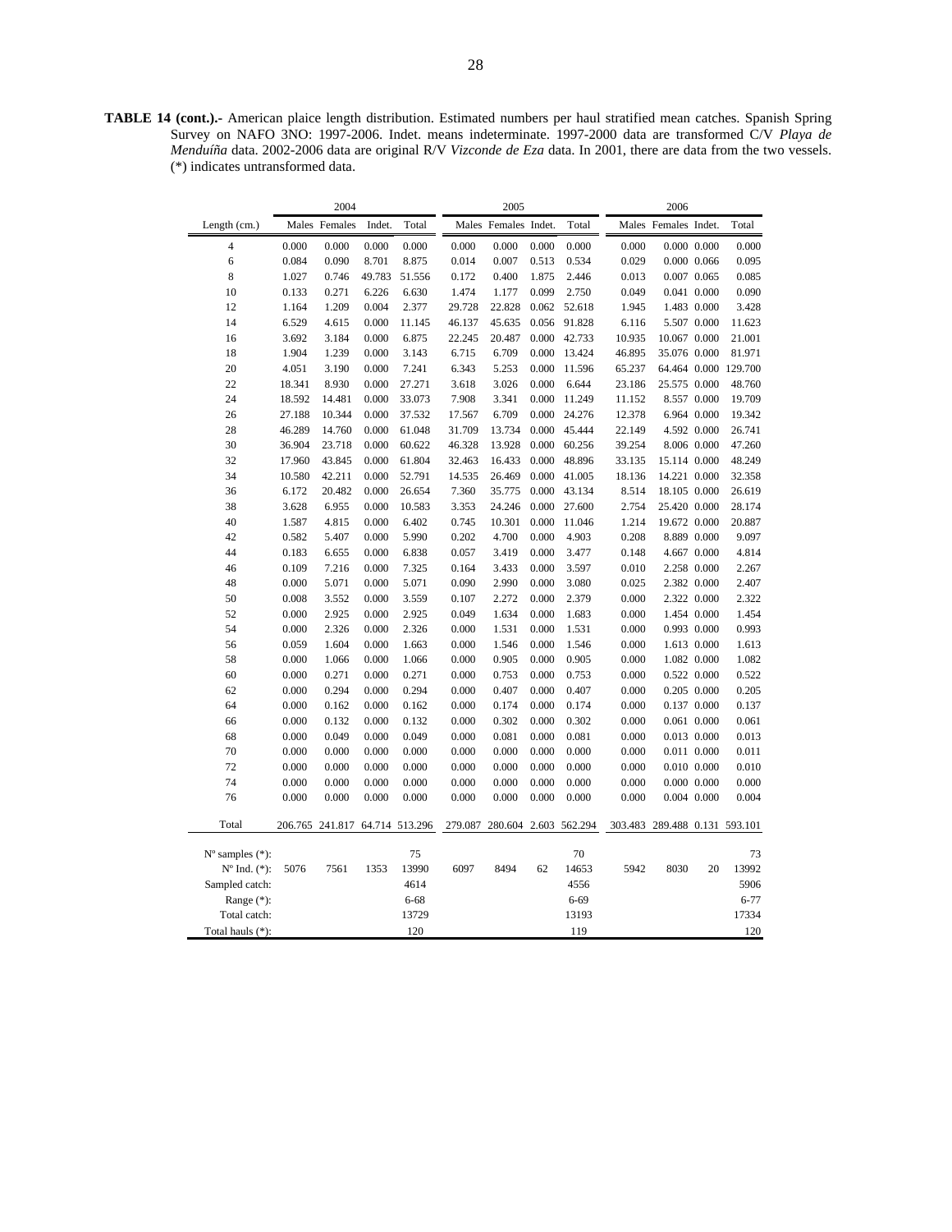**TABLE 14 (cont.).-** American plaice length distribution. Estimated numbers per haul stratified mean catches. Spanish Spring Survey on NAFO 3NO: 1997-2006. Indet. means indeterminate. 1997-2000 data are transformed C/V *Playa de Menduíña* data. 2002-2006 data are original R/V *Vizconde de Eza* data. In 2001, there are data from the two vessels. (*) indicates untransformed data.

| | 2004 | | | | 2005 | | | | 2006 | | | |
|---|---|---|---|---|---|---|---|---|---|---|---|---|
| Length (cm.) | Males | Females | Indet. | Total | Males | Females | Indet. | Total | Males | Females | Indet. | Total |
| 4 | 0.000 | 0.000 | 0.000 | 0.000 | 0.000 | 0.000 | 0.000 | 0.000 | 0.000 | 0.000 | 0.000 | 0.000 |
| 6 | 0.084 | 0.090 | 8.701 | 8.875 | 0.014 | 0.007 | 0.513 | 0.534 | 0.029 | 0.000 | 0.066 | 0.095 |
| 8 | 1.027 | 0.746 | 49.783 | 51.556 | 0.172 | 0.400 | 1.875 | 2.446 | 0.013 | 0.007 | 0.065 | 0.085 |
| 10 | 0.133 | 0.271 | 6.226 | 6.630 | 1.474 | 1.177 | 0.099 | 2.750 | 0.049 | 0.041 | 0.000 | 0.090 |
| 12 | 1.164 | 1.209 | 0.004 | 2.377 | 29.728 | 22.828 | 0.062 | 52.618 | 1.945 | 1.483 | 0.000 | 3.428 |
| 14 | 6.529 | 4.615 | 0.000 | 11.145 | 46.137 | 45.635 | 0.056 | 91.828 | 6.116 | 5.507 | 0.000 | 11.623 |
| 16 | 3.692 | 3.184 | 0.000 | 6.875 | 22.245 | 20.487 | 0.000 | 42.733 | 10.935 | 10.067 | 0.000 | 21.001 |
| 18 | 1.904 | 1.239 | 0.000 | 3.143 | 6.715 | 6.709 | 0.000 | 13.424 | 46.895 | 35.076 | 0.000 | 81.971 |
| 20 | 4.051 | 3.190 | 0.000 | 7.241 | 6.343 | 5.253 | 0.000 | 11.596 | 65.237 | 64.464 | 0.000 | 129.700 |
| 22 | 18.341 | 8.930 | 0.000 | 27.271 | 3.618 | 3.026 | 0.000 | 6.644 | 23.186 | 25.575 | 0.000 | 48.760 |
| 24 | 18.592 | 14.481 | 0.000 | 33.073 | 7.908 | 3.341 | 0.000 | 11.249 | 11.152 | 8.557 | 0.000 | 19.709 |
| 26 | 27.188 | 10.344 | 0.000 | 37.532 | 17.567 | 6.709 | 0.000 | 24.276 | 12.378 | 6.964 | 0.000 | 19.342 |
| 28 | 46.289 | 14.760 | 0.000 | 61.048 | 31.709 | 13.734 | 0.000 | 45.444 | 22.149 | 4.592 | 0.000 | 26.741 |
| 30 | 36.904 | 23.718 | 0.000 | 60.622 | 46.328 | 13.928 | 0.000 | 60.256 | 39.254 | 8.006 | 0.000 | 47.260 |
| 32 | 17.960 | 43.845 | 0.000 | 61.804 | 32.463 | 16.433 | 0.000 | 48.896 | 33.135 | 15.114 | 0.000 | 48.249 |
| 34 | 10.580 | 42.211 | 0.000 | 52.791 | 14.535 | 26.469 | 0.000 | 41.005 | 18.136 | 14.221 | 0.000 | 32.358 |
| 36 | 6.172 | 20.482 | 0.000 | 26.654 | 7.360 | 35.775 | 0.000 | 43.134 | 8.514 | 18.105 | 0.000 | 26.619 |
| 38 | 3.628 | 6.955 | 0.000 | 10.583 | 3.353 | 24.246 | 0.000 | 27.600 | 2.754 | 25.420 | 0.000 | 28.174 |
| 40 | 1.587 | 4.815 | 0.000 | 6.402 | 0.745 | 10.301 | 0.000 | 11.046 | 1.214 | 19.672 | 0.000 | 20.887 |
| 42 | 0.582 | 5.407 | 0.000 | 5.990 | 0.202 | 4.700 | 0.000 | 4.903 | 0.208 | 8.889 | 0.000 | 9.097 |
| 44 | 0.183 | 6.655 | 0.000 | 6.838 | 0.057 | 3.419 | 0.000 | 3.477 | 0.148 | 4.667 | 0.000 | 4.814 |
| 46 | 0.109 | 7.216 | 0.000 | 7.325 | 0.164 | 3.433 | 0.000 | 3.597 | 0.010 | 2.258 | 0.000 | 2.267 |
| 48 | 0.000 | 5.071 | 0.000 | 5.071 | 0.090 | 2.990 | 0.000 | 3.080 | 0.025 | 2.382 | 0.000 | 2.407 |
| 50 | 0.008 | 3.552 | 0.000 | 3.559 | 0.107 | 2.272 | 0.000 | 2.379 | 0.000 | 2.322 | 0.000 | 2.322 |
| 52 | 0.000 | 2.925 | 0.000 | 2.925 | 0.049 | 1.634 | 0.000 | 1.683 | 0.000 | 1.454 | 0.000 | 1.454 |
| 54 | 0.000 | 2.326 | 0.000 | 2.326 | 0.000 | 1.531 | 0.000 | 1.531 | 0.000 | 0.993 | 0.000 | 0.993 |
| 56 | 0.059 | 1.604 | 0.000 | 1.663 | 0.000 | 1.546 | 0.000 | 1.546 | 0.000 | 1.613 | 0.000 | 1.613 |
| 58 | 0.000 | 1.066 | 0.000 | 1.066 | 0.000 | 0.905 | 0.000 | 0.905 | 0.000 | 1.082 | 0.000 | 1.082 |
| 60 | 0.000 | 0.271 | 0.000 | 0.271 | 0.000 | 0.753 | 0.000 | 0.753 | 0.000 | 0.522 | 0.000 | 0.522 |
| 62 | 0.000 | 0.294 | 0.000 | 0.294 | 0.000 | 0.407 | 0.000 | 0.407 | 0.000 | 0.205 | 0.000 | 0.205 |
| 64 | 0.000 | 0.162 | 0.000 | 0.162 | 0.000 | 0.174 | 0.000 | 0.174 | 0.000 | 0.137 | 0.000 | 0.137 |
| 66 | 0.000 | 0.132 | 0.000 | 0.132 | 0.000 | 0.302 | 0.000 | 0.302 | 0.000 | 0.061 | 0.000 | 0.061 |
| 68 | 0.000 | 0.049 | 0.000 | 0.049 | 0.000 | 0.081 | 0.000 | 0.081 | 0.000 | 0.013 | 0.000 | 0.013 |
| 70 | 0.000 | 0.000 | 0.000 | 0.000 | 0.000 | 0.000 | 0.000 | 0.000 | 0.000 | 0.011 | 0.000 | 0.011 |
| 72 | 0.000 | 0.000 | 0.000 | 0.000 | 0.000 | 0.000 | 0.000 | 0.000 | 0.000 | 0.010 | 0.000 | 0.010 |
| 74 | 0.000 | 0.000 | 0.000 | 0.000 | 0.000 | 0.000 | 0.000 | 0.000 | 0.000 | 0.000 | 0.000 | 0.000 |
| 76 | 0.000 | 0.000 | 0.000 | 0.000 | 0.000 | 0.000 | 0.000 | 0.000 | 0.000 | 0.004 | 0.000 | 0.004 |
| Total | 206.765 | 241.817 | 64.714 | 513.296 | 279.087 | 280.604 | 2.603 | 562.294 | 303.483 | 289.488 | 0.131 | 593.101 |
| Nº samples (*): | | | | 75 | | | | 70 | | | | 73 |
| Nº Ind. (*): | 5076 | 7561 | 1353 | 13990 | 6097 | 8494 | 62 | 14653 | 5942 | 8030 | 20 | 13992 |
| Sampled catch: | | | | 4614 | | | | 4556 | | | | 5906 |
| Range (*): | | | | 6-68 | | | | 6-69 | | | | 6-77 |
| Total catch: | | | | 13729 | | | | 13193 | | | | 17334 |
| Total hauls (*): | | | | 120 | | | | 119 | | | | 120 |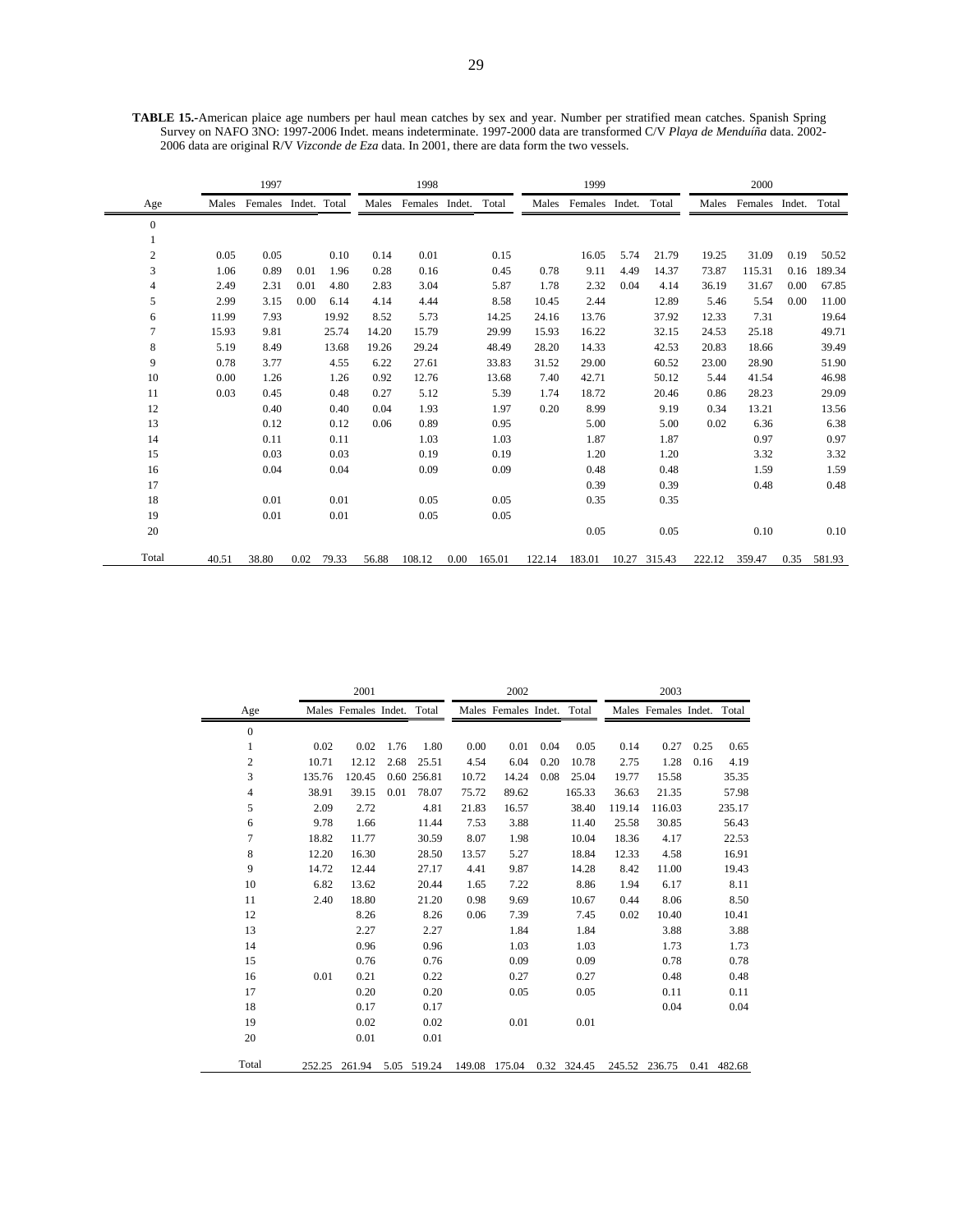**TABLE 15.-**American plaice age numbers per haul mean catches by sex and year. Number per stratified mean catches. Spanish Spring Survey on NAFO 3NO: 1997-2006 Indet. means indeterminate. 1997-2000 data are transformed C/V *Playa de Menduíña* data. 2002-2006 data are original R/V *Vizconde de Eza* data. In 2001, there are data form the two vessels.

| | 1997 | | | | 1998 | | | | 1999 | | | | 2000 | | | |
|---|---|---|---|---|---|---|---|---|---|---|---|---|---|---|---|---|
| Age | Males | Females | Indet. | Total | Males | Females | Indet. | Total | Males | Females | Indet. | Total | Males | Females | Indet. | Total |
| 0 | | | | | | | | | | | | | | | | |
| 1 | | | | | | | | | | | | | | | | |
| 2 | 0.05 | 0.05 | | 0.10 | 0.14 | 0.01 | | 0.15 | | 16.05 | 5.74 | 21.79 | 19.25 | 31.09 | 0.19 | 50.52 |
| 3 | 1.06 | 0.89 | 0.01 | 1.96 | 0.28 | 0.16 | | 0.45 | 0.78 | 9.11 | 4.49 | 14.37 | 73.87 | 115.31 | 0.16 | 189.34 |
| 4 | 2.49 | 2.31 | 0.01 | 4.80 | 2.83 | 3.04 | | 5.87 | 1.78 | 2.32 | 0.04 | 4.14 | 36.19 | 31.67 | 0.00 | 67.85 |
| 5 | 2.99 | 3.15 | 0.00 | 6.14 | 4.14 | 4.44 | | 8.58 | 10.45 | 2.44 | | 12.89 | 5.46 | 5.54 | 0.00 | 11.00 |
| 6 | 11.99 | 7.93 | | 19.92 | 8.52 | 5.73 | | 14.25 | 24.16 | 13.76 | | 37.92 | 12.33 | 7.31 | | 19.64 |
| 7 | 15.93 | 9.81 | | 25.74 | 14.20 | 15.79 | | 29.99 | 15.93 | 16.22 | | 32.15 | 24.53 | 25.18 | | 49.71 |
| 8 | 5.19 | 8.49 | | 13.68 | 19.26 | 29.24 | | 48.49 | 28.20 | 14.33 | | 42.53 | 20.83 | 18.66 | | 39.49 |
| 9 | 0.78 | 3.77 | | 4.55 | 6.22 | 27.61 | | 33.83 | 31.52 | 29.00 | | 60.52 | 23.00 | 28.90 | | 51.90 |
| 10 | 0.00 | 1.26 | | 1.26 | 0.92 | 12.76 | | 13.68 | 7.40 | 42.71 | | 50.12 | 5.44 | 41.54 | | 46.98 |
| 11 | 0.03 | 0.45 | | 0.48 | 0.27 | 5.12 | | 5.39 | 1.74 | 18.72 | | 20.46 | 0.86 | 28.23 | | 29.09 |
| 12 | | 0.40 | | 0.40 | 0.04 | 1.93 | | 1.97 | 0.20 | 8.99 | | 9.19 | 0.34 | 13.21 | | 13.56 |
| 13 | | 0.12 | | 0.12 | 0.06 | 0.89 | | 0.95 | | 5.00 | | 5.00 | 0.02 | 6.36 | | 6.38 |
| 14 | | 0.11 | | 0.11 | | 1.03 | | 1.03 | | 1.87 | | 1.87 | | 0.97 | | 0.97 |
| 15 | | 0.03 | | 0.03 | | 0.19 | | 0.19 | | 1.20 | | 1.20 | | 3.32 | | 3.32 |
| 16 | | 0.04 | | 0.04 | | 0.09 | | 0.09 | | 0.48 | | 0.48 | | 1.59 | | 1.59 |
| 17 | | | | | | | | | | 0.39 | | 0.39 | | 0.48 | | 0.48 |
| 18 | | 0.01 | | 0.01 | | 0.05 | | 0.05 | | 0.35 | | 0.35 | | | | |
| 19 | | 0.01 | | 0.01 | | 0.05 | | 0.05 | | | | | | | | |
| 20 | | | | | | | | | | 0.05 | | 0.05 | | 0.10 | | 0.10 |
| Total | 40.51 | 38.80 | 0.02 | 79.33 | 56.88 | 108.12 | 0.00 | 165.01 | 122.14 | 183.01 | 10.27 | 315.43 | 222.12 | 359.47 | 0.35 | 581.93 |

| | 2001 | | | | 2002 | | | | 2003 | | | |
|---|---|---|---|---|---|---|---|---|---|---|---|---|
| Age | Males | Females | Indet. | Total | Males | Females | Indet. | Total | Males | Females | Indet. | Total |
| 0 | | | | | | | | | | | | |
| 1 | 0.02 | 0.02 | 1.76 | 1.80 | 0.00 | 0.01 | 0.04 | 0.05 | 0.14 | 0.27 | 0.25 | 0.65 |
| 2 | 10.71 | 12.12 | 2.68 | 25.51 | 4.54 | 6.04 | 0.20 | 10.78 | 2.75 | 1.28 | 0.16 | 4.19 |
| 3 | 135.76 | 120.45 | 0.60 | 256.81 | 10.72 | 14.24 | 0.08 | 25.04 | 19.77 | 15.58 | | 35.35 |
| 4 | 38.91 | 39.15 | 0.01 | 78.07 | 75.72 | 89.62 | | 165.33 | 36.63 | 21.35 | | 57.98 |
| 5 | 2.09 | 2.72 | | 4.81 | 21.83 | 16.57 | | 38.40 | 119.14 | 116.03 | | 235.17 |
| 6 | 9.78 | 1.66 | | 11.44 | 7.53 | 3.88 | | 11.40 | 25.58 | 30.85 | | 56.43 |
| 7 | 18.82 | 11.77 | | 30.59 | 8.07 | 1.98 | | 10.04 | 18.36 | 4.17 | | 22.53 |
| 8 | 12.20 | 16.30 | | 28.50 | 13.57 | 5.27 | | 18.84 | 12.33 | 4.58 | | 16.91 |
| 9 | 14.72 | 12.44 | | 27.17 | 4.41 | 9.87 | | 14.28 | 8.42 | 11.00 | | 19.43 |
| 10 | 6.82 | 13.62 | | 20.44 | 1.65 | 7.22 | | 8.86 | 1.94 | 6.17 | | 8.11 |
| 11 | 2.40 | 18.80 | | 21.20 | 0.98 | 9.69 | | 10.67 | 0.44 | 8.06 | | 8.50 |
| 12 | | 8.26 | | 8.26 | 0.06 | 7.39 | | 7.45 | 0.02 | 10.40 | | 10.41 |
| 13 | | 2.27 | | 2.27 | | 1.84 | | 1.84 | | 3.88 | | 3.88 |
| 14 | | 0.96 | | 0.96 | | 1.03 | | 1.03 | | 1.73 | | 1.73 |
| 15 | | 0.76 | | 0.76 | | 0.09 | | 0.09 | | 0.78 | | 0.78 |
| 16 | 0.01 | 0.21 | | 0.22 | | 0.27 | | 0.27 | | 0.48 | | 0.48 |
| 17 | | 0.20 | | 0.20 | | 0.05 | | 0.05 | | 0.11 | | 0.11 |
| 18 | | 0.17 | | 0.17 | | | | | | 0.04 | | 0.04 |
| 19 | | 0.02 | | 0.02 | | 0.01 | | 0.01 | | | | |
| 20 | | 0.01 | | 0.01 | | | | | | | | |
| Total | 252.25 | 261.94 | 5.05 | 519.24 | 149.08 | 175.04 | 0.32 | 324.45 | 245.52 | 236.75 | 0.41 | 482.68 |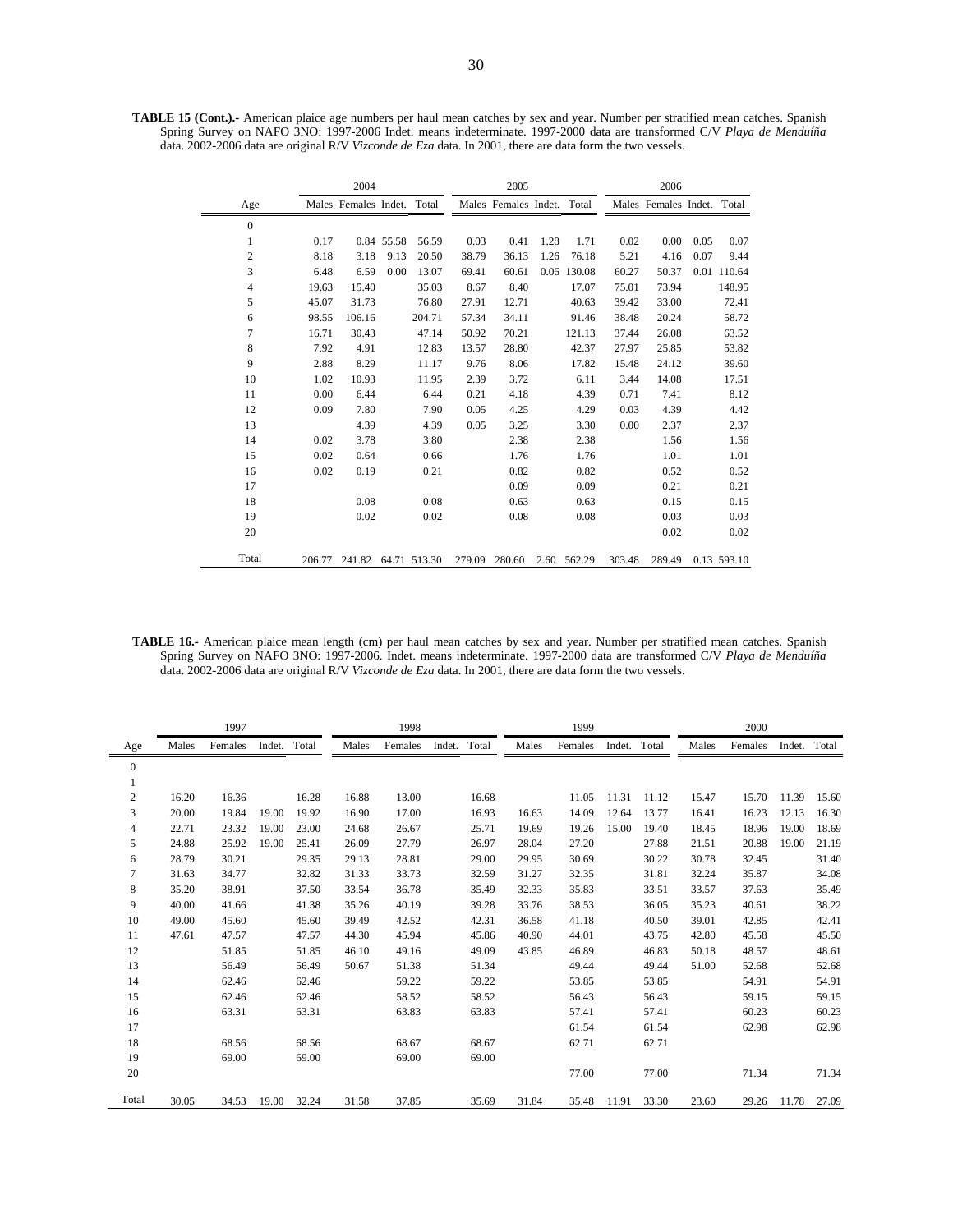**TABLE 15 (Cont.).-** American plaice age numbers per haul mean catches by sex and year. Number per stratified mean catches. Spanish Spring Survey on NAFO 3NO: 1997-2006 Indet. means indeterminate. 1997-2000 data are transformed C/V *Playa de Menduíña* data. 2002-2006 data are original R/V *Vizconde de Eza* data. In 2001, there are data form the two vessels.

| | 2004 | | | | 2005 | | | | 2006 | | | |
|---|---|---|---|---|---|---|---|---|---|---|---|---|
| Age | Males | Females | Indet. | Total | Males | Females | Indet. | Total | Males | Females | Indet. | Total |
| 0 | | | | | | | | | | | | |
| 1 | 0.17 | 0.84 | 55.58 | 56.59 | 0.03 | 0.41 | 1.28 | 1.71 | 0.02 | 0.00 | 0.05 | 0.07 |
| 2 | 8.18 | 3.18 | 9.13 | 20.50 | 38.79 | 36.13 | 1.26 | 76.18 | 5.21 | 4.16 | 0.07 | 9.44 |
| 3 | 6.48 | 6.59 | 0.00 | 13.07 | 69.41 | 60.61 | 0.06 | 130.08 | 60.27 | 50.37 | 0.01 | 110.64 |
| 4 | 19.63 | 15.40 | | 35.03 | 8.67 | 8.40 | | 17.07 | 75.01 | 73.94 | | 148.95 |
| 5 | 45.07 | 31.73 | | 76.80 | 27.91 | 12.71 | | 40.63 | 39.42 | 33.00 | | 72.41 |
| 6 | 98.55 | 106.16 | | 204.71 | 57.34 | 34.11 | | 91.46 | 38.48 | 20.24 | | 58.72 |
| 7 | 16.71 | 30.43 | | 47.14 | 50.92 | 70.21 | | 121.13 | 37.44 | 26.08 | | 63.52 |
| 8 | 7.92 | 4.91 | | 12.83 | 13.57 | 28.80 | | 42.37 | 27.97 | 25.85 | | 53.82 |
| 9 | 2.88 | 8.29 | | 11.17 | 9.76 | 8.06 | | 17.82 | 15.48 | 24.12 | | 39.60 |
| 10 | 1.02 | 10.93 | | 11.95 | 2.39 | 3.72 | | 6.11 | 3.44 | 14.08 | | 17.51 |
| 11 | 0.00 | 6.44 | | 6.44 | 0.21 | 4.18 | | 4.39 | 0.71 | 7.41 | | 8.12 |
| 12 | 0.09 | 7.80 | | 7.90 | 0.05 | 4.25 | | 4.29 | 0.03 | 4.39 | | 4.42 |
| 13 | | 4.39 | | 4.39 | 0.05 | 3.25 | | 3.30 | 0.00 | 2.37 | | 2.37 |
| 14 | 0.02 | 3.78 | | 3.80 | | 2.38 | | 2.38 | | 1.56 | | 1.56 |
| 15 | 0.02 | 0.64 | | 0.66 | | 1.76 | | 1.76 | | 1.01 | | 1.01 |
| 16 | 0.02 | 0.19 | | 0.21 | | 0.82 | | 0.82 | | 0.52 | | 0.52 |
| 17 | | | | | | 0.09 | | 0.09 | | 0.21 | | 0.21 |
| 18 | | 0.08 | | 0.08 | | 0.63 | | 0.63 | | 0.15 | | 0.15 |
| 19 | | 0.02 | | 0.02 | | 0.08 | | 0.08 | | 0.03 | | 0.03 |
| 20 | | | | | | | | | | 0.02 | | 0.02 |
| Total | 206.77 | 241.82 | 64.71 | 513.30 | 279.09 | 280.60 | 2.60 | 562.29 | 303.48 | 289.49 | 0.13 | 593.10 |

**TABLE 16.-** American plaice mean length (cm) per haul mean catches by sex and year. Number per stratified mean catches. Spanish Spring Survey on NAFO 3NO: 1997-2006. Indet. means indeterminate. 1997-2000 data are transformed C/V *Playa de Menduíña* data. 2002-2006 data are original R/V *Vizconde de Eza* data. In 2001, there are data form the two vessels.

| | 1997 | | | | 1998 | | | | 1999 | | | | 2000 | | | |
|---|---|---|---|---|---|---|---|---|---|---|---|---|---|---|---|---|
| Age | Males | Females | Indet. | Total | Males | Females | Indet. | Total | Males | Females | Indet. | Total | Males | Females | Indet. | Total |
| 0 | | | | | | | | | | | | | | | | |
| 1 | | | | | | | | | | | | | | | | |
| 2 | 16.20 | 16.36 | | 16.28 | 16.88 | 13.00 | | 16.68 | | 11.05 | 11.31 | 11.12 | 15.47 | 15.70 | 11.39 | 15.60 |
| 3 | 20.00 | 19.84 | 19.00 | 19.92 | 16.90 | 17.00 | | 16.93 | 16.63 | 14.09 | 12.64 | 13.77 | 16.41 | 16.23 | 12.13 | 16.30 |
| 4 | 22.71 | 23.32 | 19.00 | 23.00 | 24.68 | 26.67 | | 25.71 | 19.69 | 19.26 | 15.00 | 19.40 | 18.45 | 18.96 | 19.00 | 18.69 |
| 5 | 24.88 | 25.92 | 19.00 | 25.41 | 26.09 | 27.79 | | 26.97 | 28.04 | 27.20 | | 27.88 | 21.51 | 20.88 | 19.00 | 21.19 |
| 6 | 28.79 | 30.21 | | 29.35 | 29.13 | 28.81 | | 29.00 | 29.95 | 30.69 | | 30.22 | 30.78 | 32.45 | | 31.40 |
| 7 | 31.63 | 34.77 | | 32.82 | 31.33 | 33.73 | | 32.59 | 31.27 | 32.35 | | 31.81 | 32.24 | 35.87 | | 34.08 |
| 8 | 35.20 | 38.91 | | 37.50 | 33.54 | 36.78 | | 35.49 | 32.33 | 35.83 | | 33.51 | 33.57 | 37.63 | | 35.49 |
| 9 | 40.00 | 41.66 | | 41.38 | 35.26 | 40.19 | | 39.28 | 33.76 | 38.53 | | 36.05 | 35.23 | 40.61 | | 38.22 |
| 10 | 49.00 | 45.60 | | 45.60 | 39.49 | 42.52 | | 42.31 | 36.58 | 41.18 | | 40.50 | 39.01 | 42.85 | | 42.41 |
| 11 | 47.61 | 47.57 | | 47.57 | 44.30 | 45.94 | | 45.86 | 40.90 | 44.01 | | 43.75 | 42.80 | 45.58 | | 45.50 |
| 12 | | 51.85 | | 51.85 | 46.10 | 49.16 | | 49.09 | 43.85 | 46.89 | | 46.83 | 50.18 | 48.57 | | 48.61 |
| 13 | | 56.49 | | 56.49 | 50.67 | 51.38 | | 51.34 | | 49.44 | | 49.44 | 51.00 | 52.68 | | 52.68 |
| 14 | | 62.46 | | 62.46 | | 59.22 | | 59.22 | | 53.85 | | 53.85 | | 54.91 | | 54.91 |
| 15 | | 62.46 | | 62.46 | | 58.52 | | 58.52 | | 56.43 | | 56.43 | | 59.15 | | 59.15 |
| 16 | | 63.31 | | 63.31 | | 63.83 | | 63.83 | | 57.41 | | 57.41 | | 60.23 | | 60.23 |
| 17 | | | | | | | | | | 61.54 | | 61.54 | | 62.98 | | 62.98 |
| 18 | | 68.56 | | 68.56 | | 68.67 | | 68.67 | | 62.71 | | 62.71 | | | | |
| 19 | | 69.00 | | 69.00 | | 69.00 | | 69.00 | | | | | | | | |
| 20 | | | | | | | | | | 77.00 | | 77.00 | | 71.34 | | 71.34 |
| Total | 30.05 | 34.53 | 19.00 | 32.24 | 31.58 | 37.85 | | 35.69 | 31.84 | 35.48 | 11.91 | 33.30 | 23.60 | 29.26 | 11.78 | 27.09 |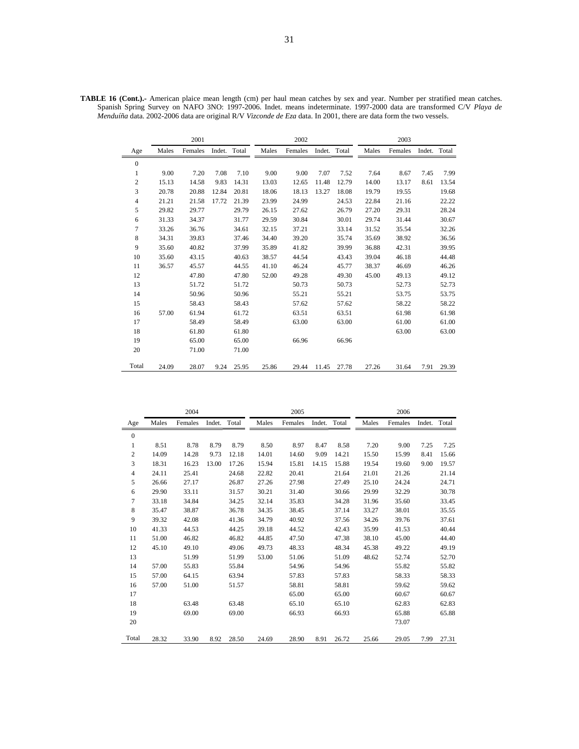**TABLE 16 (Cont.).-** American plaice mean length (cm) per haul mean catches by sex and year. Number per stratified mean catches. Spanish Spring Survey on NAFO 3NO: 1997-2006. Indet. means indeterminate. 1997-2000 data are transformed C/V *Playa de Menduíña* data. 2002-2006 data are original R/V *Vizconde de Eza* data. In 2001, there are data form the two vessels.

| | 2001 | | | | 2002 | | | | 2003 | | | |
|---|---|---|---|---|---|---|---|---|---|---|---|---|
| Age | Males | Females | Indet. | Total | Males | Females | Indet. | Total | Males | Females | Indet. | Total |
| 0 | | | | | | | | | | | | |
| 1 | 9.00 | 7.20 | 7.08 | 7.10 | 9.00 | 9.00 | 7.07 | 7.52 | 7.64 | 8.67 | 7.45 | 7.99 |
| 2 | 15.13 | 14.58 | 9.83 | 14.31 | 13.03 | 12.65 | 11.48 | 12.79 | 14.00 | 13.17 | 8.61 | 13.54 |
| 3 | 20.78 | 20.88 | 12.84 | 20.81 | 18.06 | 18.13 | 13.27 | 18.08 | 19.79 | 19.55 | | 19.68 |
| 4 | 21.21 | 21.58 | 17.72 | 21.39 | 23.99 | 24.99 | | 24.53 | 22.84 | 21.16 | | 22.22 |
| 5 | 29.82 | 29.77 | | 29.79 | 26.15 | 27.62 | | 26.79 | 27.20 | 29.31 | | 28.24 |
| 6 | 31.33 | 34.37 | | 31.77 | 29.59 | 30.84 | | 30.01 | 29.74 | 31.44 | | 30.67 |
| 7 | 33.26 | 36.76 | | 34.61 | 32.15 | 37.21 | | 33.14 | 31.52 | 35.54 | | 32.26 |
| 8 | 34.31 | 39.83 | | 37.46 | 34.40 | 39.20 | | 35.74 | 35.69 | 38.92 | | 36.56 |
| 9 | 35.60 | 40.82 | | 37.99 | 35.89 | 41.82 | | 39.99 | 36.88 | 42.31 | | 39.95 |
| 10 | 35.60 | 43.15 | | 40.63 | 38.57 | 44.54 | | 43.43 | 39.04 | 46.18 | | 44.48 |
| 11 | 36.57 | 45.57 | | 44.55 | 41.10 | 46.24 | | 45.77 | 38.37 | 46.69 | | 46.26 |
| 12 | | 47.80 | | 47.80 | 52.00 | 49.28 | | 49.30 | 45.00 | 49.13 | | 49.12 |
| 13 | | 51.72 | | 51.72 | | 50.73 | | 50.73 | | 52.73 | | 52.73 |
| 14 | | 50.96 | | 50.96 | | 55.21 | | 55.21 | | 53.75 | | 53.75 |
| 15 | | 58.43 | | 58.43 | | 57.62 | | 57.62 | | 58.22 | | 58.22 |
| 16 | 57.00 | 61.94 | | 61.72 | | 63.51 | | 63.51 | | 61.98 | | 61.98 |
| 17 | | 58.49 | | 58.49 | | 63.00 | | 63.00 | | 61.00 | | 61.00 |
| 18 | | 61.80 | | 61.80 | | | | | | 63.00 | | 63.00 |
| 19 | | 65.00 | | 65.00 | | 66.96 | | 66.96 | | | | |
| 20 | | 71.00 | | 71.00 | | | | | | | | |
| Total | 24.09 | 28.07 | 9.24 | 25.95 | 25.86 | 29.44 | 11.45 | 27.78 | 27.26 | 31.64 | 7.91 | 29.39 |

| | 2004 | | | | 2005 | | | | 2006 | | | |
|---|---|---|---|---|---|---|---|---|---|---|---|---|
| Age | Males | Females | Indet. | Total | Males | Females | Indet. | Total | Males | Females | Indet. | Total |
| 0 | | | | | | | | | | | | |
| 1 | 8.51 | 8.78 | 8.79 | 8.79 | 8.50 | 8.97 | 8.47 | 8.58 | 7.20 | 9.00 | 7.25 | 7.25 |
| 2 | 14.09 | 14.28 | 9.73 | 12.18 | 14.01 | 14.60 | 9.09 | 14.21 | 15.50 | 15.99 | 8.41 | 15.66 |
| 3 | 18.31 | 16.23 | 13.00 | 17.26 | 15.94 | 15.81 | 14.15 | 15.88 | 19.54 | 19.60 | 9.00 | 19.57 |
| 4 | 24.11 | 25.41 | | 24.68 | 22.82 | 20.41 | | 21.64 | 21.01 | 21.26 | | 21.14 |
| 5 | 26.66 | 27.17 | | 26.87 | 27.26 | 27.98 | | 27.49 | 25.10 | 24.24 | | 24.71 |
| 6 | 29.90 | 33.11 | | 31.57 | 30.21 | 31.40 | | 30.66 | 29.99 | 32.29 | | 30.78 |
| 7 | 33.18 | 34.84 | | 34.25 | 32.14 | 35.83 | | 34.28 | 31.96 | 35.60 | | 33.45 |
| 8 | 35.47 | 38.87 | | 36.78 | 34.35 | 38.45 | | 37.14 | 33.27 | 38.01 | | 35.55 |
| 9 | 39.32 | 42.08 | | 41.36 | 34.79 | 40.92 | | 37.56 | 34.26 | 39.76 | | 37.61 |
| 10 | 41.33 | 44.53 | | 44.25 | 39.18 | 44.52 | | 42.43 | 35.99 | 41.53 | | 40.44 |
| 11 | 51.00 | 46.82 | | 46.82 | 44.85 | 47.50 | | 47.38 | 38.10 | 45.00 | | 44.40 |
| 12 | 45.10 | 49.10 | | 49.06 | 49.73 | 48.33 | | 48.34 | 45.38 | 49.22 | | 49.19 |
| 13 | | 51.99 | | 51.99 | 53.00 | 51.06 | | 51.09 | 48.62 | 52.74 | | 52.70 |
| 14 | 57.00 | 55.83 | | 55.84 | | 54.96 | | 54.96 | | 55.82 | | 55.82 |
| 15 | 57.00 | 64.15 | | 63.94 | | 57.83 | | 57.83 | | 58.33 | | 58.33 |
| 16 | 57.00 | 51.00 | | 51.57 | | 58.81 | | 58.81 | | 59.62 | | 59.62 |
| 17 | | | | | | 65.00 | | 65.00 | | 60.67 | | 60.67 |
| 18 | | 63.48 | | 63.48 | | 65.10 | | 65.10 | | 62.83 | | 62.83 |
| 19 | | 69.00 | | 69.00 | | 66.93 | | 66.93 | | 65.88 | | 65.88 |
| 20 | | | | | | | | | | 73.07 | | |
| Total | 28.32 | 33.90 | 8.92 | 28.50 | 24.69 | 28.90 | 8.91 | 26.72 | 25.66 | 29.05 | 7.99 | 27.31 |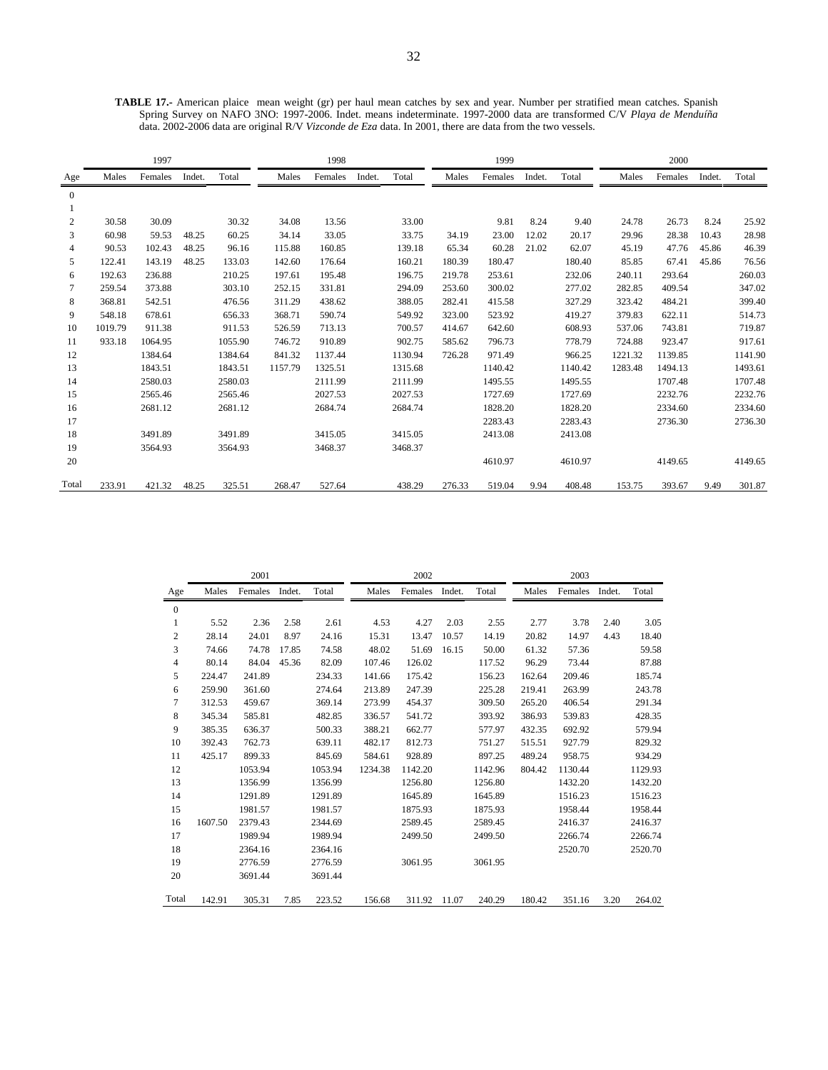**TABLE 17.-** American plaice mean weight (gr) per haul mean catches by sex and year. Number per stratified mean catches. Spanish Spring Survey on NAFO 3NO: 1997-2006. Indet. means indeterminate. 1997-2000 data are transformed C/V *Playa de Menduíña* data. 2002-2006 data are original R/V *Vizconde de Eza* data. In 2001, there are data from the two vessels.

| | 1997 | | | | 1998 | | | | 1999 | | | | 2000 | | | |
|---|---|---|---|---|---|---|---|---|---|---|---|---|---|---|---|---|
| Age | Males | Females | Indet. | Total | Males | Females | Indet. | Total | Males | Females | Indet. | Total | Males | Females | Indet. | Total |
| 0 | | | | | | | | | | | | | | | | |
| 1 | | | | | | | | | | | | | | | | |
| 2 | 30.58 | 30.09 | | 30.32 | 34.08 | 13.56 | | 33.00 | | 9.81 | 8.24 | 9.40 | 24.78 | 26.73 | 8.24 | 25.92 |
| 3 | 60.98 | 59.53 | 48.25 | 60.25 | 34.14 | 33.05 | | 33.75 | 34.19 | 23.00 | 12.02 | 20.17 | 29.96 | 28.38 | 10.43 | 28.98 |
| 4 | 90.53 | 102.43 | 48.25 | 96.16 | 115.88 | 160.85 | | 139.18 | 65.34 | 60.28 | 21.02 | 62.07 | 45.19 | 47.76 | 45.86 | 46.39 |
| 5 | 122.41 | 143.19 | 48.25 | 133.03 | 142.60 | 176.64 | | 160.21 | 180.39 | 180.47 | | 180.40 | 85.85 | 67.41 | 45.86 | 76.56 |
| 6 | 192.63 | 236.88 | | 210.25 | 197.61 | 195.48 | | 196.75 | 219.78 | 253.61 | | 232.06 | 240.11 | 293.64 | | 260.03 |
| 7 | 259.54 | 373.88 | | 303.10 | 252.15 | 331.81 | | 294.09 | 253.60 | 300.02 | | 277.02 | 282.85 | 409.54 | | 347.02 |
| 8 | 368.81 | 542.51 | | 476.56 | 311.29 | 438.62 | | 388.05 | 282.41 | 415.58 | | 327.29 | 323.42 | 484.21 | | 399.40 |
| 9 | 548.18 | 678.61 | | 656.33 | 368.71 | 590.74 | | 549.92 | 323.00 | 523.92 | | 419.27 | 379.83 | 622.11 | | 514.73 |
| 10 | 1019.79 | 911.38 | | 911.53 | 526.59 | 713.13 | | 700.57 | 414.67 | 642.60 | | 608.93 | 537.06 | 743.81 | | 719.87 |
| 11 | 933.18 | 1064.95 | | 1055.90 | 746.72 | 910.89 | | 902.75 | 585.62 | 796.73 | | 778.79 | 724.88 | 923.47 | | 917.61 |
| 12 | | 1384.64 | | 1384.64 | 841.32 | 1137.44 | | 1130.94 | 726.28 | 971.49 | | 966.25 | 1221.32 | 1139.85 | | 1141.90 |
| 13 | | 1843.51 | | 1843.51 | 1157.79 | 1325.51 | | 1315.68 | | 1140.42 | | 1140.42 | 1283.48 | 1494.13 | | 1493.61 |
| 14 | | 2580.03 | | 2580.03 | | 2111.99 | | 2111.99 | | 1495.55 | | 1495.55 | | 1707.48 | | 1707.48 |
| 15 | | 2565.46 | | 2565.46 | | 2027.53 | | 2027.53 | | 1727.69 | | 1727.69 | | 2232.76 | | 2232.76 |
| 16 | | 2681.12 | | 2681.12 | | 2684.74 | | 2684.74 | | 1828.20 | | 1828.20 | | 2334.60 | | 2334.60 |
| 17 | | | | | | | | | | 2283.43 | | 2283.43 | | 2736.30 | | 2736.30 |
| 18 | | 3491.89 | | 3491.89 | | 3415.05 | | 3415.05 | | 2413.08 | | 2413.08 | | | | |
| 19 | | 3564.93 | | 3564.93 | | 3468.37 | | 3468.37 | | | | | | | | |
| 20 | | | | | | | | | | 4610.97 | | 4610.97 | | 4149.65 | | 4149.65 |
| Total | 233.91 | 421.32 | 48.25 | 325.51 | 268.47 | 527.64 | | 438.29 | 276.33 | 519.04 | 9.94 | 408.48 | 153.75 | 393.67 | 9.49 | 301.87 |

| | 2001 | | | | 2002 | | | | 2003 | | | |
|---|---|---|---|---|---|---|---|---|---|---|---|---|
| Age | Males | Females | Indet. | Total | Males | Females | Indet. | Total | Males | Females | Indet. | Total |
| 0 | | | | | | | | | | | | |
| 1 | 5.52 | 2.36 | 2.58 | 2.61 | 4.53 | 4.27 | 2.03 | 2.55 | 2.77 | 3.78 | 2.40 | 3.05 |
| 2 | 28.14 | 24.01 | 8.97 | 24.16 | 15.31 | 13.47 | 10.57 | 14.19 | 20.82 | 14.97 | 4.43 | 18.40 |
| 3 | 74.66 | 74.78 | 17.85 | 74.58 | 48.02 | 51.69 | 16.15 | 50.00 | 61.32 | 57.36 | | 59.58 |
| 4 | 80.14 | 84.04 | 45.36 | 82.09 | 107.46 | 126.02 | | 117.52 | 96.29 | 73.44 | | 87.88 |
| 5 | 224.47 | 241.89 | | 234.33 | 141.66 | 175.42 | | 156.23 | 162.64 | 209.46 | | 185.74 |
| 6 | 259.90 | 361.60 | | 274.64 | 213.89 | 247.39 | | 225.28 | 219.41 | 263.99 | | 243.78 |
| 7 | 312.53 | 459.67 | | 369.14 | 273.99 | 454.37 | | 309.50 | 265.20 | 406.54 | | 291.34 |
| 8 | 345.34 | 585.81 | | 482.85 | 336.57 | 541.72 | | 393.92 | 386.93 | 539.83 | | 428.35 |
| 9 | 385.35 | 636.37 | | 500.33 | 388.21 | 662.77 | | 577.97 | 432.35 | 692.92 | | 579.94 |
| 10 | 392.43 | 762.73 | | 639.11 | 482.17 | 812.73 | | 751.27 | 515.51 | 927.79 | | 829.32 |
| 11 | 425.17 | 899.33 | | 845.69 | 584.61 | 928.89 | | 897.25 | 489.24 | 958.75 | | 934.29 |
| 12 | | 1053.94 | | 1053.94 | 1234.38 | 1142.20 | | 1142.96 | 804.42 | 1130.44 | | 1129.93 |
| 13 | | 1356.99 | | 1356.99 | | 1256.80 | | 1256.80 | | 1432.20 | | 1432.20 |
| 14 | | 1291.89 | | 1291.89 | | 1645.89 | | 1645.89 | | 1516.23 | | 1516.23 |
| 15 | | 1981.57 | | 1981.57 | | 1875.93 | | 1875.93 | | 1958.44 | | 1958.44 |
| 16 | 1607.50 | 2379.43 | | 2344.69 | | 2589.45 | | 2589.45 | | 2416.37 | | 2416.37 |
| 17 | | 1989.94 | | 1989.94 | | 2499.50 | | 2499.50 | | 2266.74 | | 2266.74 |
| 18 | | 2364.16 | | 2364.16 | | | | | | 2520.70 | | 2520.70 |
| 19 | | 2776.59 | | 2776.59 | | 3061.95 | | 3061.95 | | | | |
| 20 | | 3691.44 | | 3691.44 | | | | | | | | |
| Total | 142.91 | 305.31 | 7.85 | 223.52 | 156.68 | 311.92 | 11.07 | 240.29 | 180.42 | 351.16 | 3.20 | 264.02 |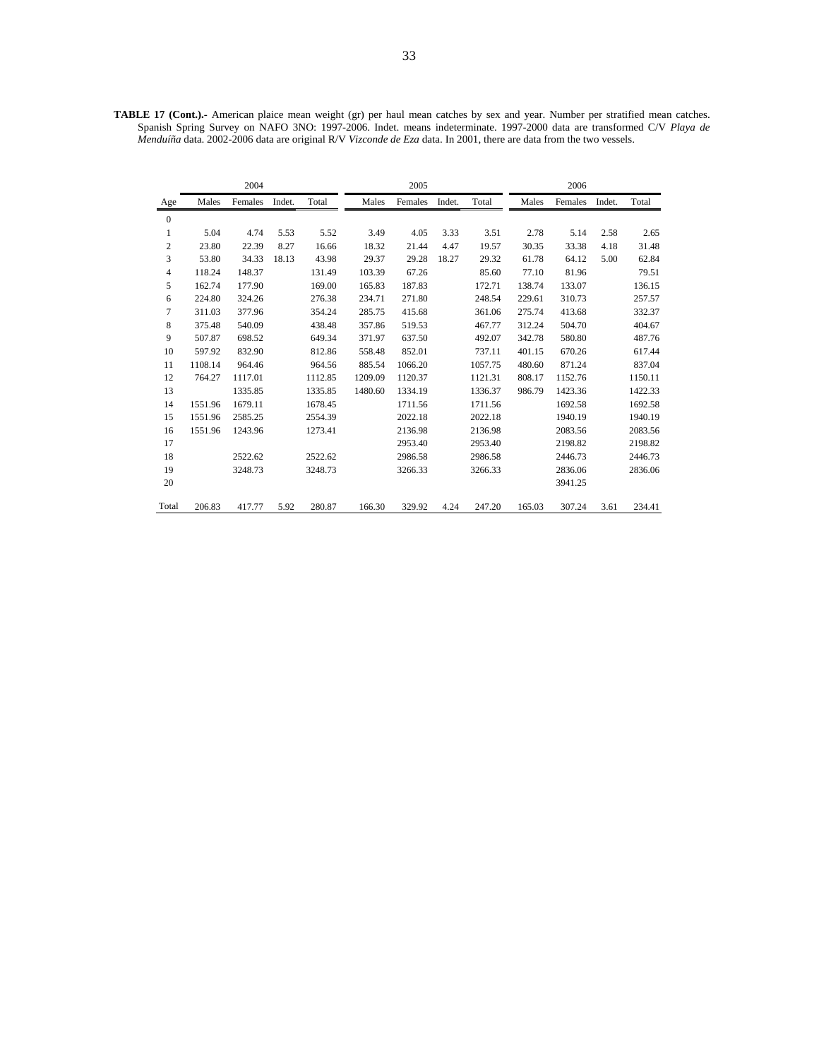**TABLE 17 (Cont.).-** American plaice mean weight (gr) per haul mean catches by sex and year. Number per stratified mean catches. Spanish Spring Survey on NAFO 3NO: 1997-2006. Indet. means indeterminate. 1997-2000 data are transformed C/V *Playa de Menduíña* data. 2002-2006 data are original R/V *Vizconde de Eza* data. In 2001, there are data from the two vessels.

| | 2004 | | | | 2005 | | | | 2006 | | | |
|---|---|---|---|---|---|---|---|---|---|---|---|---|
| Age | Males | Females | Indet. | Total | Males | Females | Indet. | Total | Males | Females | Indet. | Total |
| 0 | | | | | | | | | | | | |
| 1 | 5.04 | 4.74 | 5.53 | 5.52 | 3.49 | 4.05 | 3.33 | 3.51 | 2.78 | 5.14 | 2.58 | 2.65 |
| 2 | 23.80 | 22.39 | 8.27 | 16.66 | 18.32 | 21.44 | 4.47 | 19.57 | 30.35 | 33.38 | 4.18 | 31.48 |
| 3 | 53.80 | 34.33 | 18.13 | 43.98 | 29.37 | 29.28 | 18.27 | 29.32 | 61.78 | 64.12 | 5.00 | 62.84 |
| 4 | 118.24 | 148.37 | | 131.49 | 103.39 | 67.26 | | 85.60 | 77.10 | 81.96 | | 79.51 |
| 5 | 162.74 | 177.90 | | 169.00 | 165.83 | 187.83 | | 172.71 | 138.74 | 133.07 | | 136.15 |
| 6 | 224.80 | 324.26 | | 276.38 | 234.71 | 271.80 | | 248.54 | 229.61 | 310.73 | | 257.57 |
| 7 | 311.03 | 377.96 | | 354.24 | 285.75 | 415.68 | | 361.06 | 275.74 | 413.68 | | 332.37 |
| 8 | 375.48 | 540.09 | | 438.48 | 357.86 | 519.53 | | 467.77 | 312.24 | 504.70 | | 404.67 |
| 9 | 507.87 | 698.52 | | 649.34 | 371.97 | 637.50 | | 492.07 | 342.78 | 580.80 | | 487.76 |
| 10 | 597.92 | 832.90 | | 812.86 | 558.48 | 852.01 | | 737.11 | 401.15 | 670.26 | | 617.44 |
| 11 | 1108.14 | 964.46 | | 964.56 | 885.54 | 1066.20 | | 1057.75 | 480.60 | 871.24 | | 837.04 |
| 12 | 764.27 | 1117.01 | | 1112.85 | 1209.09 | 1120.37 | | 1121.31 | 808.17 | 1152.76 | | 1150.11 |
| 13 | | 1335.85 | | 1335.85 | 1480.60 | 1334.19 | | 1336.37 | 986.79 | 1423.36 | | 1422.33 |
| 14 | 1551.96 | 1679.11 | | 1678.45 | | 1711.56 | | 1711.56 | | 1692.58 | | 1692.58 |
| 15 | 1551.96 | 2585.25 | | 2554.39 | | 2022.18 | | 2022.18 | | 1940.19 | | 1940.19 |
| 16 | 1551.96 | 1243.96 | | 1273.41 | | 2136.98 | | 2136.98 | | 2083.56 | | 2083.56 |
| 17 | | | | | | 2953.40 | | 2953.40 | | 2198.82 | | 2198.82 |
| 18 | | 2522.62 | | 2522.62 | | 2986.58 | | 2986.58 | | 2446.73 | | 2446.73 |
| 19 | | 3248.73 | | 3248.73 | | 3266.33 | | 3266.33 | | 2836.06 | | 2836.06 |
| 20 | | | | | | | | | | 3941.25 | | |
| Total | 206.83 | 417.77 | 5.92 | 280.87 | 166.30 | 329.92 | 4.24 | 247.20 | 165.03 | 307.24 | 3.61 | 234.41 |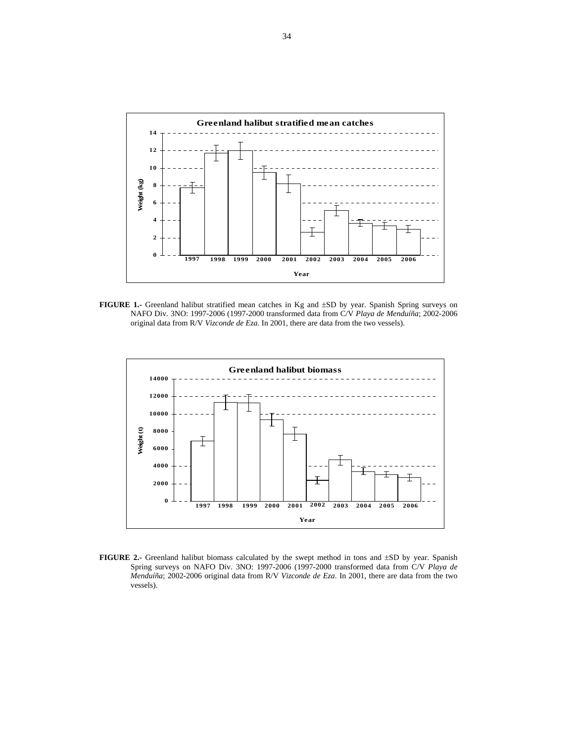**FIGURE 1.-** Greenland halibut stratified mean catches in Kg and ±SD by year. Spanish Spring surveys on NAFO Div. 3NO: 1997-2006 (1997-2000 transformed data from C/V *Playa de Menduíña*; 2002-2006 original data from R/V *Vizconde de Eza*. In 2001, there are data from the two vessels).

**FIGURE 2.-** Greenland halibut biomass calculated by the swept method in tons and ±SD by year. Spanish Spring surveys on NAFO Div. 3NO: 1997-2006 (1997-2000 transformed data from C/V *Playa de Menduíña*; 2002-2006 original data from R/V *Vizconde de Eza*. In 2001, there are data from the two vessels).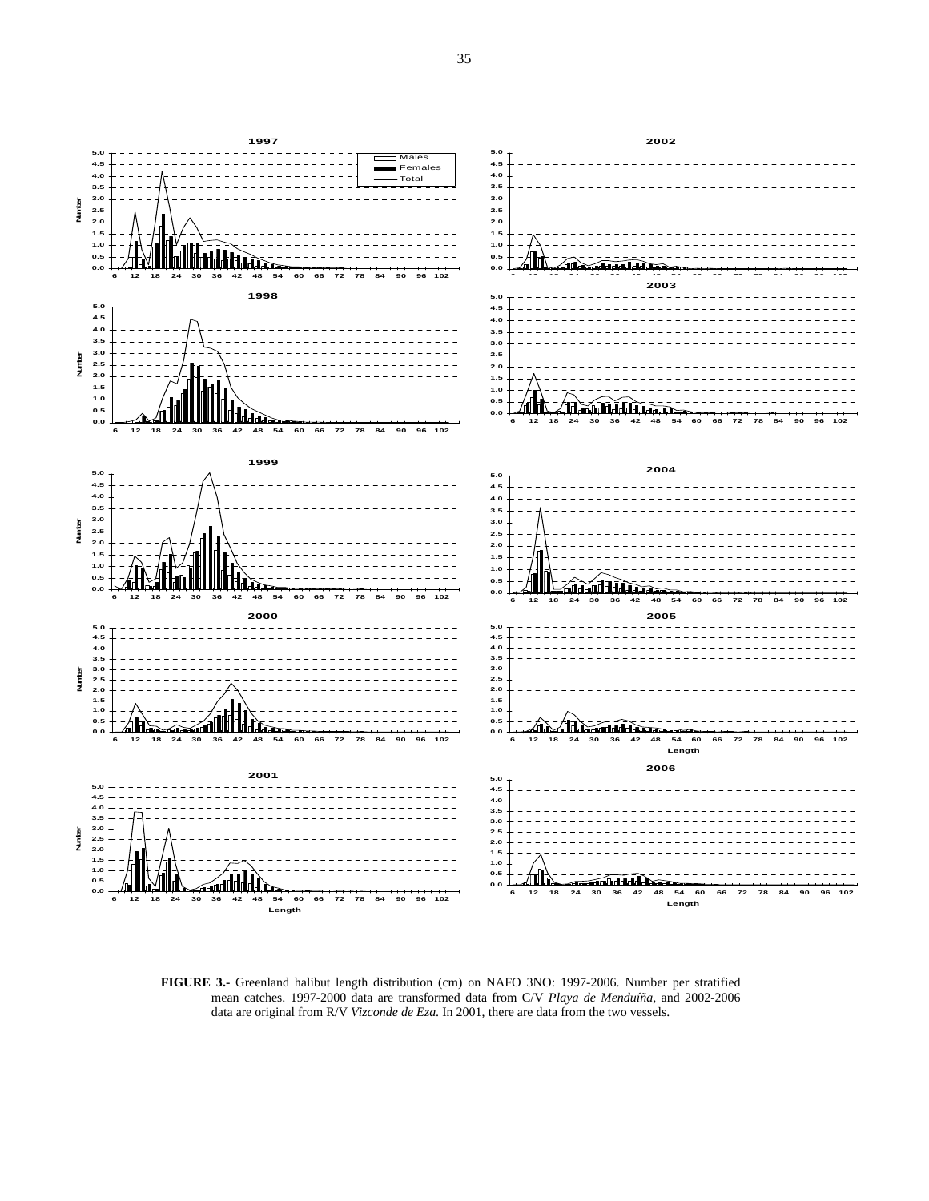**FIGURE 3.-** Greenland halibut length distribution (cm) on NAFO 3NO: 1997-2006. Number per stratified mean catches. 1997-2000 data are transformed data from C/V *Playa de Menduíña*, and 2002-2006 data are original from R/V *Vizconde de Eza*. In 2001, there are data from the two vessels.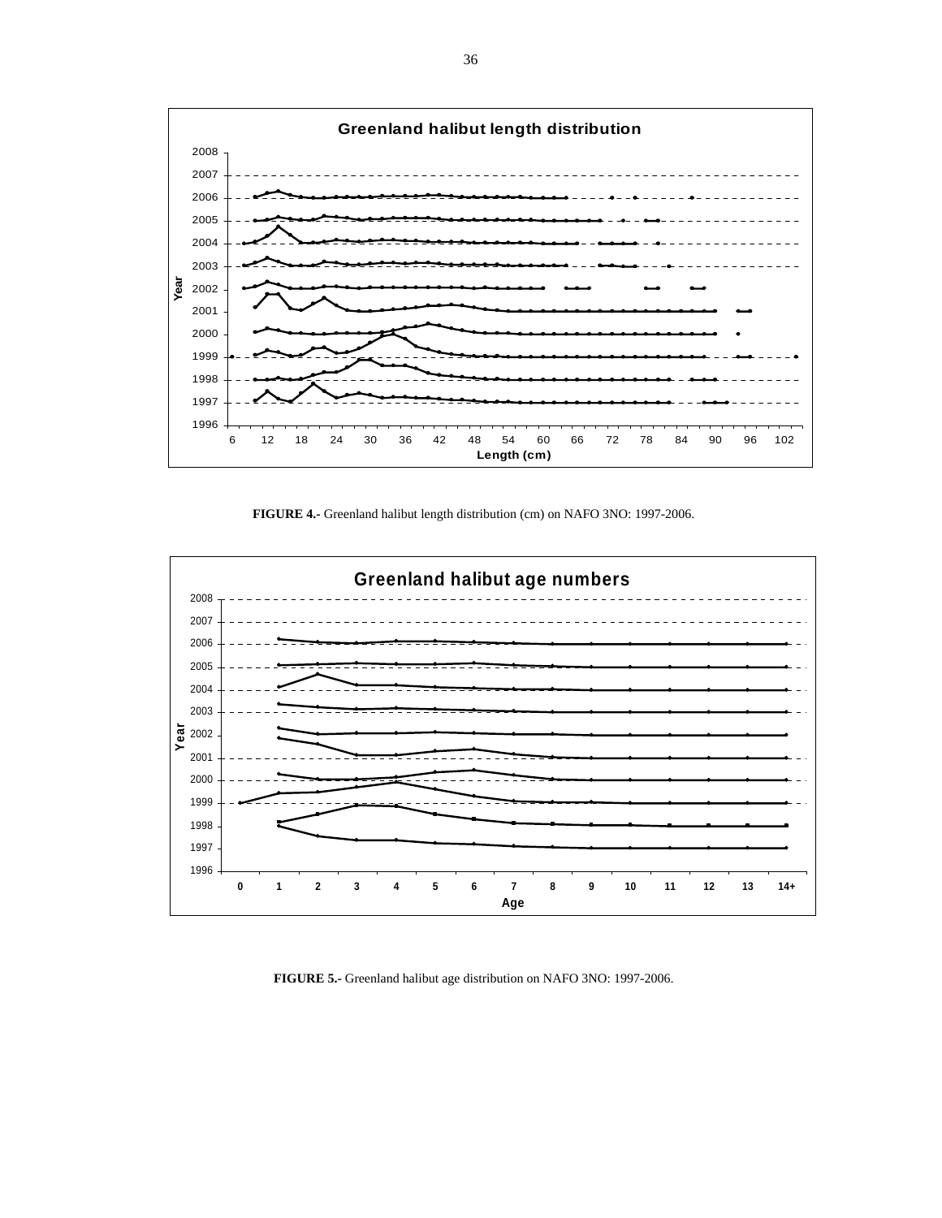**FIGURE 4.-** Greenland halibut length distribution (cm) on NAFO 3NO: 1997-2006.

**FIGURE 5.-** Greenland halibut age distribution on NAFO 3NO: 1997-2006.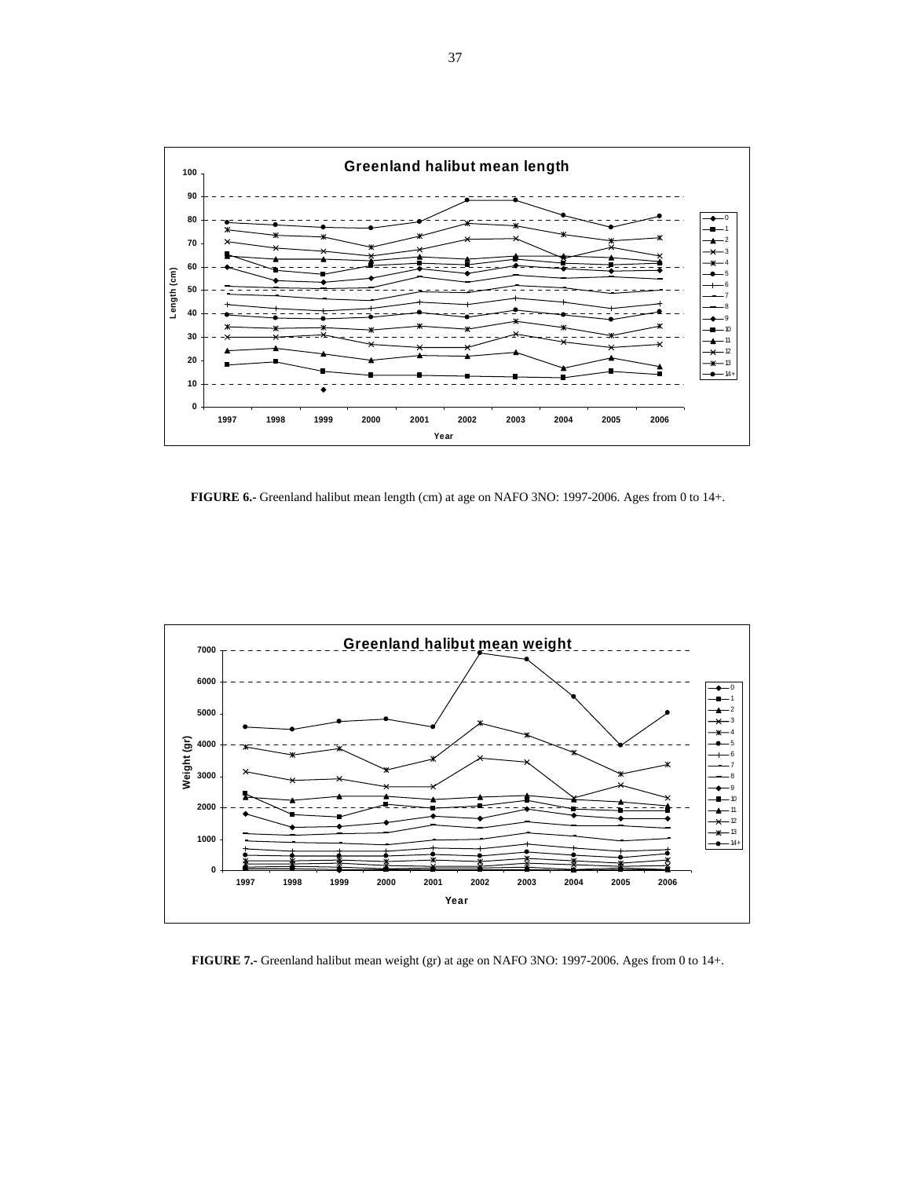**FIGURE 6.-** Greenland halibut mean length (cm) at age on NAFO 3NO: 1997-2006. Ages from 0 to 14+.

**FIGURE 7.-** Greenland halibut mean weight (gr) at age on NAFO 3NO: 1997-2006. Ages from 0 to 14+.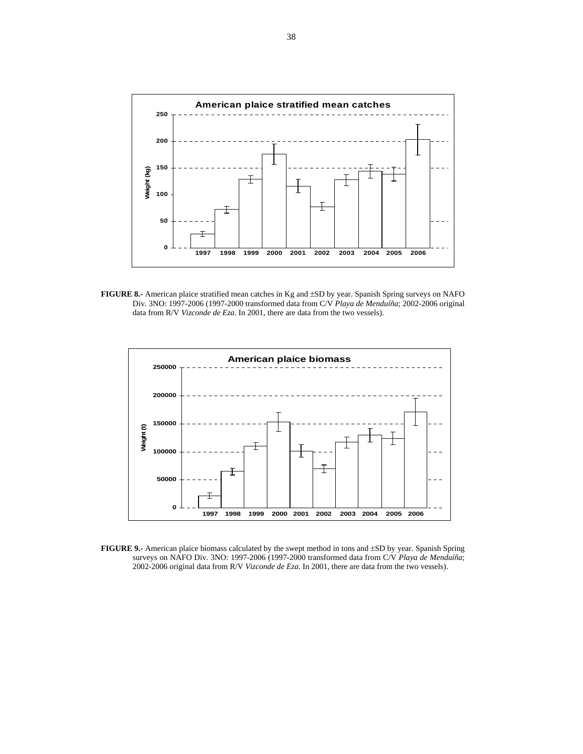**FIGURE 8.-** American plaice stratified mean catches in Kg and ±SD by year. Spanish Spring surveys on NAFO Div. 3NO: 1997-2006 (1997-2000 transformed data from C/V *Playa de Menduíña*; 2002-2006 original data from R/V *Vizconde de Eza*. In 2001, there are data from the two vessels).

**FIGURE 9.-** American plaice biomass calculated by the swept method in tons and ±SD by year. Spanish Spring surveys on NAFO Div. 3NO: 1997-2006 (1997-2000 transformed data from C/V *Playa de Menduíña*; 2002-2006 original data from R/V *Vizconde de Eza*. In 2001, there are data from the two vessels).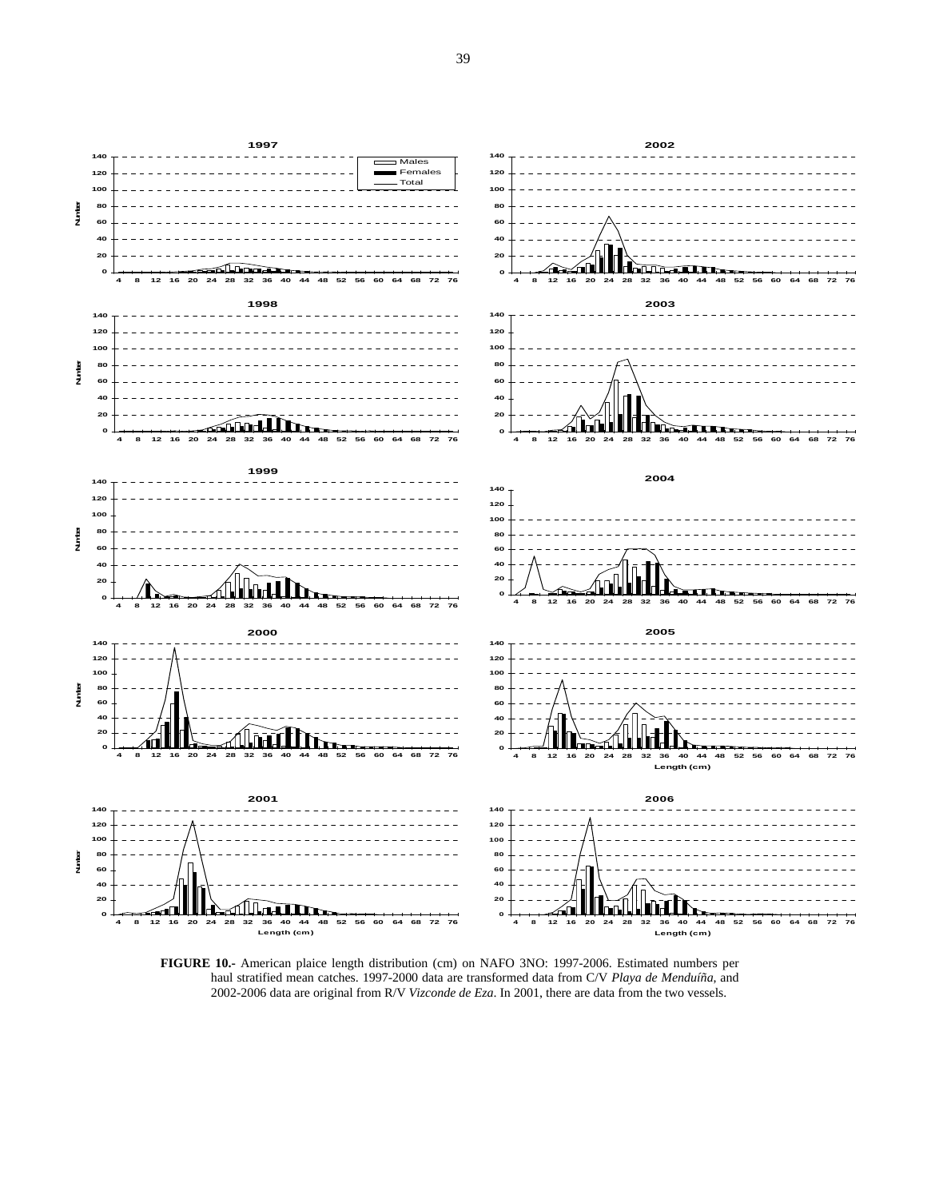**FIGURE 10.-** American plaice length distribution (cm) on NAFO 3NO: 1997-2006. Estimated numbers per haul stratified mean catches. 1997-2000 data are transformed data from C/V *Playa de Menduíña*, and 2002-2006 data are original from R/V *Vizconde de Eza*. In 2001, there are data from the two vessels.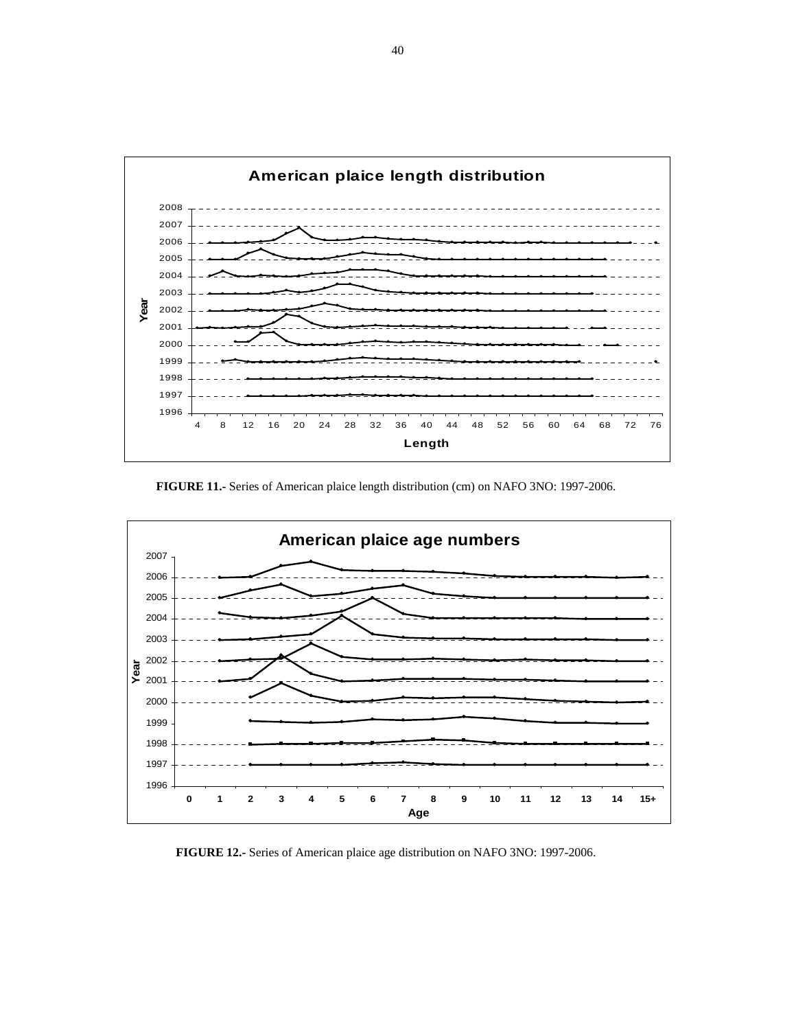**American plaice length distribution**

**FIGURE 11.-** Series of American plaice length distribution (cm) on NAFO 3NO: 1997-2006.

**American plaice age numbers**

**FIGURE 12.-** Series of American plaice age distribution on NAFO 3NO: 1997-2006.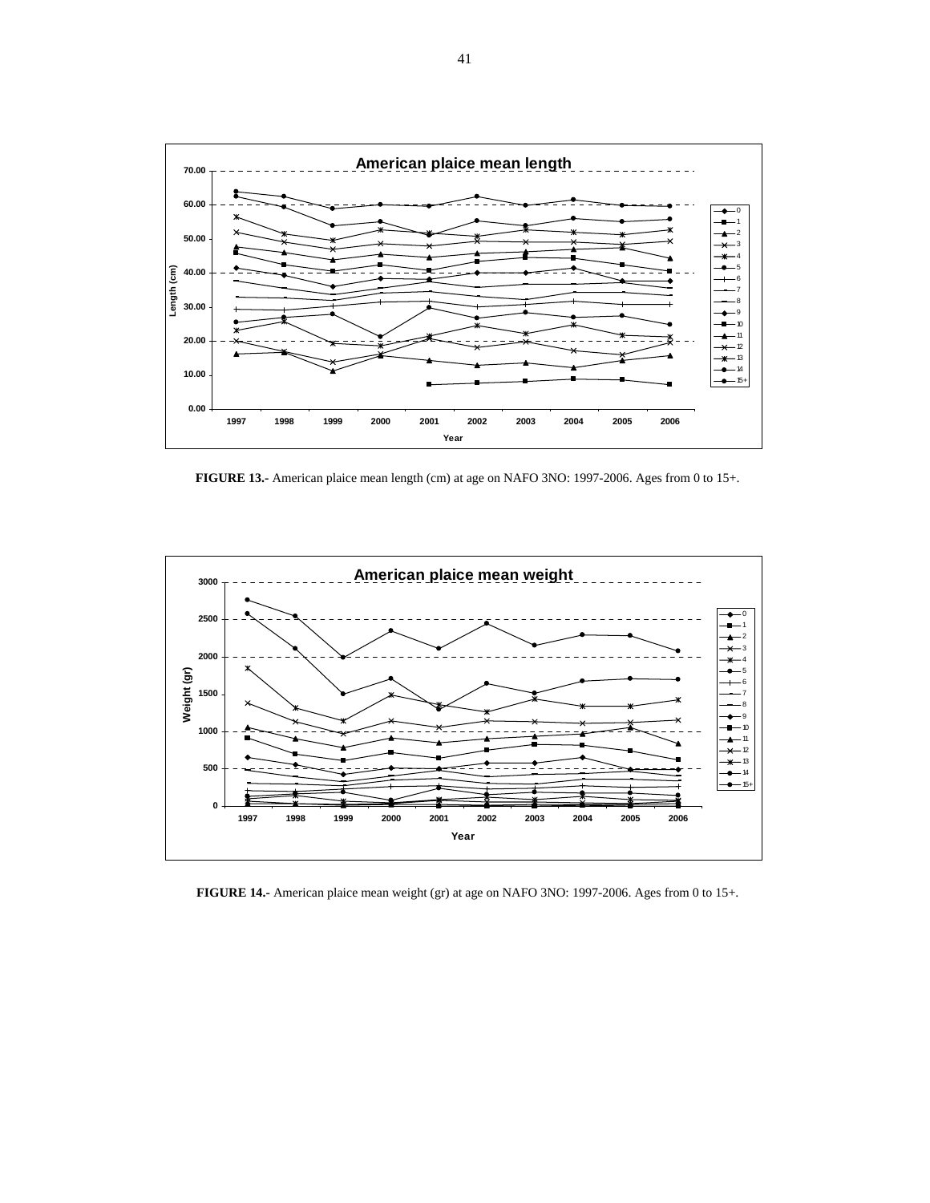American plaice mean length

70.00
60.00
50.00
40.00
30.00
20.00
10.00
0.00

Length (cm)

1997 1998 1999 2000 2001 2002 2003 2004 2005 2006

Year

0
1
2
3
4
5
6
7
8
9
10
11
12
13
14
15+

**FIGURE 13.-** American plaice mean length (cm) at age on NAFO 3NO: 1997-2006. Ages from 0 to 15+.

American plaice mean weight

3000
2500
2000
1500
1000
500
0

Weight (gr)

1997 1998 1999 2000 2001 2002 2003 2004 2005 2006

Year

0
1
2
3
4
5
6
7
8
9
10
11
12
13
14
15+

**FIGURE 14.-** American plaice mean weight (gr) at age on NAFO 3NO: 1997-2006. Ages from 0 to 15+.